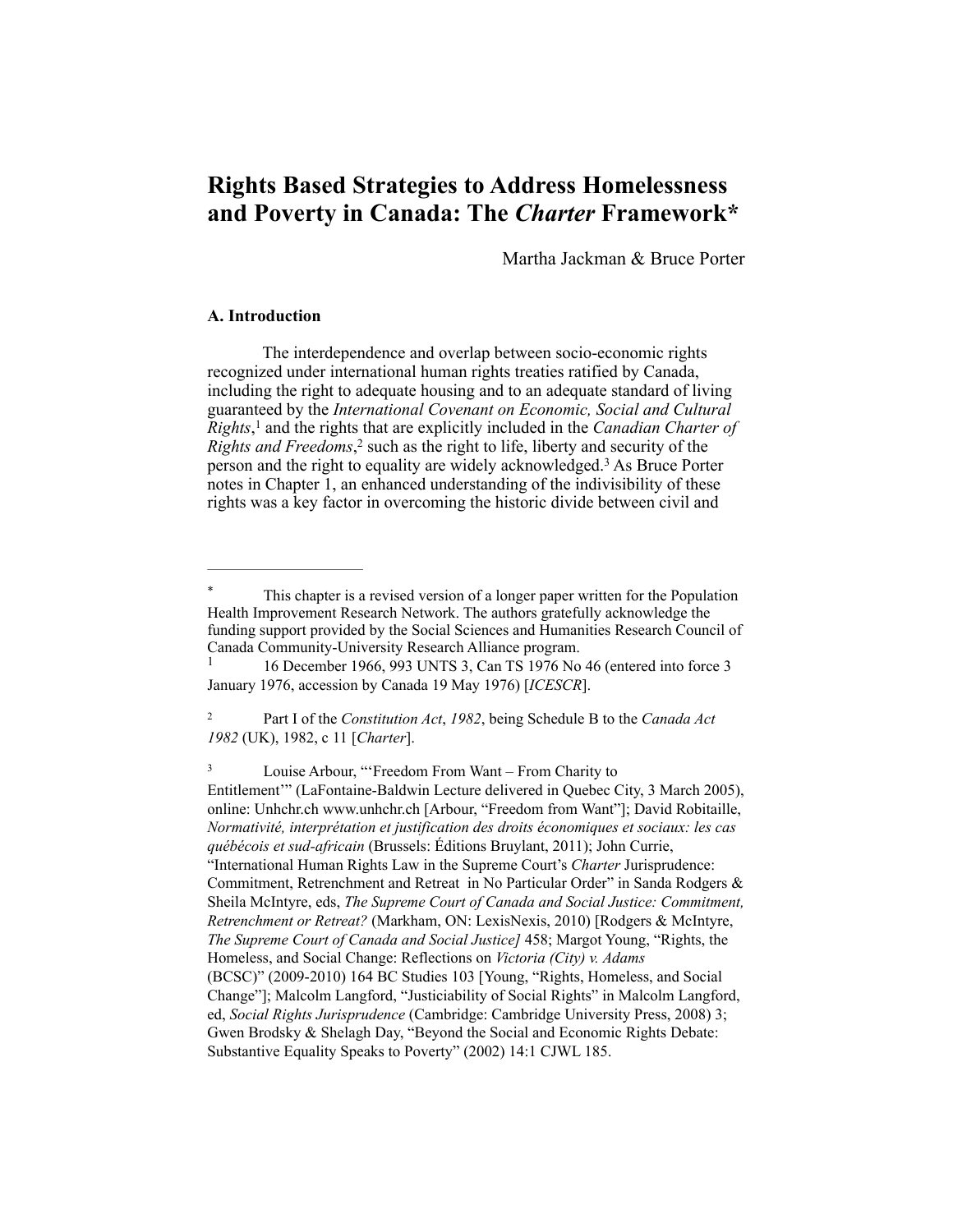# Rights Based Strategies to Address Homelessness and Poverty in Canada: The *Charter* Framework*

Martha Jackman & Bruce Porter

### A. Introduction

The interdependence and overlap between socio-economic rights recognized under international human rights treaties ratified by Canada, including the right to adequate housing and to an adequate standard of living guaranteed by the *International Covenant on Economic, Social and Cultural Rights*,[1] and the rights that are explicitly included in the *Canadian Charter of Rights and Freedoms*,[2] such as the right to life, liberty and security of the person and the right to equality are widely acknowledged.[3] As Bruce Porter notes in Chapter 1, an enhanced understanding of the indivisibility of these rights was a key factor in overcoming the historic divide between civil and

---

\* This chapter is a revised version of a longer paper written for the Population Health Improvement Research Network. The authors gratefully acknowledge the funding support provided by the Social Sciences and Humanities Research Council of Canada Community-University Research Alliance program.

[1] 16 December 1966, 993 UNTS 3, Can TS 1976 No 46 (entered into force 3 January 1976, accession by Canada 19 May 1976) [*ICESCR*].

[2] Part I of the *Constitution Act*, *1982*, being Schedule B to the *Canada Act 1982* (UK), 1982, c 11 [*Charter*].

[3] Louise Arbour, "'Freedom From Want – From Charity to Entitlement'" (LaFontaine-Baldwin Lecture delivered in Quebec City, 3 March 2005), online: Unhchr.ch www.unhchr.ch [Arbour, "Freedom from Want"]; David Robitaille, *Normativité, interprétation et justification des droits économiques et sociaux: les cas québécois et sud-africain* (Brussels: Éditions Bruylant, 2011); John Currie, "International Human Rights Law in the Supreme Court's *Charter* Jurisprudence: Commitment, Retrenchment and Retreat in No Particular Order" in Sanda Rodgers & Sheila McIntyre, eds, *The Supreme Court of Canada and Social Justice: Commitment, Retrenchment or Retreat?* (Markham, ON: LexisNexis, 2010) [Rodgers & McIntyre, *The Supreme Court of Canada and Social Justice]* 458; Margot Young, "Rights, the Homeless, and Social Change: Reflections on *Victoria (City) v. Adams* (BCSC)" (2009-2010) 164 BC Studies 103 [Young, "Rights, Homeless, and Social Change"]; Malcolm Langford, "Justiciability of Social Rights" in Malcolm Langford, ed, *Social Rights Jurisprudence* (Cambridge: Cambridge University Press, 2008) 3; Gwen Brodsky & Shelagh Day, "Beyond the Social and Economic Rights Debate: Substantive Equality Speaks to Poverty" (2002) 14:1 CJWL 185.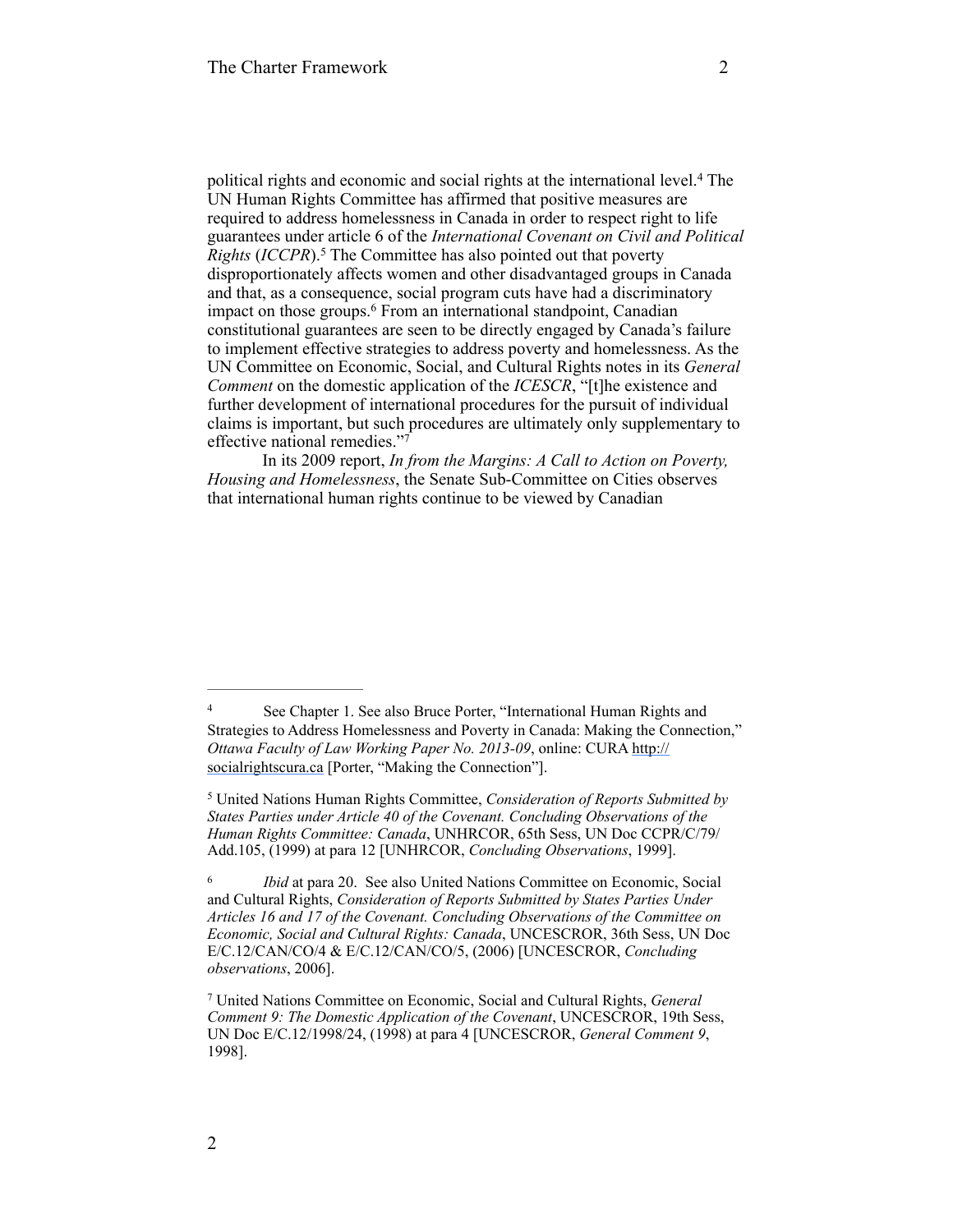political rights and economic and social rights at the international level.[4] The UN Human Rights Committee has affirmed that positive measures are required to address homelessness in Canada in order to respect right to life guarantees under article 6 of the *International Covenant on Civil and Political Rights* (*ICCPR*).[5] The Committee has also pointed out that poverty disproportionately affects women and other disadvantaged groups in Canada and that, as a consequence, social program cuts have had a discriminatory impact on those groups.[6] From an international standpoint, Canadian constitutional guarantees are seen to be directly engaged by Canada's failure to implement effective strategies to address poverty and homelessness. As the UN Committee on Economic, Social, and Cultural Rights notes in its *General Comment* on the domestic application of the *ICESCR*, "[t]he existence and further development of international procedures for the pursuit of individual claims is important, but such procedures are ultimately only supplementary to effective national remedies."[7]

In its 2009 report, *In from the Margins: A Call to Action on Poverty, Housing and Homelessness*, the Senate Sub-Committee on Cities observes that international human rights continue to be viewed by Canadian

---

[4] See Chapter 1. See also Bruce Porter, "International Human Rights and Strategies to Address Homelessness and Poverty in Canada: Making the Connection," *Ottawa Faculty of Law Working Paper No. 2013-09*, online: CURA http://socialrightscura.ca [Porter, "Making the Connection"].

[5] United Nations Human Rights Committee, *Consideration of Reports Submitted by States Parties under Article 40 of the Covenant. Concluding Observations of the Human Rights Committee: Canada*, UNHRCOR, 65th Sess, UN Doc CCPR/C/79/Add.105, (1999) at para 12 [UNHRCOR, *Concluding Observations*, 1999].

[6] *Ibid* at para 20. See also United Nations Committee on Economic, Social and Cultural Rights, *Consideration of Reports Submitted by States Parties Under Articles 16 and 17 of the Covenant. Concluding Observations of the Committee on Economic, Social and Cultural Rights: Canada*, UNCESCROR, 36th Sess, UN Doc E/C.12/CAN/CO/4 & E/C.12/CAN/CO/5, (2006) [UNCESCROR, *Concluding observations*, 2006].

[7] United Nations Committee on Economic, Social and Cultural Rights, *General Comment 9: The Domestic Application of the Covenant*, UNCESCROR, 19th Sess, UN Doc E/C.12/1998/24, (1998) at para 4 [UNCESCROR, *General Comment 9*, 1998].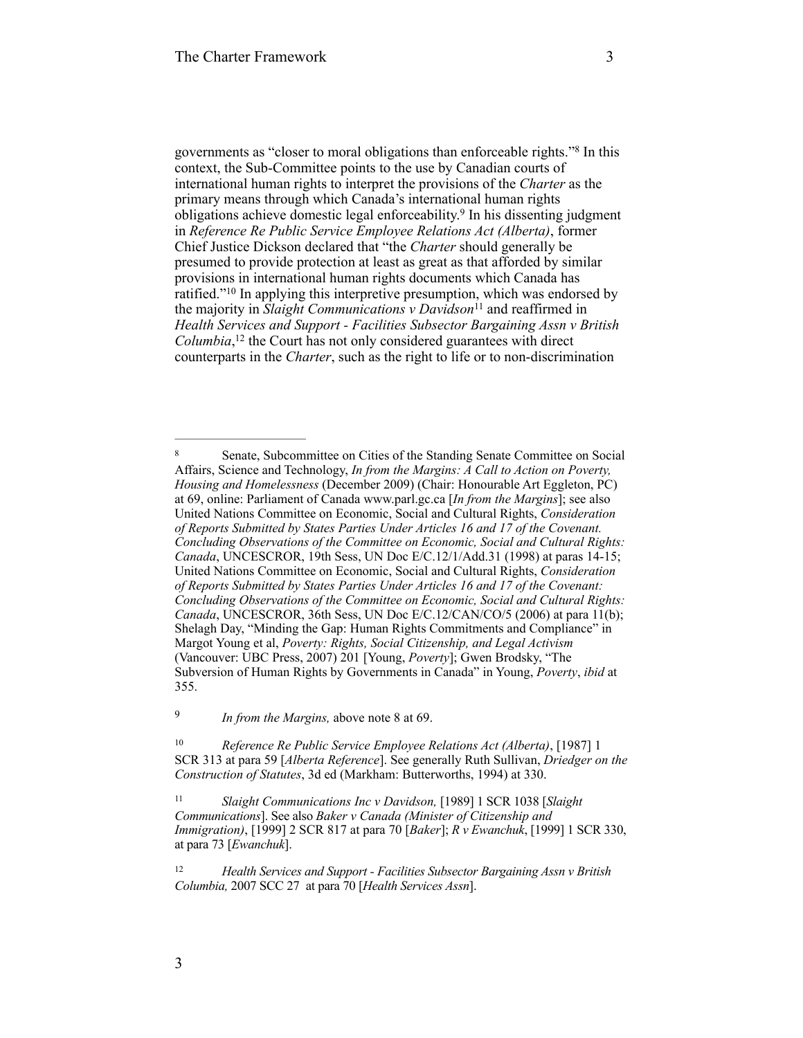governments as "closer to moral obligations than enforceable rights."[8] In this context, the Sub-Committee points to the use by Canadian courts of international human rights to interpret the provisions of the *Charter* as the primary means through which Canada's international human rights obligations achieve domestic legal enforceability.[9] In his dissenting judgment in *Reference Re Public Service Employee Relations Act (Alberta)*, former Chief Justice Dickson declared that "the *Charter* should generally be presumed to provide protection at least as great as that afforded by similar provisions in international human rights documents which Canada has ratified."[10] In applying this interpretive presumption, which was endorsed by the majority in *Slaight Communications v Davidson*[11] and reaffirmed in *Health Services and Support - Facilities Subsector Bargaining Assn v British Columbia*,[12] the Court has not only considered guarantees with direct counterparts in the *Charter*, such as the right to life or to non-discrimination

---

[8] Senate, Subcommittee on Cities of the Standing Senate Committee on Social Affairs, Science and Technology, *In from the Margins: A Call to Action on Poverty, Housing and Homelessness* (December 2009) (Chair: Honourable Art Eggleton, PC) at 69, online: Parliament of Canada www.parl.gc.ca [*In from the Margins*]; see also United Nations Committee on Economic, Social and Cultural Rights, *Consideration of Reports Submitted by States Parties Under Articles 16 and 17 of the Covenant. Concluding Observations of the Committee on Economic, Social and Cultural Rights: Canada*, UNCESCROR, 19th Sess, UN Doc E/C.12/1/Add.31 (1998) at paras 14-15; United Nations Committee on Economic, Social and Cultural Rights, *Consideration of Reports Submitted by States Parties Under Articles 16 and 17 of the Covenant: Concluding Observations of the Committee on Economic, Social and Cultural Rights: Canada*, UNCESCROR, 36th Sess, UN Doc E/C.12/CAN/CO/5 (2006) at para 11(b); Shelagh Day, "Minding the Gap: Human Rights Commitments and Compliance" in Margot Young et al, *Poverty: Rights, Social Citizenship, and Legal Activism* (Vancouver: UBC Press, 2007) 201 [Young, *Poverty*]; Gwen Brodsky, "The Subversion of Human Rights by Governments in Canada" in Young, *Poverty*, *ibid* at 355.

[9] *In from the Margins,* above note 8 at 69.

[10] *Reference Re Public Service Employee Relations Act (Alberta)*, [1987] 1 SCR 313 at para 59 [*Alberta Reference*]. See generally Ruth Sullivan, *Driedger on the Construction of Statutes*, 3d ed (Markham: Butterworths, 1994) at 330.

[11] *Slaight Communications Inc v Davidson,* [1989] 1 SCR 1038 [*Slaight Communications*]. See also *Baker v Canada (Minister of Citizenship and Immigration)*, [1999] 2 SCR 817 at para 70 [*Baker*]; *R v Ewanchuk*, [1999] 1 SCR 330, at para 73 [*Ewanchuk*].

[12] *Health Services and Support - Facilities Subsector Bargaining Assn v British Columbia,* 2007 SCC 27 at para 70 [*Health Services Assn*].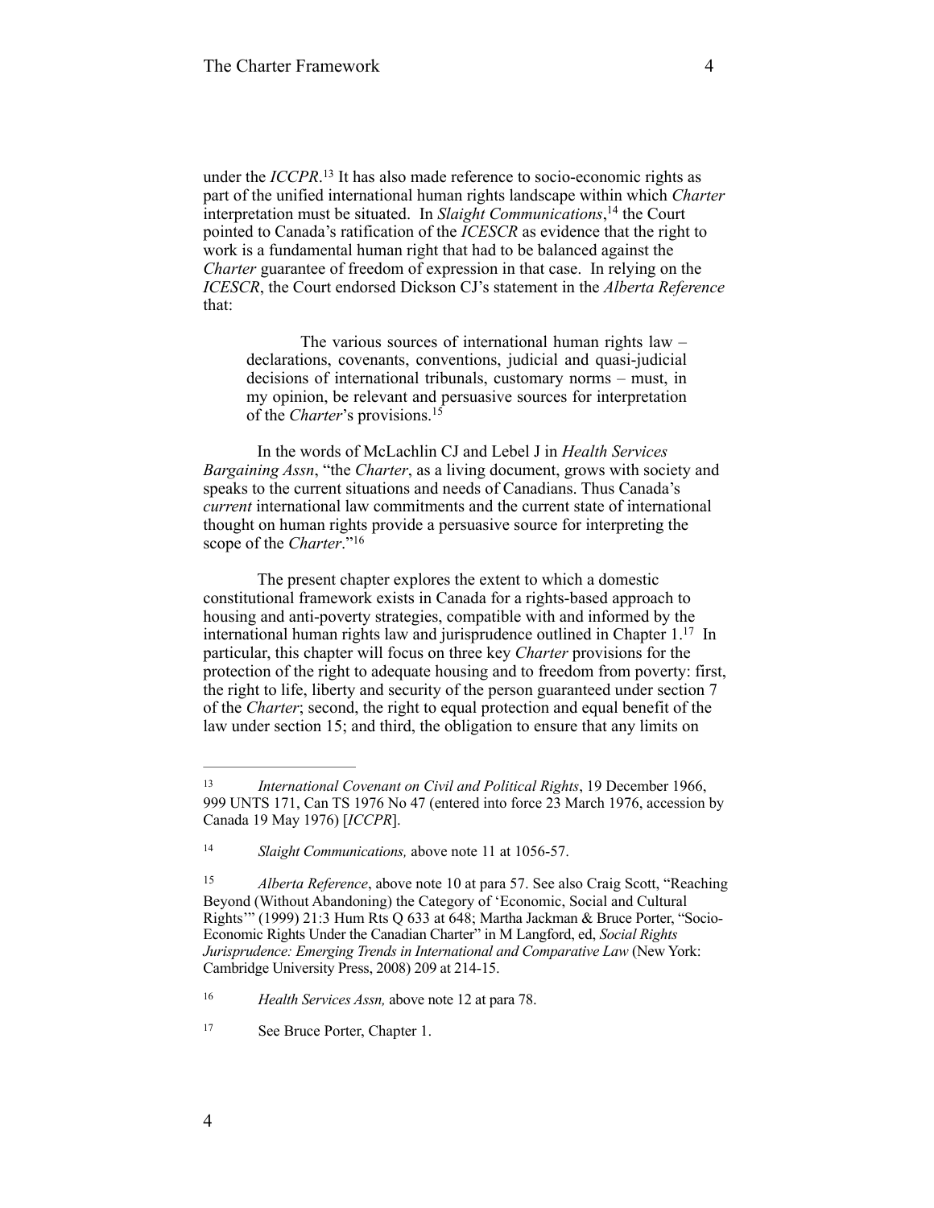under the *ICCPR*.[13] It has also made reference to socio-economic rights as part of the unified international human rights landscape within which *Charter* interpretation must be situated. In *Slaight Communications*,[14] the Court pointed to Canada's ratification of the *ICESCR* as evidence that the right to work is a fundamental human right that had to be balanced against the *Charter* guarantee of freedom of expression in that case. In relying on the *ICESCR*, the Court endorsed Dickson CJ's statement in the *Alberta Reference* that:

> The various sources of international human rights law – declarations, covenants, conventions, judicial and quasi-judicial decisions of international tribunals, customary norms – must, in my opinion, be relevant and persuasive sources for interpretation of the *Charter*'s provisions.[15]

In the words of McLachlin CJ and Lebel J in *Health Services Bargaining Assn*, "the *Charter*, as a living document, grows with society and speaks to the current situations and needs of Canadians. Thus Canada's *current* international law commitments and the current state of international thought on human rights provide a persuasive source for interpreting the scope of the *Charter*."[16]

The present chapter explores the extent to which a domestic constitutional framework exists in Canada for a rights-based approach to housing and anti-poverty strategies, compatible with and informed by the international human rights law and jurisprudence outlined in Chapter 1.[17] In particular, this chapter will focus on three key *Charter* provisions for the protection of the right to adequate housing and to freedom from poverty: first, the right to life, liberty and security of the person guaranteed under section 7 of the *Charter*; second, the right to equal protection and equal benefit of the law under section 15; and third, the obligation to ensure that any limits on

---

[13] *International Covenant on Civil and Political Rights*, 19 December 1966, 999 UNTS 171, Can TS 1976 No 47 (entered into force 23 March 1976, accession by Canada 19 May 1976) [*ICCPR*].

[14] *Slaight Communications,* above note 11 at 1056-57.

[15] *Alberta Reference*, above note 10 at para 57. See also Craig Scott, "Reaching Beyond (Without Abandoning) the Category of 'Economic, Social and Cultural Rights'" (1999) 21:3 Hum Rts Q 633 at 648; Martha Jackman & Bruce Porter, "Socio-Economic Rights Under the Canadian Charter" in M Langford, ed, *Social Rights Jurisprudence: Emerging Trends in International and Comparative Law* (New York: Cambridge University Press, 2008) 209 at 214-15.

[16] *Health Services Assn,* above note 12 at para 78.

[17] See Bruce Porter, Chapter 1.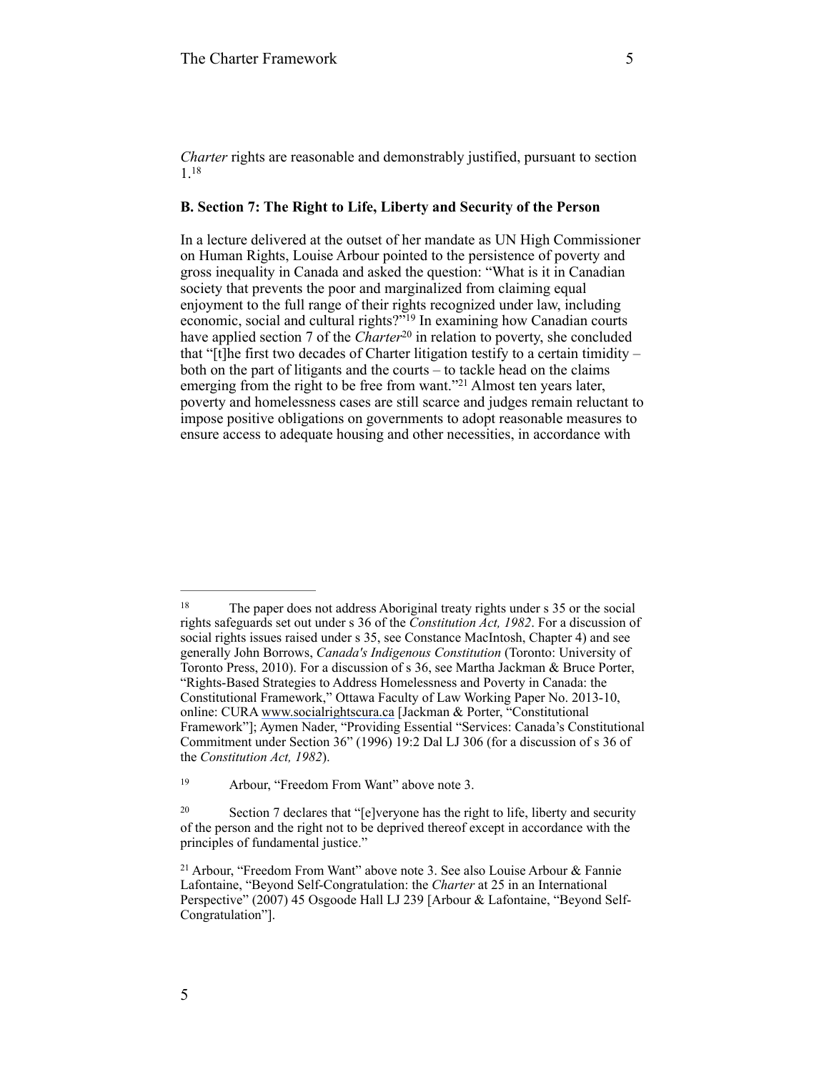*Charter* rights are reasonable and demonstrably justified, pursuant to section 1.[18]

**B. Section 7: The Right to Life, Liberty and Security of the Person**

In a lecture delivered at the outset of her mandate as UN High Commissioner on Human Rights, Louise Arbour pointed to the persistence of poverty and gross inequality in Canada and asked the question: "What is it in Canadian society that prevents the poor and marginalized from claiming equal enjoyment to the full range of their rights recognized under law, including economic, social and cultural rights?"[19] In examining how Canadian courts have applied section 7 of the *Charter*[20] in relation to poverty, she concluded that "[t]he first two decades of Charter litigation testify to a certain timidity – both on the part of litigants and the courts – to tackle head on the claims emerging from the right to be free from want."[21] Almost ten years later, poverty and homelessness cases are still scarce and judges remain reluctant to impose positive obligations on governments to adopt reasonable measures to ensure access to adequate housing and other necessities, in accordance with

---

[18] The paper does not address Aboriginal treaty rights under s 35 or the social rights safeguards set out under s 36 of the *Constitution Act, 1982*. For a discussion of social rights issues raised under s 35, see Constance MacIntosh, Chapter 4) and see generally John Borrows, *Canada's Indigenous Constitution* (Toronto: University of Toronto Press, 2010). For a discussion of s 36, see Martha Jackman & Bruce Porter, "Rights-Based Strategies to Address Homelessness and Poverty in Canada: the Constitutional Framework," Ottawa Faculty of Law Working Paper No. 2013-10, online: CURA www.socialrightscura.ca [Jackman & Porter, "Constitutional Framework"]; Aymen Nader, "Providing Essential "Services: Canada's Constitutional Commitment under Section 36" (1996) 19:2 Dal LJ 306 (for a discussion of s 36 of the *Constitution Act, 1982*).

[19] Arbour, "Freedom From Want" above note 3.

[20] Section 7 declares that "[e]veryone has the right to life, liberty and security of the person and the right not to be deprived thereof except in accordance with the principles of fundamental justice."

[21] Arbour, "Freedom From Want" above note 3. See also Louise Arbour & Fannie Lafontaine, "Beyond Self-Congratulation: the *Charter* at 25 in an International Perspective" (2007) 45 Osgoode Hall LJ 239 [Arbour & Lafontaine, "Beyond Self-Congratulation"].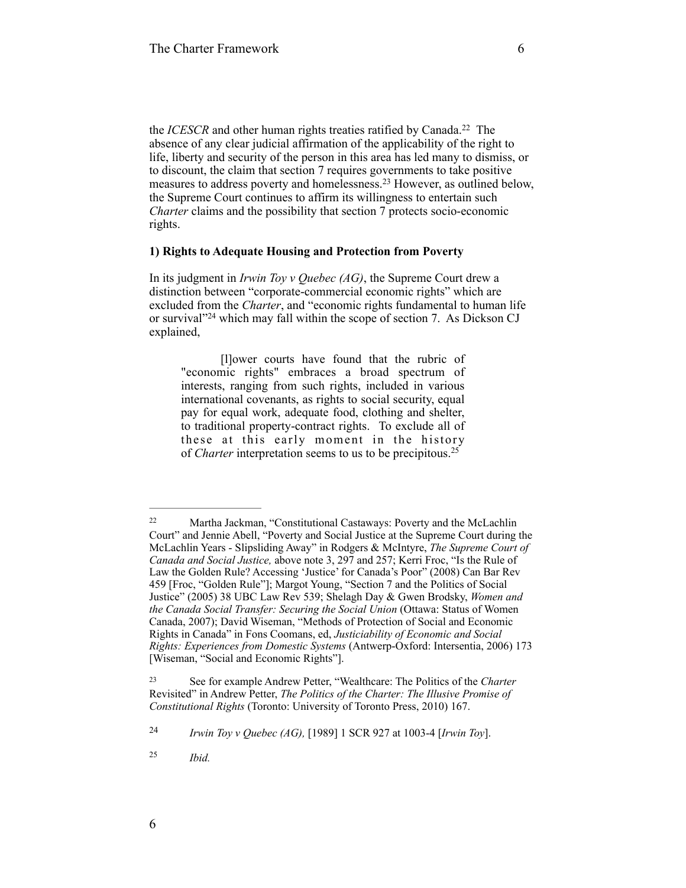the *ICESCR* and other human rights treaties ratified by Canada.[22] The absence of any clear judicial affirmation of the applicability of the right to life, liberty and security of the person in this area has led many to dismiss, or to discount, the claim that section 7 requires governments to take positive measures to address poverty and homelessness.[23] However, as outlined below, the Supreme Court continues to affirm its willingness to entertain such *Charter* claims and the possibility that section 7 protects socio-economic rights.

**1) Rights to Adequate Housing and Protection from Poverty**

In its judgment in *Irwin Toy v Quebec (AG)*, the Supreme Court drew a distinction between "corporate-commercial economic rights" which are excluded from the *Charter*, and "economic rights fundamental to human life or survival"[24] which may fall within the scope of section 7. As Dickson CJ explained,

> [l]ower courts have found that the rubric of "economic rights" embraces a broad spectrum of interests, ranging from such rights, included in various international covenants, as rights to social security, equal pay for equal work, adequate food, clothing and shelter, to traditional property-contract rights. To exclude all of these at this early moment in the history of *Charter* interpretation seems to us to be precipitous.[25]

---

[22] Martha Jackman, "Constitutional Castaways: Poverty and the McLachlin Court" and Jennie Abell, "Poverty and Social Justice at the Supreme Court during the McLachlin Years - Slipsliding Away" in Rodgers & McIntyre, *The Supreme Court of Canada and Social Justice,* above note 3, 297 and 257; Kerri Froc, "Is the Rule of Law the Golden Rule? Accessing 'Justice' for Canada's Poor" (2008) Can Bar Rev 459 [Froc, "Golden Rule"]; Margot Young, "Section 7 and the Politics of Social Justice" (2005) 38 UBC Law Rev 539; Shelagh Day & Gwen Brodsky, *Women and the Canada Social Transfer: Securing the Social Union* (Ottawa: Status of Women Canada, 2007); David Wiseman, "Methods of Protection of Social and Economic Rights in Canada" in Fons Coomans, ed, *Justiciability of Economic and Social Rights: Experiences from Domestic Systems* (Antwerp-Oxford: Intersentia, 2006) 173 [Wiseman, "Social and Economic Rights"].

[23] See for example Andrew Petter, "Wealthcare: The Politics of the *Charter* Revisited" in Andrew Petter, *The Politics of the Charter: The Illusive Promise of Constitutional Rights* (Toronto: University of Toronto Press, 2010) 167.

[24] *Irwin Toy v Quebec (AG),* [1989] 1 SCR 927 at 1003-4 [*Irwin Toy*].

[25] *Ibid.*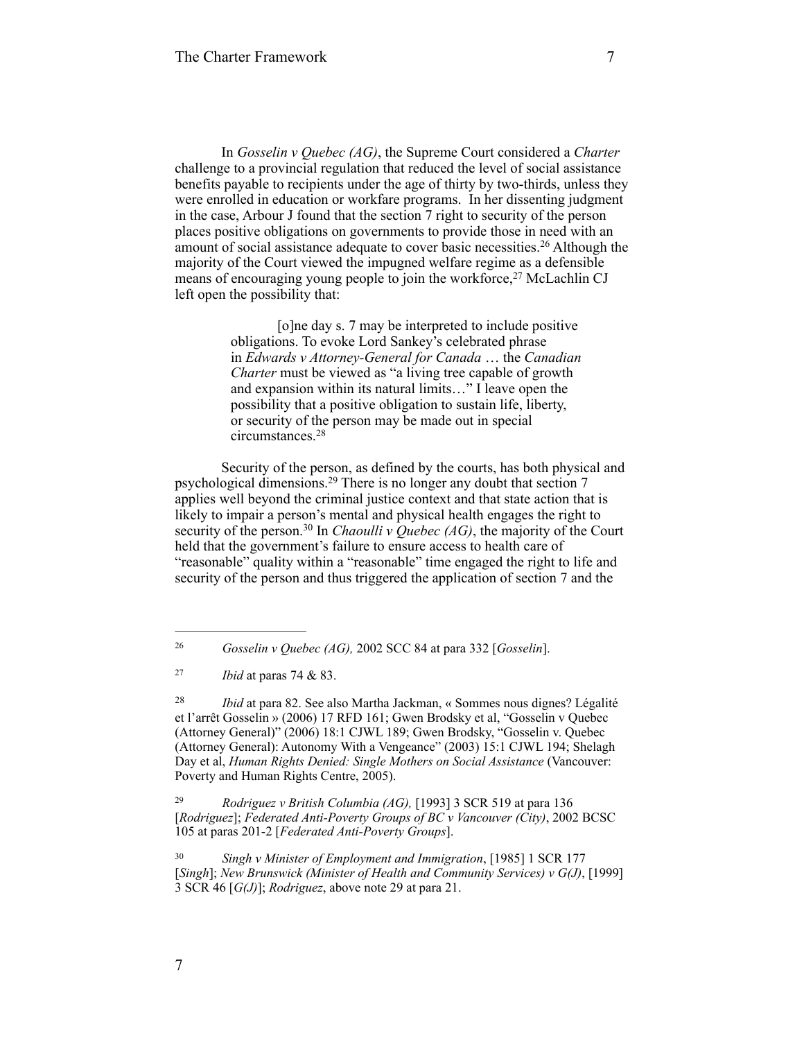In *Gosselin v Quebec (AG)*, the Supreme Court considered a *Charter* challenge to a provincial regulation that reduced the level of social assistance benefits payable to recipients under the age of thirty by two-thirds, unless they were enrolled in education or workfare programs. In her dissenting judgment in the case, Arbour J found that the section 7 right to security of the person places positive obligations on governments to provide those in need with an amount of social assistance adequate to cover basic necessities.[26] Although the majority of the Court viewed the impugned welfare regime as a defensible means of encouraging young people to join the workforce,[27] McLachlin CJ left open the possibility that:

> [o]ne day s. 7 may be interpreted to include positive obligations. To evoke Lord Sankey's celebrated phrase in *Edwards v Attorney-General for Canada* … the *Canadian Charter* must be viewed as "a living tree capable of growth and expansion within its natural limits…" I leave open the possibility that a positive obligation to sustain life, liberty, or security of the person may be made out in special circumstances.[28]

Security of the person, as defined by the courts, has both physical and psychological dimensions.[29] There is no longer any doubt that section 7 applies well beyond the criminal justice context and that state action that is likely to impair a person's mental and physical health engages the right to security of the person.[30] In *Chaoulli v Quebec (AG)*, the majority of the Court held that the government's failure to ensure access to health care of "reasonable" quality within a "reasonable" time engaged the right to life and security of the person and thus triggered the application of section 7 and the

---

[26] *Gosselin v Quebec (AG),* 2002 SCC 84 at para 332 [*Gosselin*].

[27] *Ibid* at paras 74 & 83.

[28] *Ibid* at para 82. See also Martha Jackman, « Sommes nous dignes? Légalité et l'arrêt Gosselin » (2006) 17 RFD 161; Gwen Brodsky et al, "Gosselin v Quebec (Attorney General)" (2006) 18:1 CJWL 189; Gwen Brodsky, "Gosselin v. Quebec (Attorney General): Autonomy With a Vengeance" (2003) 15:1 CJWL 194; Shelagh Day et al, *Human Rights Denied: Single Mothers on Social Assistance* (Vancouver: Poverty and Human Rights Centre, 2005).

[29] *Rodriguez v British Columbia (AG),* [1993] 3 SCR 519 at para 136 [*Rodriguez*]; *Federated Anti-Poverty Groups of BC v Vancouver (City)*, 2002 BCSC 105 at paras 201-2 [*Federated Anti-Poverty Groups*].

[30] *Singh v Minister of Employment and Immigration*, [1985] 1 SCR 177 [*Singh*]; *New Brunswick (Minister of Health and Community Services) v G(J)*, [1999] 3 SCR 46 [*G(J)*]; *Rodriguez*, above note 29 at para 21.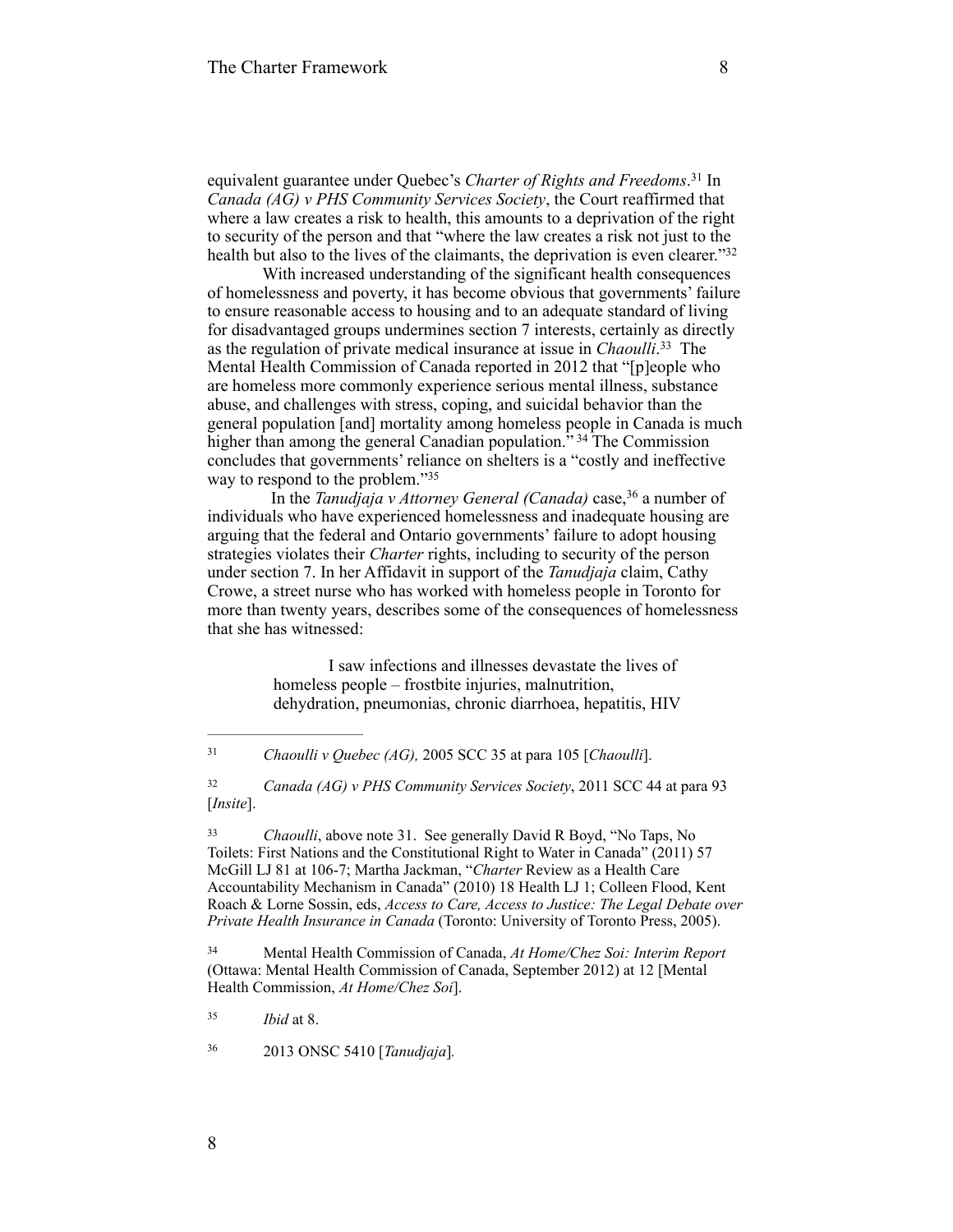equivalent guarantee under Quebec's *Charter of Rights and Freedoms*.[31] In *Canada (AG) v PHS Community Services Society*, the Court reaffirmed that where a law creates a risk to health, this amounts to a deprivation of the right to security of the person and that "where the law creates a risk not just to the health but also to the lives of the claimants, the deprivation is even clearer."[32]

With increased understanding of the significant health consequences of homelessness and poverty, it has become obvious that governments' failure to ensure reasonable access to housing and to an adequate standard of living for disadvantaged groups undermines section 7 interests, certainly as directly as the regulation of private medical insurance at issue in *Chaoulli*.[33] The Mental Health Commission of Canada reported in 2012 that "[p]eople who are homeless more commonly experience serious mental illness, substance abuse, and challenges with stress, coping, and suicidal behavior than the general population [and] mortality among homeless people in Canada is much higher than among the general Canadian population."[34] The Commission concludes that governments' reliance on shelters is a "costly and ineffective way to respond to the problem."[35]

In the *Tanudjaja v Attorney General (Canada)* case,[36] a number of individuals who have experienced homelessness and inadequate housing are arguing that the federal and Ontario governments' failure to adopt housing strategies violates their *Charter* rights, including to security of the person under section 7. In her Affidavit in support of the *Tanudjaja* claim, Cathy Crowe, a street nurse who has worked with homeless people in Toronto for more than twenty years, describes some of the consequences of homelessness that she has witnessed:

> I saw infections and illnesses devastate the lives of homeless people – frostbite injuries, malnutrition, dehydration, pneumonias, chronic diarrhoea, hepatitis, HIV

---

[31] *Chaoulli v Quebec (AG),* 2005 SCC 35 at para 105 [*Chaoulli*].

[32] *Canada (AG) v PHS Community Services Society*, 2011 SCC 44 at para 93 [*Insite*].

[33] *Chaoulli*, above note 31. See generally David R Boyd, "No Taps, No Toilets: First Nations and the Constitutional Right to Water in Canada" (2011) 57 McGill LJ 81 at 106-7; Martha Jackman, "*Charter* Review as a Health Care Accountability Mechanism in Canada" (2010) 18 Health LJ 1; Colleen Flood, Kent Roach & Lorne Sossin, eds, *Access to Care, Access to Justice: The Legal Debate over Private Health Insurance in Canada* (Toronto: University of Toronto Press, 2005).

[34] Mental Health Commission of Canada, *At Home/Chez Soi: Interim Report* (Ottawa: Mental Health Commission of Canada, September 2012) at 12 [Mental Health Commission, *At Home/Chez Soi*].

[35] *Ibid* at 8.

[36] 2013 ONSC 5410 [*Tanudjaja*].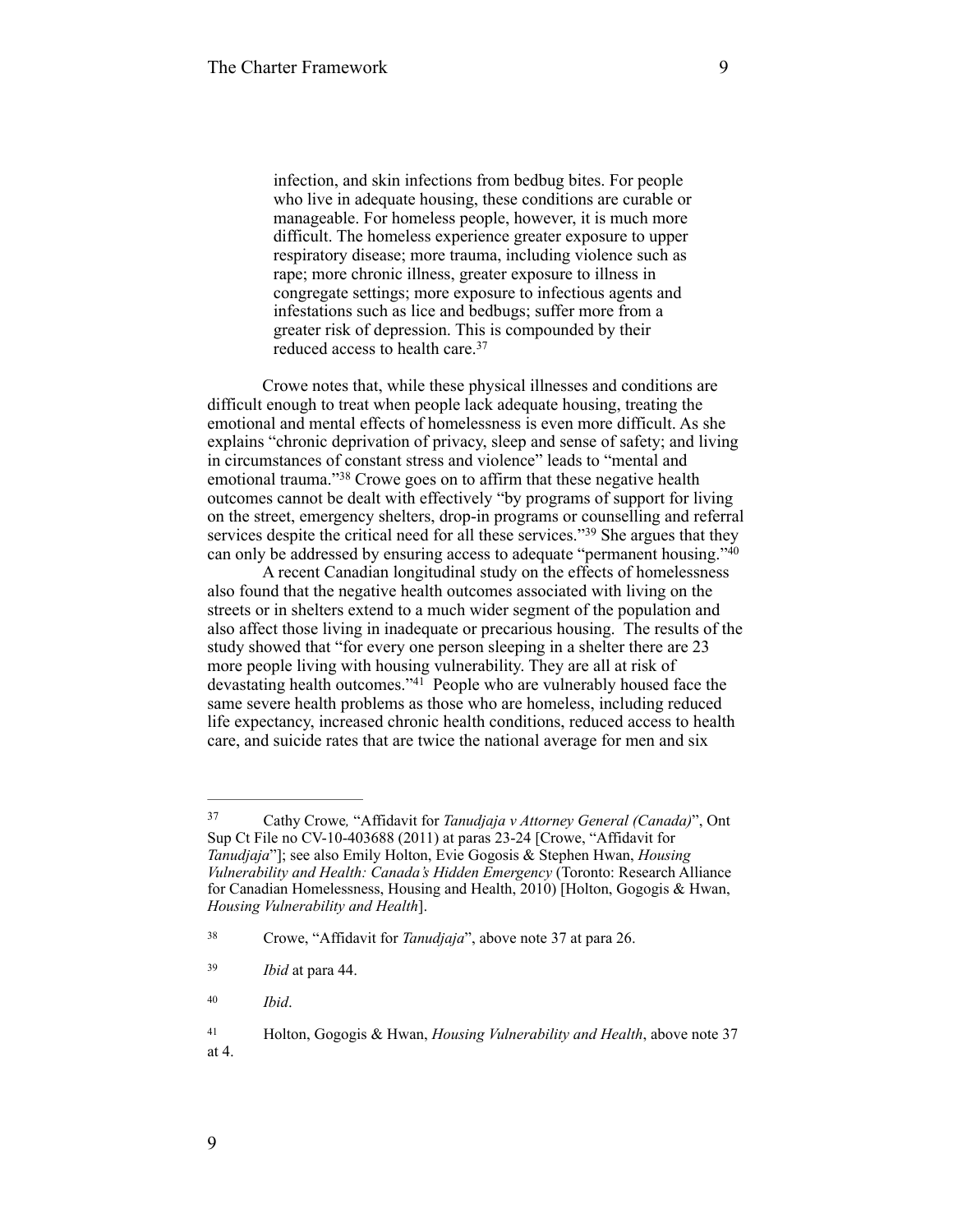> infection, and skin infections from bedbug bites. For people who live in adequate housing, these conditions are curable or manageable. For homeless people, however, it is much more difficult. The homeless experience greater exposure to upper respiratory disease; more trauma, including violence such as rape; more chronic illness, greater exposure to illness in congregate settings; more exposure to infectious agents and infestations such as lice and bedbugs; suffer more from a greater risk of depression. This is compounded by their reduced access to health care.[37]

Crowe notes that, while these physical illnesses and conditions are difficult enough to treat when people lack adequate housing, treating the emotional and mental effects of homelessness is even more difficult. As she explains "chronic deprivation of privacy, sleep and sense of safety; and living in circumstances of constant stress and violence" leads to "mental and emotional trauma."[38] Crowe goes on to affirm that these negative health outcomes cannot be dealt with effectively "by programs of support for living on the street, emergency shelters, drop-in programs or counselling and referral services despite the critical need for all these services."[39] She argues that they can only be addressed by ensuring access to adequate "permanent housing."[40]

A recent Canadian longitudinal study on the effects of homelessness also found that the negative health outcomes associated with living on the streets or in shelters extend to a much wider segment of the population and also affect those living in inadequate or precarious housing. The results of the study showed that "for every one person sleeping in a shelter there are 23 more people living with housing vulnerability. They are all at risk of devastating health outcomes."[41] People who are vulnerably housed face the same severe health problems as those who are homeless, including reduced life expectancy, increased chronic health conditions, reduced access to health care, and suicide rates that are twice the national average for men and six

---

[37] Cathy Crowe, "Affidavit for *Tanudjaja v Attorney General (Canada)*", Ont Sup Ct File no CV-10-403688 (2011) at paras 23-24 [Crowe, "Affidavit for *Tanudjaja*"]; see also Emily Holton, Evie Gogosis & Stephen Hwan, *Housing Vulnerability and Health: Canada's Hidden Emergency* (Toronto: Research Alliance for Canadian Homelessness, Housing and Health, 2010) [Holton, Gogogis & Hwan, *Housing Vulnerability and Health*].

[38] Crowe, "Affidavit for *Tanudjaja*", above note 37 at para 26.

[39] *Ibid* at para 44.

[40] *Ibid*.

[41] Holton, Gogogis & Hwan, *Housing Vulnerability and Health*, above note 37 at 4.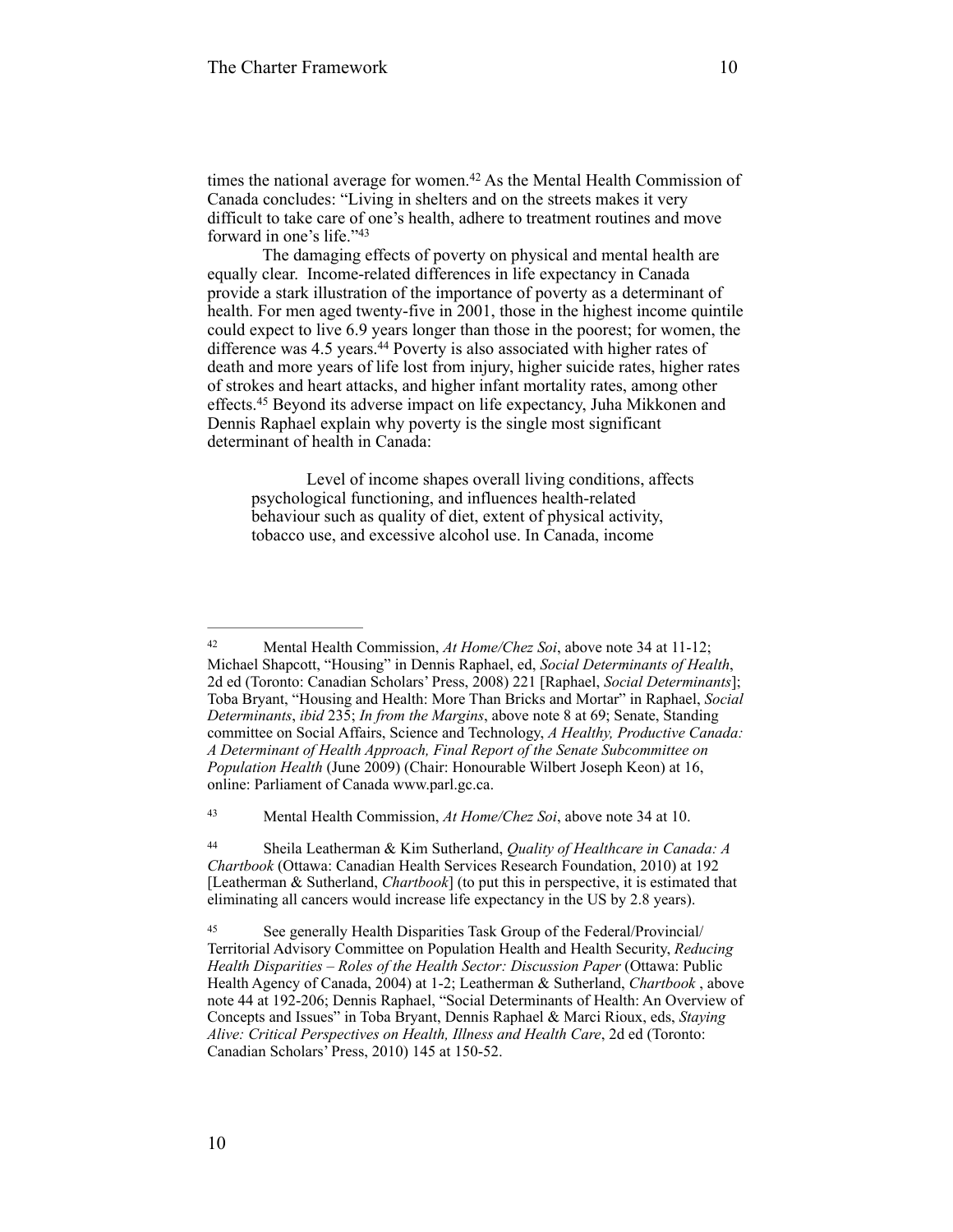times the national average for women.[42] As the Mental Health Commission of Canada concludes: "Living in shelters and on the streets makes it very difficult to take care of one's health, adhere to treatment routines and move forward in one's life."[43]

The damaging effects of poverty on physical and mental health are equally clear. Income-related differences in life expectancy in Canada provide a stark illustration of the importance of poverty as a determinant of health. For men aged twenty-five in 2001, those in the highest income quintile could expect to live 6.9 years longer than those in the poorest; for women, the difference was 4.5 years.[44] Poverty is also associated with higher rates of death and more years of life lost from injury, higher suicide rates, higher rates of strokes and heart attacks, and higher infant mortality rates, among other effects.[45] Beyond its adverse impact on life expectancy, Juha Mikkonen and Dennis Raphael explain why poverty is the single most significant determinant of health in Canada:

> Level of income shapes overall living conditions, affects psychological functioning, and influences health-related behaviour such as quality of diet, extent of physical activity, tobacco use, and excessive alcohol use. In Canada, income

---

[42] Mental Health Commission, *At Home/Chez Soi*, above note 34 at 11-12; Michael Shapcott, "Housing" in Dennis Raphael, ed, *Social Determinants of Health*, 2d ed (Toronto: Canadian Scholars' Press, 2008) 221 [Raphael, *Social Determinants*]; Toba Bryant, "Housing and Health: More Than Bricks and Mortar" in Raphael, *Social Determinants*, *ibid* 235; *In from the Margins*, above note 8 at 69; Senate, Standing committee on Social Affairs, Science and Technology, *A Healthy, Productive Canada: A Determinant of Health Approach, Final Report of the Senate Subcommittee on Population Health* (June 2009) (Chair: Honourable Wilbert Joseph Keon) at 16, online: Parliament of Canada www.parl.gc.ca.

[43] Mental Health Commission, *At Home/Chez Soi*, above note 34 at 10.

[44] Sheila Leatherman & Kim Sutherland, *Quality of Healthcare in Canada: A Chartbook* (Ottawa: Canadian Health Services Research Foundation, 2010) at 192 [Leatherman & Sutherland, *Chartbook*] (to put this in perspective, it is estimated that eliminating all cancers would increase life expectancy in the US by 2.8 years).

[45] See generally Health Disparities Task Group of the Federal/Provincial/Territorial Advisory Committee on Population Health and Health Security, *Reducing Health Disparities – Roles of the Health Sector: Discussion Paper* (Ottawa: Public Health Agency of Canada, 2004) at 1-2; Leatherman & Sutherland, *Chartbook* , above note 44 at 192-206; Dennis Raphael, "Social Determinants of Health: An Overview of Concepts and Issues" in Toba Bryant, Dennis Raphael & Marci Rioux, eds, *Staying Alive: Critical Perspectives on Health, Illness and Health Care*, 2d ed (Toronto: Canadian Scholars' Press, 2010) 145 at 150-52.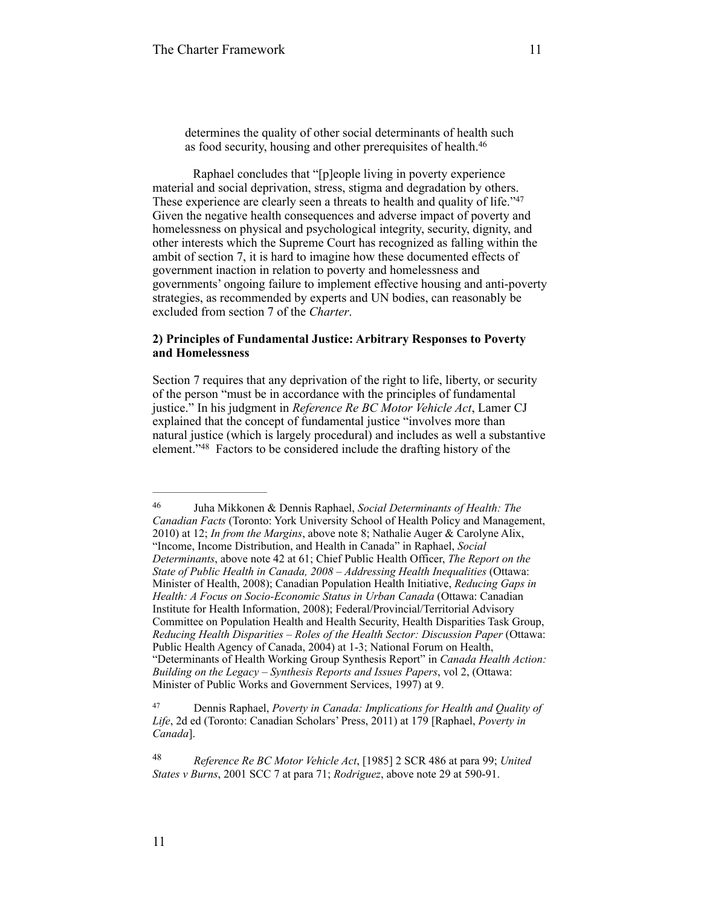> determines the quality of other social determinants of health such as food security, housing and other prerequisites of health.[46]

Raphael concludes that "[p]eople living in poverty experience material and social deprivation, stress, stigma and degradation by others. These experience are clearly seen a threats to health and quality of life."[47] Given the negative health consequences and adverse impact of poverty and homelessness on physical and psychological integrity, security, dignity, and other interests which the Supreme Court has recognized as falling within the ambit of section 7, it is hard to imagine how these documented effects of government inaction in relation to poverty and homelessness and governments' ongoing failure to implement effective housing and anti-poverty strategies, as recommended by experts and UN bodies, can reasonably be excluded from section 7 of the *Charter*.

**2) Principles of Fundamental Justice: Arbitrary Responses to Poverty and Homelessness**

Section 7 requires that any deprivation of the right to life, liberty, or security of the person "must be in accordance with the principles of fundamental justice." In his judgment in *Reference Re BC Motor Vehicle Act*, Lamer CJ explained that the concept of fundamental justice "involves more than natural justice (which is largely procedural) and includes as well a substantive element."[48] Factors to be considered include the drafting history of the

---

[46] Juha Mikkonen & Dennis Raphael, *Social Determinants of Health: The Canadian Facts* (Toronto: York University School of Health Policy and Management, 2010) at 12; *In from the Margins*, above note 8; Nathalie Auger & Carolyne Alix, "Income, Income Distribution, and Health in Canada" in Raphael, *Social Determinants*, above note 42 at 61; Chief Public Health Officer, *The Report on the State of Public Health in Canada, 2008 – Addressing Health Inequalities* (Ottawa: Minister of Health, 2008); Canadian Population Health Initiative, *Reducing Gaps in Health: A Focus on Socio-Economic Status in Urban Canada* (Ottawa: Canadian Institute for Health Information, 2008); Federal/Provincial/Territorial Advisory Committee on Population Health and Health Security, Health Disparities Task Group, *Reducing Health Disparities – Roles of the Health Sector: Discussion Paper* (Ottawa: Public Health Agency of Canada, 2004) at 1-3; National Forum on Health, "Determinants of Health Working Group Synthesis Report" in *Canada Health Action: Building on the Legacy – Synthesis Reports and Issues Papers*, vol 2, (Ottawa: Minister of Public Works and Government Services, 1997) at 9.

[47] Dennis Raphael, *Poverty in Canada: Implications for Health and Quality of Life*, 2d ed (Toronto: Canadian Scholars' Press, 2011) at 179 [Raphael, *Poverty in Canada*].

[48] *Reference Re BC Motor Vehicle Act*, [1985] 2 SCR 486 at para 99; *United States v Burns*, 2001 SCC 7 at para 71; *Rodriguez*, above note 29 at 590-91.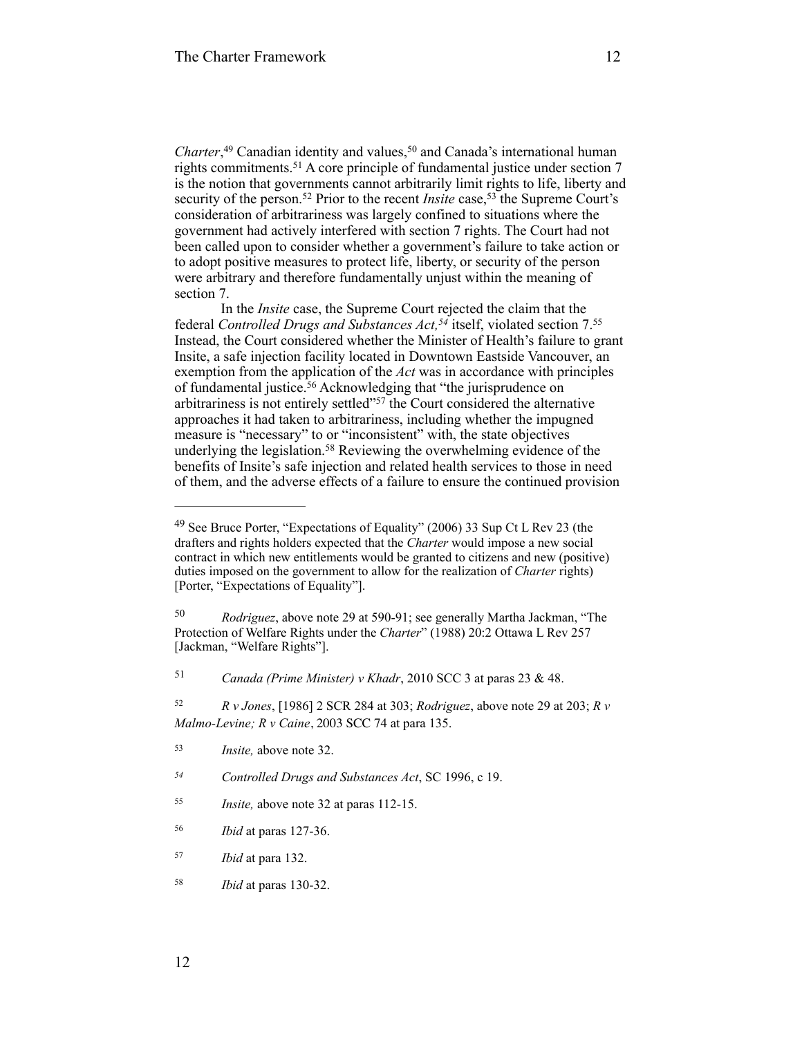*Charter*,[49] Canadian identity and values,[50] and Canada's international human rights commitments.[51] A core principle of fundamental justice under section 7 is the notion that governments cannot arbitrarily limit rights to life, liberty and security of the person.[52] Prior to the recent *Insite* case,[53] the Supreme Court's consideration of arbitrariness was largely confined to situations where the government had actively interfered with section 7 rights. The Court had not been called upon to consider whether a government's failure to take action or to adopt positive measures to protect life, liberty, or security of the person were arbitrary and therefore fundamentally unjust within the meaning of section 7.

In the *Insite* case, the Supreme Court rejected the claim that the federal *Controlled Drugs and Substances Act,*[54] itself, violated section 7.[55] Instead, the Court considered whether the Minister of Health's failure to grant Insite, a safe injection facility located in Downtown Eastside Vancouver, an exemption from the application of the *Act* was in accordance with principles of fundamental justice.[56] Acknowledging that "the jurisprudence on arbitrariness is not entirely settled"[57] the Court considered the alternative approaches it had taken to arbitrariness, including whether the impugned measure is "necessary" to or "inconsistent" with, the state objectives underlying the legislation.[58] Reviewing the overwhelming evidence of the benefits of Insite's safe injection and related health services to those in need of them, and the adverse effects of a failure to ensure the continued provision

---

[49] See Bruce Porter, "Expectations of Equality" (2006) 33 Sup Ct L Rev 23 (the drafters and rights holders expected that the *Charter* would impose a new social contract in which new entitlements would be granted to citizens and new (positive) duties imposed on the government to allow for the realization of *Charter* rights) [Porter, "Expectations of Equality"].

[50] *Rodriguez*, above note 29 at 590-91; see generally Martha Jackman, "The Protection of Welfare Rights under the *Charter*" (1988) 20:2 Ottawa L Rev 257 [Jackman, "Welfare Rights"].

[51] *Canada (Prime Minister) v Khadr*, 2010 SCC 3 at paras 23 & 48.

[52] *R v Jones*, [1986] 2 SCR 284 at 303; *Rodriguez*, above note 29 at 203; *R v Malmo-Levine; R v Caine*, 2003 SCC 74 at para 135.

[53] *Insite,* above note 32.

[54] *Controlled Drugs and Substances Act*, SC 1996, c 19.

[55] *Insite,* above note 32 at paras 112-15.

[56] *Ibid* at paras 127-36.

[57] *Ibid* at para 132.

[58] *Ibid* at paras 130-32.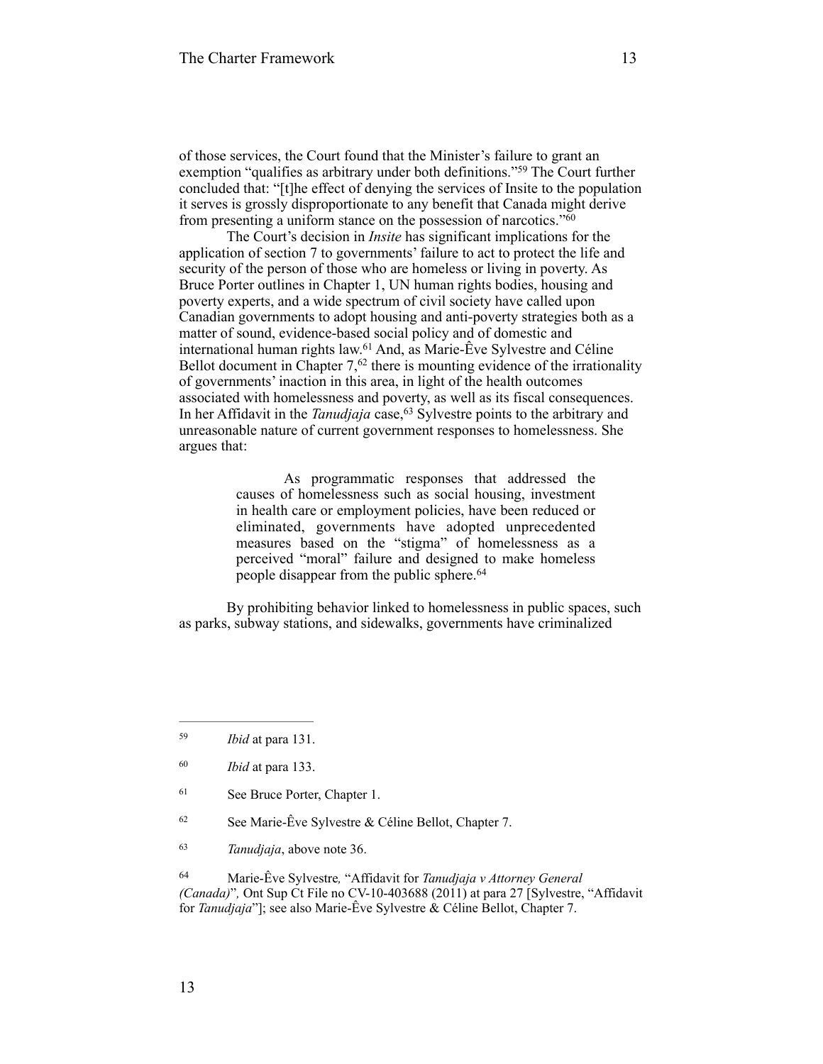of those services, the Court found that the Minister's failure to grant an exemption "qualifies as arbitrary under both definitions."[59] The Court further concluded that: "[t]he effect of denying the services of Insite to the population it serves is grossly disproportionate to any benefit that Canada might derive from presenting a uniform stance on the possession of narcotics."[60]

The Court's decision in *Insite* has significant implications for the application of section 7 to governments' failure to act to protect the life and security of the person of those who are homeless or living in poverty. As Bruce Porter outlines in Chapter 1, UN human rights bodies, housing and poverty experts, and a wide spectrum of civil society have called upon Canadian governments to adopt housing and anti-poverty strategies both as a matter of sound, evidence-based social policy and of domestic and international human rights law.[61] And, as Marie-Êve Sylvestre and Céline Bellot document in Chapter 7,[62] there is mounting evidence of the irrationality of governments' inaction in this area, in light of the health outcomes associated with homelessness and poverty, as well as its fiscal consequences. In her Affidavit in the *Tanudjaja* case,[63] Sylvestre points to the arbitrary and unreasonable nature of current government responses to homelessness. She argues that:

> As programmatic responses that addressed the causes of homelessness such as social housing, investment in health care or employment policies, have been reduced or eliminated, governments have adopted unprecedented measures based on the "stigma" of homelessness as a perceived "moral" failure and designed to make homeless people disappear from the public sphere.[64]

By prohibiting behavior linked to homelessness in public spaces, such as parks, subway stations, and sidewalks, governments have criminalized

---

[59] *Ibid* at para 131.

[60] *Ibid* at para 133.

[61] See Bruce Porter, Chapter 1.

[62] See Marie-Êve Sylvestre & Céline Bellot, Chapter 7.

[63] *Tanudjaja*, above note 36.

[64] Marie-Êve Sylvestre, "Affidavit for *Tanudjaja v Attorney General (Canada)*", Ont Sup Ct File no CV-10-403688 (2011) at para 27 [Sylvestre, "Affidavit for *Tanudjaja*"]; see also Marie-Êve Sylvestre & Céline Bellot, Chapter 7.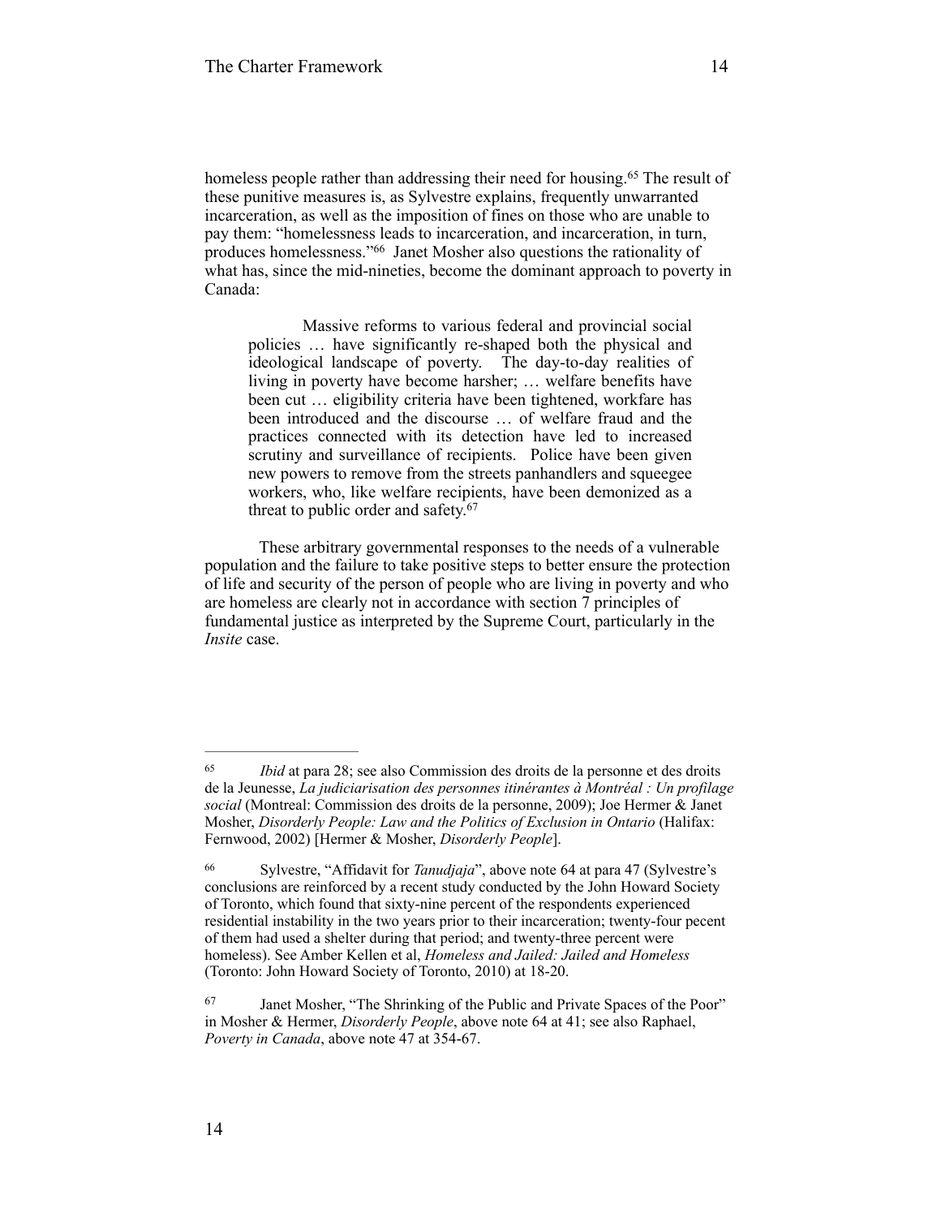homeless people rather than addressing their need for housing.[65] The result of these punitive measures is, as Sylvestre explains, frequently unwarranted incarceration, as well as the imposition of fines on those who are unable to pay them: "homelessness leads to incarceration, and incarceration, in turn, produces homelessness."[66] Janet Mosher also questions the rationality of what has, since the mid-nineties, become the dominant approach to poverty in Canada:

> Massive reforms to various federal and provincial social policies … have significantly re-shaped both the physical and ideological landscape of poverty. The day-to-day realities of living in poverty have become harsher; … welfare benefits have been cut … eligibility criteria have been tightened, workfare has been introduced and the discourse … of welfare fraud and the practices connected with its detection have led to increased scrutiny and surveillance of recipients. Police have been given new powers to remove from the streets panhandlers and squeegee workers, who, like welfare recipients, have been demonized as a threat to public order and safety.[67]

These arbitrary governmental responses to the needs of a vulnerable population and the failure to take positive steps to better ensure the protection of life and security of the person of people who are living in poverty and who are homeless are clearly not in accordance with section 7 principles of fundamental justice as interpreted by the Supreme Court, particularly in the *Insite* case.

---

[65] *Ibid* at para 28; see also Commission des droits de la personne et des droits de la Jeunesse, *La judiciarisation des personnes itinérantes à Montréal : Un profilage social* (Montreal: Commission des droits de la personne, 2009); Joe Hermer & Janet Mosher, *Disorderly People: Law and the Politics of Exclusion in Ontario* (Halifax: Fernwood, 2002) [Hermer & Mosher, *Disorderly People*].

[66] Sylvestre, "Affidavit for *Tanudjaja*", above note 64 at para 47 (Sylvestre's conclusions are reinforced by a recent study conducted by the John Howard Society of Toronto, which found that sixty-nine percent of the respondents experienced residential instability in the two years prior to their incarceration; twenty-four pecent of them had used a shelter during that period; and twenty-three percent were homeless). See Amber Kellen et al, *Homeless and Jailed: Jailed and Homeless* (Toronto: John Howard Society of Toronto, 2010) at 18-20.

[67] Janet Mosher, "The Shrinking of the Public and Private Spaces of the Poor" in Mosher & Hermer, *Disorderly People*, above note 64 at 41; see also Raphael, *Poverty in Canada*, above note 47 at 354-67.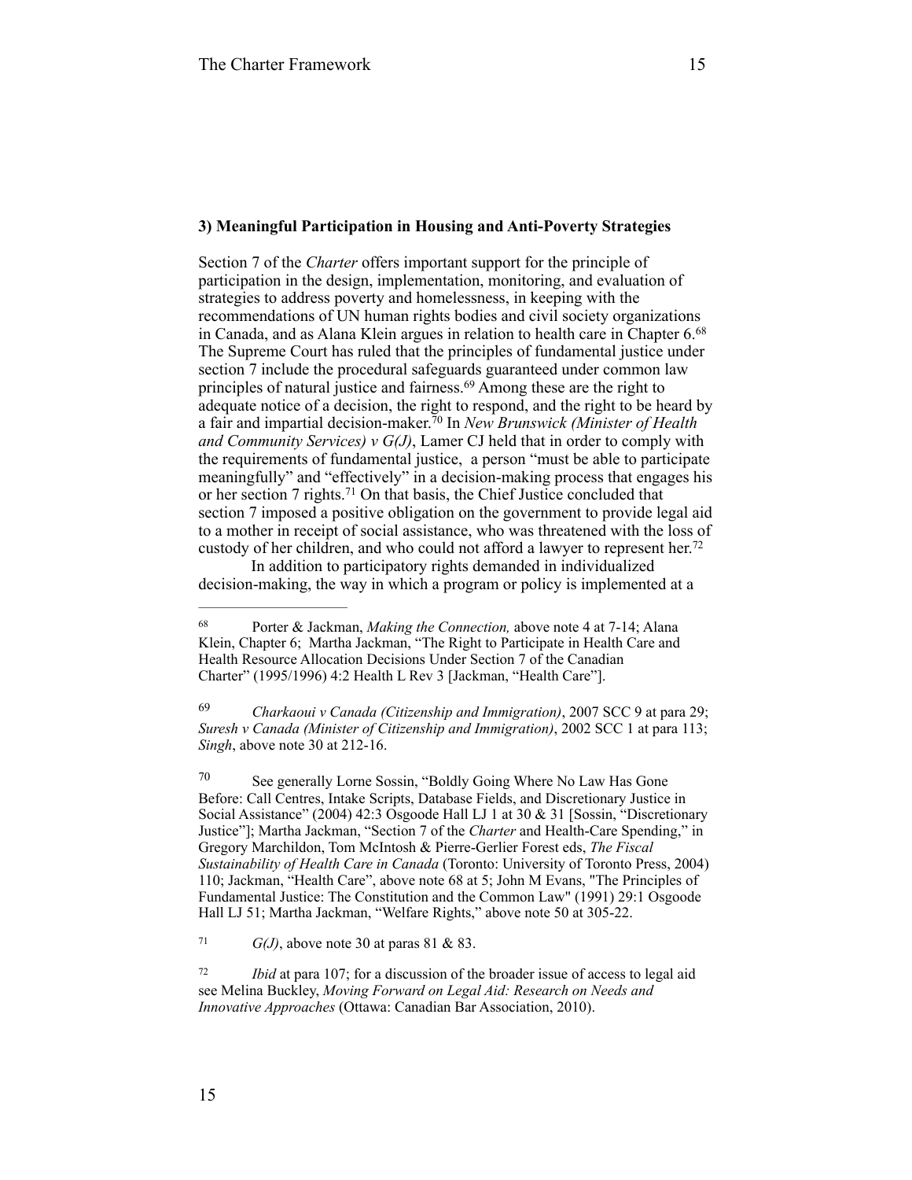### 3) Meaningful Participation in Housing and Anti-Poverty Strategies

Section 7 of the *Charter* offers important support for the principle of participation in the design, implementation, monitoring, and evaluation of strategies to address poverty and homelessness, in keeping with the recommendations of UN human rights bodies and civil society organizations in Canada, and as Alana Klein argues in relation to health care in Chapter 6.[68] The Supreme Court has ruled that the principles of fundamental justice under section 7 include the procedural safeguards guaranteed under common law principles of natural justice and fairness.[69] Among these are the right to adequate notice of a decision, the right to respond, and the right to be heard by a fair and impartial decision-maker.[70] In *New Brunswick (Minister of Health and Community Services) v G(J)*, Lamer CJ held that in order to comply with the requirements of fundamental justice, a person "must be able to participate meaningfully" and "effectively" in a decision-making process that engages his or her section 7 rights.[71] On that basis, the Chief Justice concluded that section 7 imposed a positive obligation on the government to provide legal aid to a mother in receipt of social assistance, who was threatened with the loss of custody of her children, and who could not afford a lawyer to represent her.[72]

In addition to participatory rights demanded in individualized decision-making, the way in which a program or policy is implemented at a

---

[68] Porter & Jackman, *Making the Connection,* above note 4 at 7-14; Alana Klein, Chapter 6; Martha Jackman, "The Right to Participate in Health Care and Health Resource Allocation Decisions Under Section 7 of the Canadian Charter" (1995/1996) 4:2 Health L Rev 3 [Jackman, "Health Care"].

[69] *Charkaoui v Canada (Citizenship and Immigration)*, 2007 SCC 9 at para 29; *Suresh v Canada (Minister of Citizenship and Immigration)*, 2002 SCC 1 at para 113; *Singh*, above note 30 at 212-16.

[70] See generally Lorne Sossin, "Boldly Going Where No Law Has Gone Before: Call Centres, Intake Scripts, Database Fields, and Discretionary Justice in Social Assistance" (2004) 42:3 Osgoode Hall LJ 1 at 30 & 31 [Sossin, "Discretionary Justice"]; Martha Jackman, "Section 7 of the *Charter* and Health-Care Spending," in Gregory Marchildon, Tom McIntosh & Pierre-Gerlier Forest eds, *The Fiscal Sustainability of Health Care in Canada* (Toronto: University of Toronto Press, 2004) 110; Jackman, "Health Care", above note 68 at 5; John M Evans, "The Principles of Fundamental Justice: The Constitution and the Common Law" (1991) 29:1 Osgoode Hall LJ 51; Martha Jackman, "Welfare Rights," above note 50 at 305-22.

[71] *G(J)*, above note 30 at paras 81 & 83.

[72] *Ibid* at para 107; for a discussion of the broader issue of access to legal aid see Melina Buckley, *Moving Forward on Legal Aid: Research on Needs and Innovative Approaches* (Ottawa: Canadian Bar Association, 2010).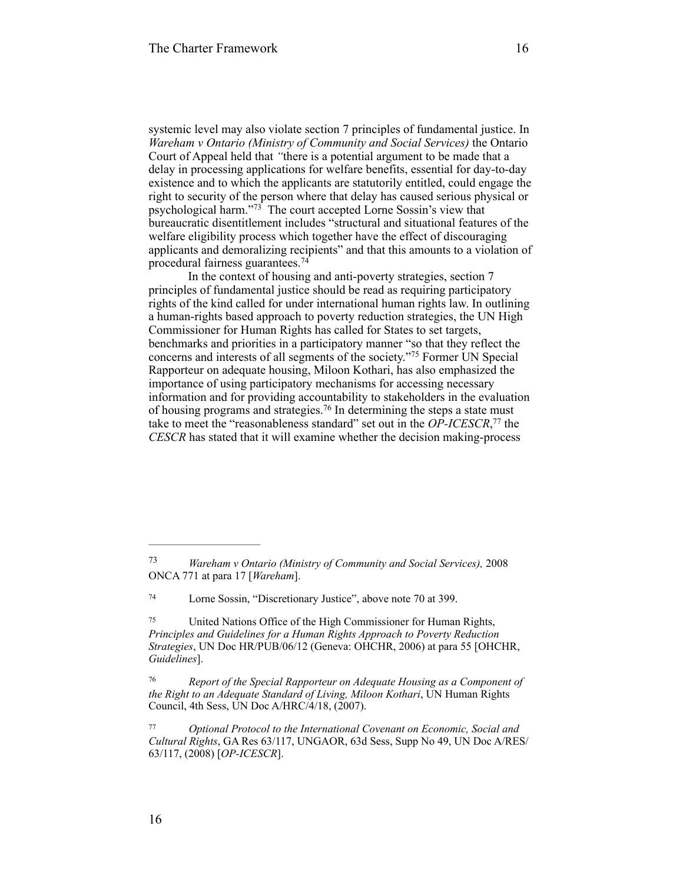systemic level may also violate section 7 principles of fundamental justice. In *Wareham v Ontario (Ministry of Community and Social Services)* the Ontario Court of Appeal held that *"*there is a potential argument to be made that a delay in processing applications for welfare benefits, essential for day-to-day existence and to which the applicants are statutorily entitled, could engage the right to security of the person where that delay has caused serious physical or psychological harm."[73] The court accepted Lorne Sossin's view that bureaucratic disentitlement includes "structural and situational features of the welfare eligibility process which together have the effect of discouraging applicants and demoralizing recipients" and that this amounts to a violation of procedural fairness guarantees.[74]

In the context of housing and anti-poverty strategies, section 7 principles of fundamental justice should be read as requiring participatory rights of the kind called for under international human rights law. In outlining a human-rights based approach to poverty reduction strategies, the UN High Commissioner for Human Rights has called for States to set targets, benchmarks and priorities in a participatory manner "so that they reflect the concerns and interests of all segments of the society."[75] Former UN Special Rapporteur on adequate housing, Miloon Kothari, has also emphasized the importance of using participatory mechanisms for accessing necessary information and for providing accountability to stakeholders in the evaluation of housing programs and strategies.[76] In determining the steps a state must take to meet the "reasonableness standard" set out in the *OP-ICESCR*,[77] the *CESCR* has stated that it will examine whether the decision making-process

---

[73] *Wareham v Ontario (Ministry of Community and Social Services),* 2008 ONCA 771 at para 17 [*Wareham*].

[74] Lorne Sossin, "Discretionary Justice", above note 70 at 399.

[75] United Nations Office of the High Commissioner for Human Rights, *Principles and Guidelines for a Human Rights Approach to Poverty Reduction Strategies*, UN Doc HR/PUB/06/12 (Geneva: OHCHR, 2006) at para 55 [OHCHR, *Guidelines*].

[76] *Report of the Special Rapporteur on Adequate Housing as a Component of the Right to an Adequate Standard of Living, Miloon Kothari*, UN Human Rights Council, 4th Sess, UN Doc A/HRC/4/18, (2007).

[77] *Optional Protocol to the International Covenant on Economic, Social and Cultural Rights*, GA Res 63/117, UNGAOR, 63d Sess, Supp No 49, UN Doc A/RES/63/117, (2008) [*OP-ICESCR*].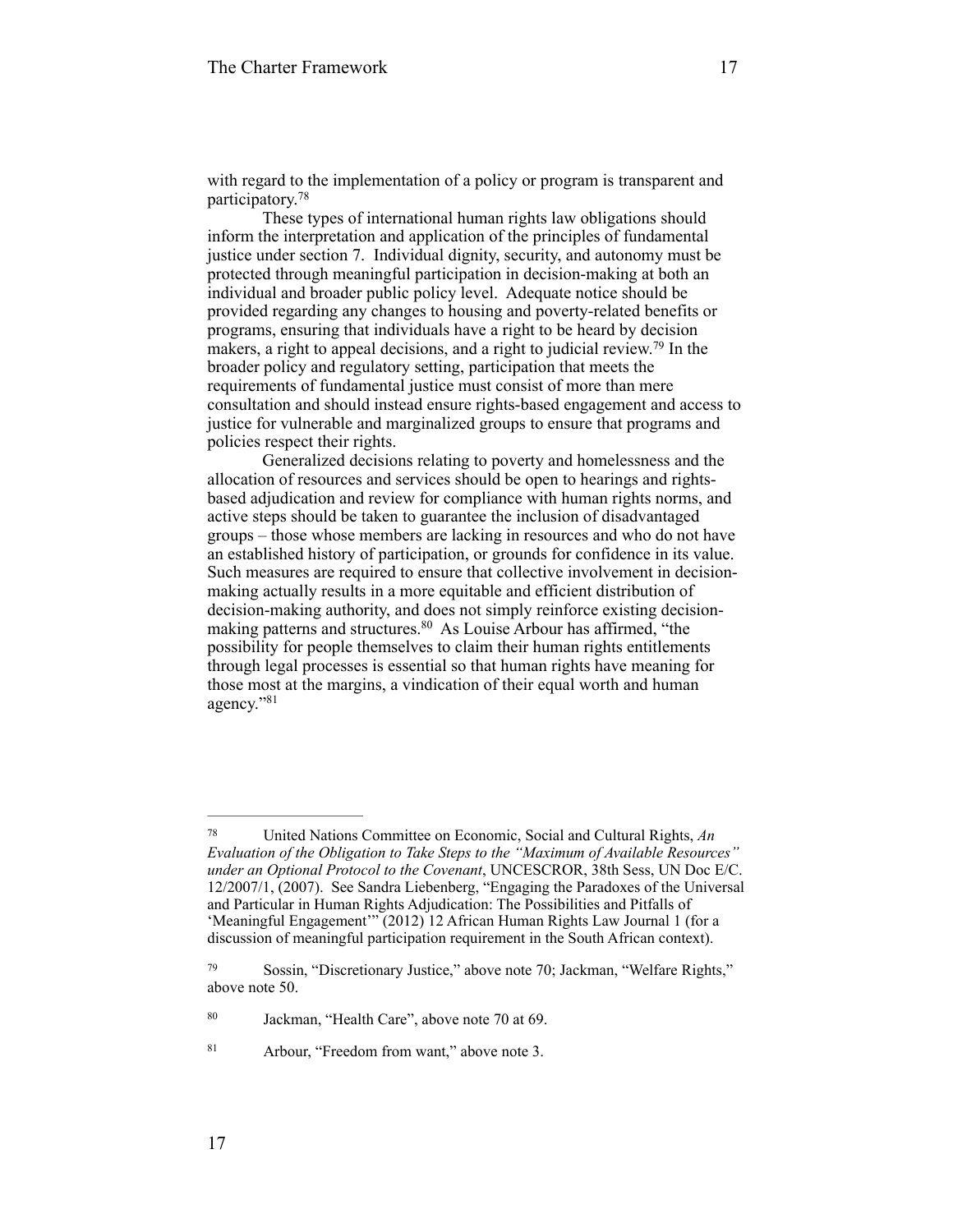with regard to the implementation of a policy or program is transparent and participatory.[78]

These types of international human rights law obligations should inform the interpretation and application of the principles of fundamental justice under section 7. Individual dignity, security, and autonomy must be protected through meaningful participation in decision-making at both an individual and broader public policy level. Adequate notice should be provided regarding any changes to housing and poverty-related benefits or programs, ensuring that individuals have a right to be heard by decision makers, a right to appeal decisions, and a right to judicial review.[79] In the broader policy and regulatory setting, participation that meets the requirements of fundamental justice must consist of more than mere consultation and should instead ensure rights-based engagement and access to justice for vulnerable and marginalized groups to ensure that programs and policies respect their rights.

Generalized decisions relating to poverty and homelessness and the allocation of resources and services should be open to hearings and rights-based adjudication and review for compliance with human rights norms, and active steps should be taken to guarantee the inclusion of disadvantaged groups – those whose members are lacking in resources and who do not have an established history of participation, or grounds for confidence in its value. Such measures are required to ensure that collective involvement in decision-making actually results in a more equitable and efficient distribution of decision-making authority, and does not simply reinforce existing decision-making patterns and structures.[80] As Louise Arbour has affirmed, "the possibility for people themselves to claim their human rights entitlements through legal processes is essential so that human rights have meaning for those most at the margins, a vindication of their equal worth and human agency."[81]

---

[78] United Nations Committee on Economic, Social and Cultural Rights, *An Evaluation of the Obligation to Take Steps to the "Maximum of Available Resources" under an Optional Protocol to the Covenant*, UNCESCROR, 38th Sess, UN Doc E/C. 12/2007/1, (2007). See Sandra Liebenberg, "Engaging the Paradoxes of the Universal and Particular in Human Rights Adjudication: The Possibilities and Pitfalls of 'Meaningful Engagement'" (2012) 12 African Human Rights Law Journal 1 (for a discussion of meaningful participation requirement in the South African context).

[79] Sossin, "Discretionary Justice," above note 70; Jackman, "Welfare Rights," above note 50.

[80] Jackman, "Health Care", above note 70 at 69.

[81] Arbour, "Freedom from want," above note 3.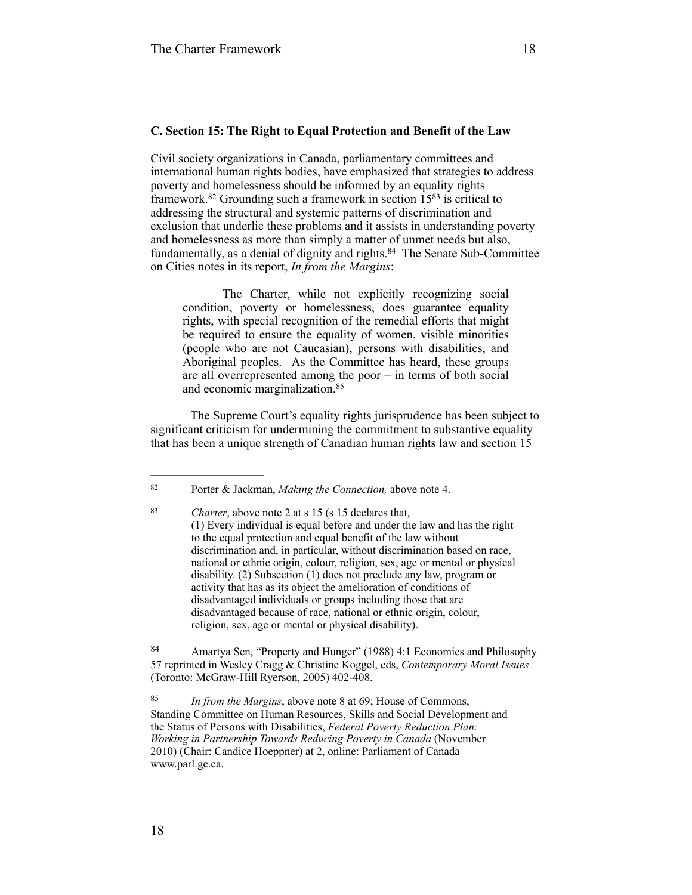### C. Section 15: The Right to Equal Protection and Benefit of the Law

Civil society organizations in Canada, parliamentary committees and international human rights bodies, have emphasized that strategies to address poverty and homelessness should be informed by an equality rights framework.[82] Grounding such a framework in section 15[83] is critical to addressing the structural and systemic patterns of discrimination and exclusion that underlie these problems and it assists in understanding poverty and homelessness as more than simply a matter of unmet needs but also, fundamentally, as a denial of dignity and rights.[84] The Senate Sub-Committee on Cities notes in its report, *In from the Margins*:

> The Charter, while not explicitly recognizing social condition, poverty or homelessness, does guarantee equality rights, with special recognition of the remedial efforts that might be required to ensure the equality of women, visible minorities (people who are not Caucasian), persons with disabilities, and Aboriginal peoples. As the Committee has heard, these groups are all overrepresented among the poor – in terms of both social and economic marginalization.[85]

The Supreme Court's equality rights jurisprudence has been subject to significant criticism for undermining the commitment to substantive equality that has been a unique strength of Canadian human rights law and section 15

---

[82] Porter & Jackman, *Making the Connection,* above note 4.

[83] *Charter*, above note 2 at s 15 (s 15 declares that, (1) Every individual is equal before and under the law and has the right to the equal protection and equal benefit of the law without discrimination and, in particular, without discrimination based on race, national or ethnic origin, colour, religion, sex, age or mental or physical disability. (2) Subsection (1) does not preclude any law, program or activity that has as its object the amelioration of conditions of disadvantaged individuals or groups including those that are disadvantaged because of race, national or ethnic origin, colour, religion, sex, age or mental or physical disability).

[84] Amartya Sen, "Property and Hunger" (1988) 4:1 Economics and Philosophy 57 reprinted in Wesley Cragg & Christine Koggel, eds, *Contemporary Moral Issues* (Toronto: McGraw-Hill Ryerson, 2005) 402-408.

[85] *In from the Margins*, above note 8 at 69; House of Commons, Standing Committee on Human Resources, Skills and Social Development and the Status of Persons with Disabilities, *Federal Poverty Reduction Plan: Working in Partnership Towards Reducing Poverty in Canada* (November 2010) (Chair: Candice Hoeppner) at 2, online: Parliament of Canada www.parl.gc.ca.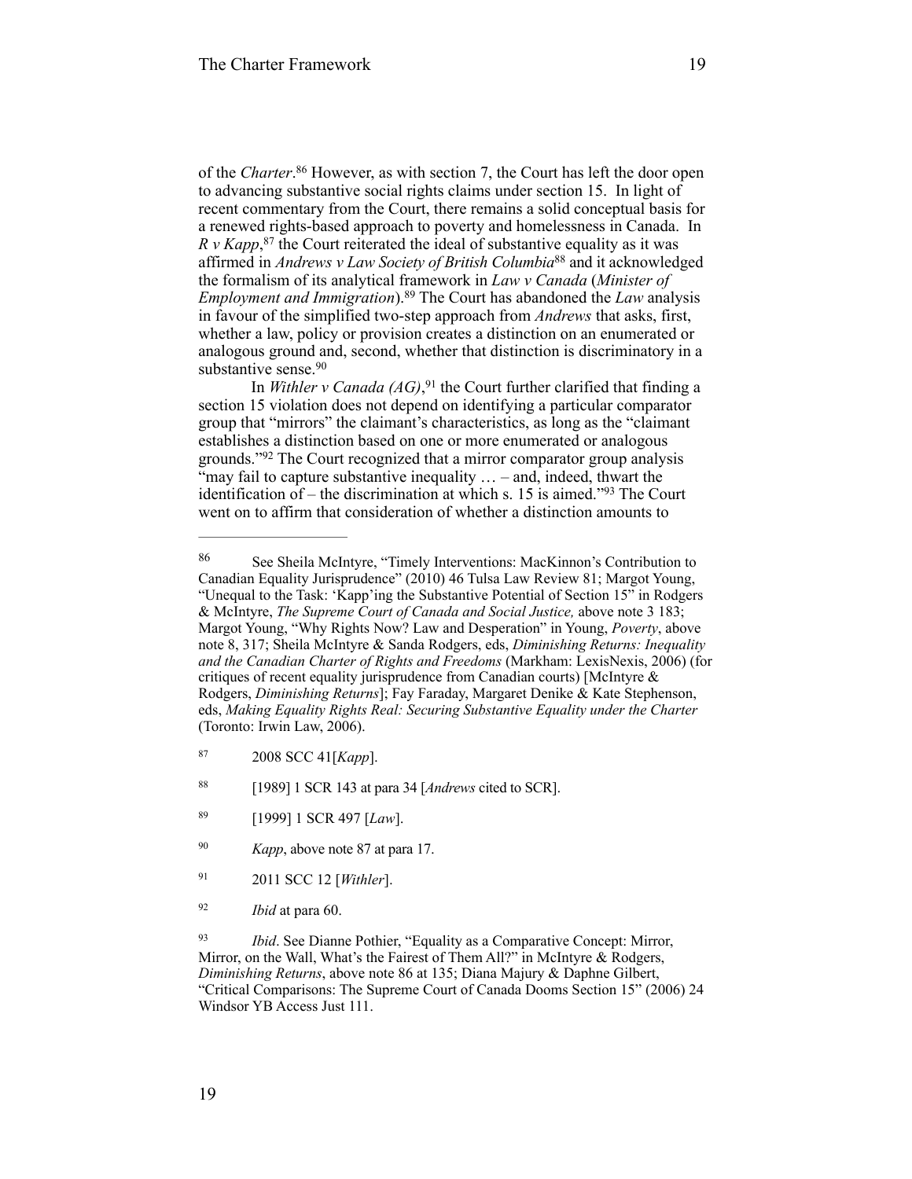of the *Charter*.[86] However, as with section 7, the Court has left the door open to advancing substantive social rights claims under section 15. In light of recent commentary from the Court, there remains a solid conceptual basis for a renewed rights-based approach to poverty and homelessness in Canada. In *R v Kapp*,[87] the Court reiterated the ideal of substantive equality as it was affirmed in *Andrews v Law Society of British Columbia*[88] and it acknowledged the formalism of its analytical framework in *Law v Canada* (*Minister of Employment and Immigration*).[89] The Court has abandoned the *Law* analysis in favour of the simplified two-step approach from *Andrews* that asks, first, whether a law, policy or provision creates a distinction on an enumerated or analogous ground and, second, whether that distinction is discriminatory in a substantive sense.[90]

In *Withler v Canada (AG)*,[91] the Court further clarified that finding a section 15 violation does not depend on identifying a particular comparator group that "mirrors" the claimant's characteristics, as long as the "claimant establishes a distinction based on one or more enumerated or analogous grounds."[92] The Court recognized that a mirror comparator group analysis "may fail to capture substantive inequality … – and, indeed, thwart the identification of – the discrimination at which s. 15 is aimed."[93] The Court went on to affirm that consideration of whether a distinction amounts to

---

[86] See Sheila McIntyre, "Timely Interventions: MacKinnon's Contribution to Canadian Equality Jurisprudence" (2010) 46 Tulsa Law Review 81; Margot Young, "Unequal to the Task: 'Kapp'ing the Substantive Potential of Section 15" in Rodgers & McIntyre, *The Supreme Court of Canada and Social Justice,* above note 3 183; Margot Young, "Why Rights Now? Law and Desperation" in Young, *Poverty*, above note 8, 317; Sheila McIntyre & Sanda Rodgers, eds, *Diminishing Returns: Inequality and the Canadian Charter of Rights and Freedoms* (Markham: LexisNexis, 2006) (for critiques of recent equality jurisprudence from Canadian courts) [McIntyre & Rodgers, *Diminishing Returns*]; Fay Faraday, Margaret Denike & Kate Stephenson, eds, *Making Equality Rights Real: Securing Substantive Equality under the Charter* (Toronto: Irwin Law, 2006).

[87] 2008 SCC 41[*Kapp*].

[88] [1989] 1 SCR 143 at para 34 [*Andrews* cited to SCR].

[89] [1999] 1 SCR 497 [*Law*].

[90] *Kapp*, above note 87 at para 17.

[91] 2011 SCC 12 [*Withler*].

[92] *Ibid* at para 60.

[93] *Ibid*. See Dianne Pothier, "Equality as a Comparative Concept: Mirror, Mirror, on the Wall, What's the Fairest of Them All?" in McIntyre & Rodgers, *Diminishing Returns*, above note 86 at 135; Diana Majury & Daphne Gilbert, "Critical Comparisons: The Supreme Court of Canada Dooms Section 15" (2006) 24 Windsor YB Access Just 111.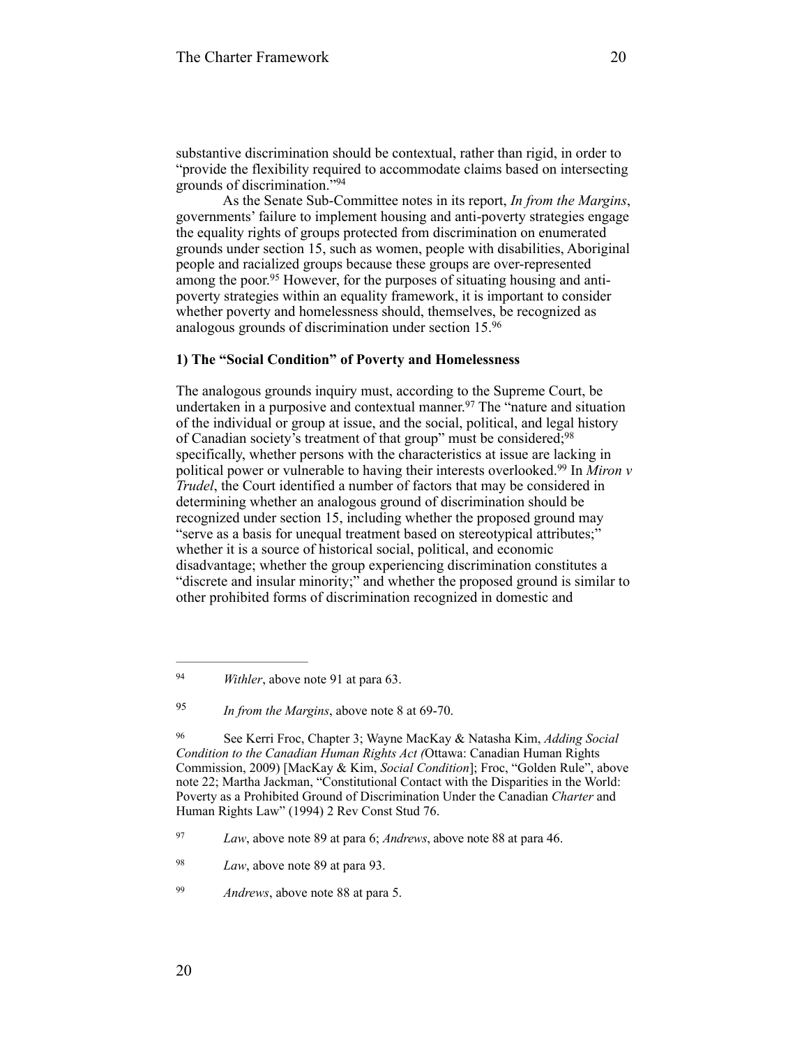substantive discrimination should be contextual, rather than rigid, in order to "provide the flexibility required to accommodate claims based on intersecting grounds of discrimination."[94]

As the Senate Sub-Committee notes in its report, *In from the Margins*, governments' failure to implement housing and anti-poverty strategies engage the equality rights of groups protected from discrimination on enumerated grounds under section 15, such as women, people with disabilities, Aboriginal people and racialized groups because these groups are over-represented among the poor.[95] However, for the purposes of situating housing and anti-poverty strategies within an equality framework, it is important to consider whether poverty and homelessness should, themselves, be recognized as analogous grounds of discrimination under section 15.[96]

### 1) The "Social Condition" of Poverty and Homelessness

The analogous grounds inquiry must, according to the Supreme Court, be undertaken in a purposive and contextual manner.[97] The "nature and situation of the individual or group at issue, and the social, political, and legal history of Canadian society's treatment of that group" must be considered;[98] specifically, whether persons with the characteristics at issue are lacking in political power or vulnerable to having their interests overlooked.[99] In *Miron v Trudel*, the Court identified a number of factors that may be considered in determining whether an analogous ground of discrimination should be recognized under section 15, including whether the proposed ground may "serve as a basis for unequal treatment based on stereotypical attributes;" whether it is a source of historical social, political, and economic disadvantage; whether the group experiencing discrimination constitutes a "discrete and insular minority;" and whether the proposed ground is similar to other prohibited forms of discrimination recognized in domestic and

---

[94] *Withler*, above note 91 at para 63.

[95] *In from the Margins*, above note 8 at 69-70.

[96] See Kerri Froc, Chapter 3; Wayne MacKay & Natasha Kim, *Adding Social Condition to the Canadian Human Rights Act (*Ottawa: Canadian Human Rights Commission, 2009) [MacKay & Kim, *Social Condition*]; Froc, "Golden Rule", above note 22; Martha Jackman, "Constitutional Contact with the Disparities in the World: Poverty as a Prohibited Ground of Discrimination Under the Canadian *Charter* and Human Rights Law" (1994) 2 Rev Const Stud 76.

[97] *Law*, above note 89 at para 6; *Andrews*, above note 88 at para 46.

[98] *Law*, above note 89 at para 93.

[99] *Andrews*, above note 88 at para 5.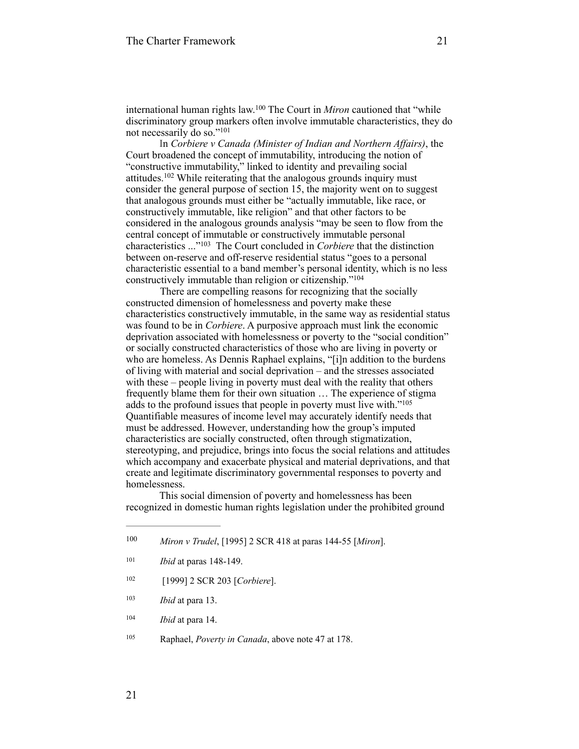international human rights law.[100] The Court in *Miron* cautioned that "while discriminatory group markers often involve immutable characteristics, they do not necessarily do so."[101]

In *Corbiere v Canada (Minister of Indian and Northern Affairs)*, the Court broadened the concept of immutability, introducing the notion of "constructive immutability," linked to identity and prevailing social attitudes.[102] While reiterating that the analogous grounds inquiry must consider the general purpose of section 15, the majority went on to suggest that analogous grounds must either be "actually immutable, like race, or constructively immutable, like religion" and that other factors to be considered in the analogous grounds analysis "may be seen to flow from the central concept of immutable or constructively immutable personal characteristics ..."[103] The Court concluded in *Corbiere* that the distinction between on-reserve and off-reserve residential status "goes to a personal characteristic essential to a band member's personal identity, which is no less constructively immutable than religion or citizenship."[104]

There are compelling reasons for recognizing that the socially constructed dimension of homelessness and poverty make these characteristics constructively immutable, in the same way as residential status was found to be in *Corbiere*. A purposive approach must link the economic deprivation associated with homelessness or poverty to the "social condition" or socially constructed characteristics of those who are living in poverty or who are homeless. As Dennis Raphael explains, "[i]n addition to the burdens of living with material and social deprivation – and the stresses associated with these – people living in poverty must deal with the reality that others frequently blame them for their own situation … The experience of stigma adds to the profound issues that people in poverty must live with."[105] Quantifiable measures of income level may accurately identify needs that must be addressed. However, understanding how the group's imputed characteristics are socially constructed, often through stigmatization, stereotyping, and prejudice, brings into focus the social relations and attitudes which accompany and exacerbate physical and material deprivations, and that create and legitimate discriminatory governmental responses to poverty and homelessness.

This social dimension of poverty and homelessness has been recognized in domestic human rights legislation under the prohibited ground

---

[100] *Miron v Trudel*, [1995] 2 SCR 418 at paras 144-55 [*Miron*].

[101] *Ibid* at paras 148-149.

[102] [1999] 2 SCR 203 [*Corbiere*].

[103] *Ibid* at para 13.

[104] *Ibid* at para 14.

[105] Raphael, *Poverty in Canada*, above note 47 at 178.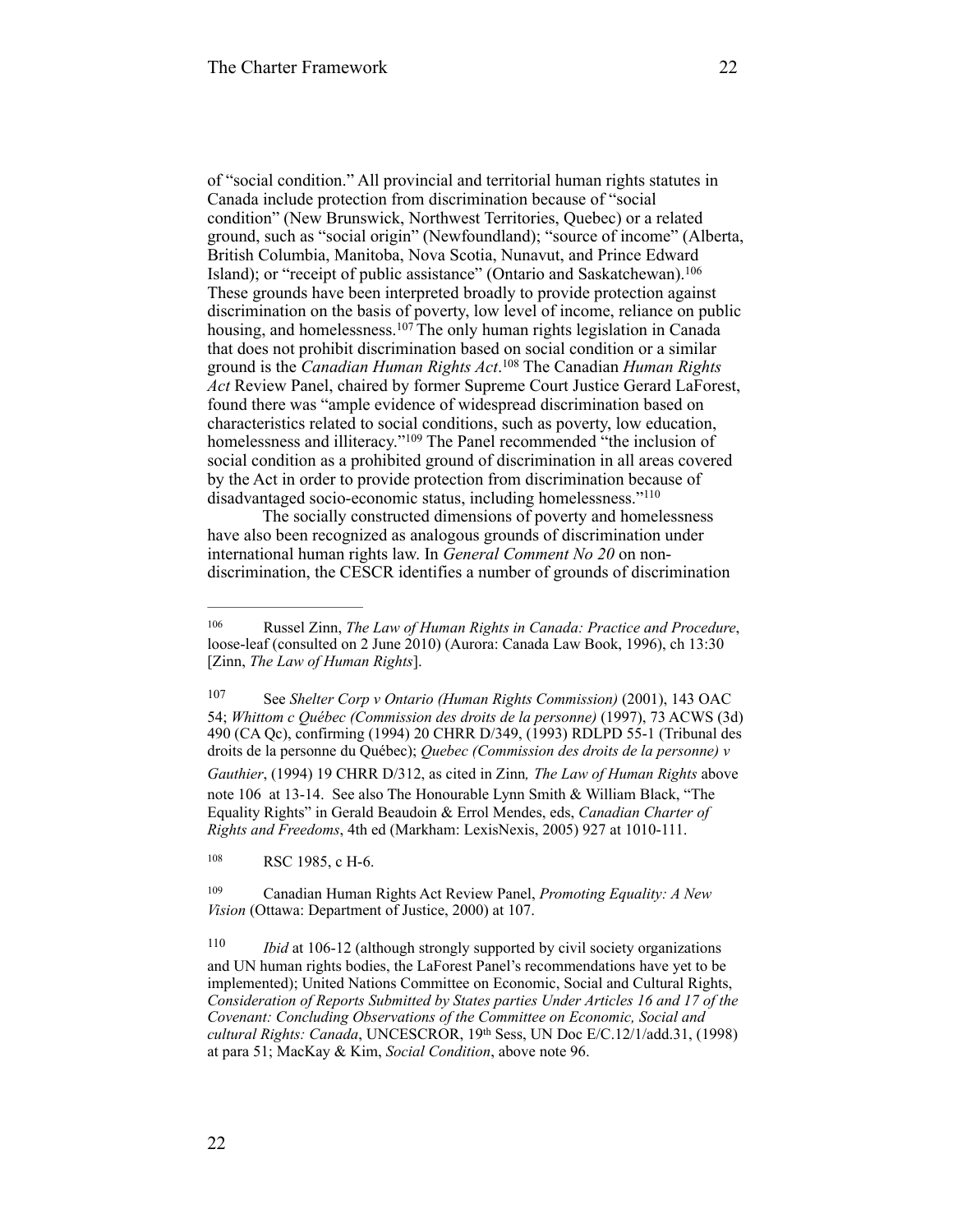of "social condition." All provincial and territorial human rights statutes in Canada include protection from discrimination because of "social condition" (New Brunswick, Northwest Territories, Quebec) or a related ground, such as "social origin" (Newfoundland); "source of income" (Alberta, British Columbia, Manitoba, Nova Scotia, Nunavut, and Prince Edward Island); or "receipt of public assistance" (Ontario and Saskatchewan).[106] These grounds have been interpreted broadly to provide protection against discrimination on the basis of poverty, low level of income, reliance on public housing, and homelessness.[107] The only human rights legislation in Canada that does not prohibit discrimination based on social condition or a similar ground is the *Canadian Human Rights Act*.[108] The Canadian *Human Rights Act* Review Panel, chaired by former Supreme Court Justice Gerard LaForest, found there was "ample evidence of widespread discrimination based on characteristics related to social conditions, such as poverty, low education, homelessness and illiteracy."[109] The Panel recommended "the inclusion of social condition as a prohibited ground of discrimination in all areas covered by the Act in order to provide protection from discrimination because of disadvantaged socio-economic status, including homelessness."[110]

The socially constructed dimensions of poverty and homelessness have also been recognized as analogous grounds of discrimination under international human rights law. In *General Comment No 20* on non-discrimination, the CESCR identifies a number of grounds of discrimination

---

[106] Russel Zinn, *The Law of Human Rights in Canada: Practice and Procedure*, loose-leaf (consulted on 2 June 2010) (Aurora: Canada Law Book, 1996), ch 13:30 [Zinn, *The Law of Human Rights*].

[107] See *Shelter Corp v Ontario (Human Rights Commission)* (2001), 143 OAC 54; *Whittom c Québec (Commission des droits de la personne)* (1997), 73 ACWS (3d) 490 (CA Qc), confirming (1994) 20 CHRR D/349, (1993) RDLPD 55-1 (Tribunal des droits de la personne du Québec); *Quebec (Commission des droits de la personne) v Gauthier*, (1994) 19 CHRR D/312, as cited in Zinn*, The Law of Human Rights* above note 106 at 13-14. See also The Honourable Lynn Smith & William Black, "The Equality Rights" in Gerald Beaudoin & Errol Mendes, eds, *Canadian Charter of Rights and Freedoms*, 4th ed (Markham: LexisNexis, 2005) 927 at 1010-111.

[108] RSC 1985, c H-6.

[109] Canadian Human Rights Act Review Panel, *Promoting Equality: A New Vision* (Ottawa: Department of Justice, 2000) at 107.

[110] *Ibid* at 106-12 (although strongly supported by civil society organizations and UN human rights bodies, the LaForest Panel's recommendations have yet to be implemented); United Nations Committee on Economic, Social and Cultural Rights, *Consideration of Reports Submitted by States parties Under Articles 16 and 17 of the Covenant: Concluding Observations of the Committee on Economic, Social and cultural Rights: Canada*, UNCESCROR, 19th Sess, UN Doc E/C.12/1/add.31, (1998) at para 51; MacKay & Kim, *Social Condition*, above note 96.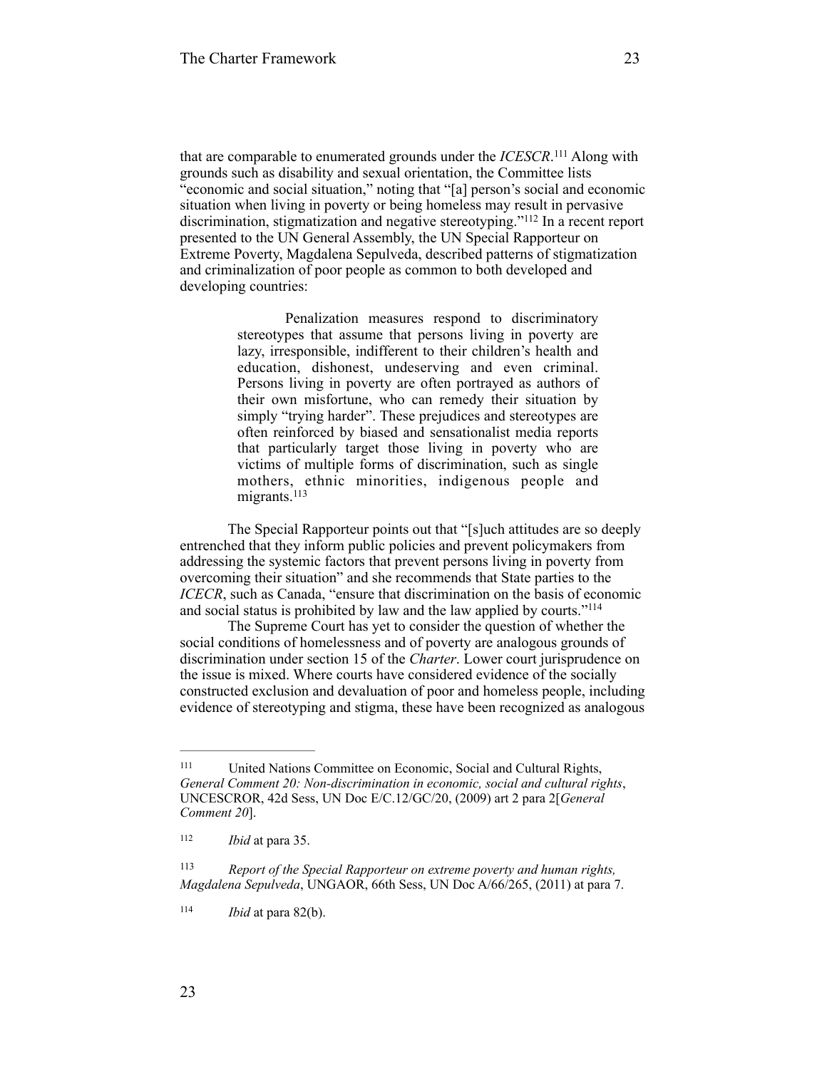that are comparable to enumerated grounds under the *ICESCR*.[111] Along with grounds such as disability and sexual orientation, the Committee lists "economic and social situation," noting that "[a] person's social and economic situation when living in poverty or being homeless may result in pervasive discrimination, stigmatization and negative stereotyping."[112] In a recent report presented to the UN General Assembly, the UN Special Rapporteur on Extreme Poverty, Magdalena Sepulveda, described patterns of stigmatization and criminalization of poor people as common to both developed and developing countries:

> Penalization measures respond to discriminatory stereotypes that assume that persons living in poverty are lazy, irresponsible, indifferent to their children's health and education, dishonest, undeserving and even criminal. Persons living in poverty are often portrayed as authors of their own misfortune, who can remedy their situation by simply "trying harder". These prejudices and stereotypes are often reinforced by biased and sensationalist media reports that particularly target those living in poverty who are victims of multiple forms of discrimination, such as single mothers, ethnic minorities, indigenous people and migrants.[113]

The Special Rapporteur points out that "[s]uch attitudes are so deeply entrenched that they inform public policies and prevent policymakers from addressing the systemic factors that prevent persons living in poverty from overcoming their situation" and she recommends that State parties to the *ICECR*, such as Canada, "ensure that discrimination on the basis of economic and social status is prohibited by law and the law applied by courts."[114]

The Supreme Court has yet to consider the question of whether the social conditions of homelessness and of poverty are analogous grounds of discrimination under section 15 of the *Charter*. Lower court jurisprudence on the issue is mixed. Where courts have considered evidence of the socially constructed exclusion and devaluation of poor and homeless people, including evidence of stereotyping and stigma, these have been recognized as analogous

---

[111] United Nations Committee on Economic, Social and Cultural Rights, *General Comment 20: Non-discrimination in economic, social and cultural rights*, UNCESCROR, 42d Sess, UN Doc E/C.12/GC/20, (2009) art 2 para 2[*General Comment 20*].

[112] *Ibid* at para 35.

[113] *Report of the Special Rapporteur on extreme poverty and human rights, Magdalena Sepulveda*, UNGAOR, 66th Sess, UN Doc A/66/265, (2011) at para 7.

[114] *Ibid* at para 82(b).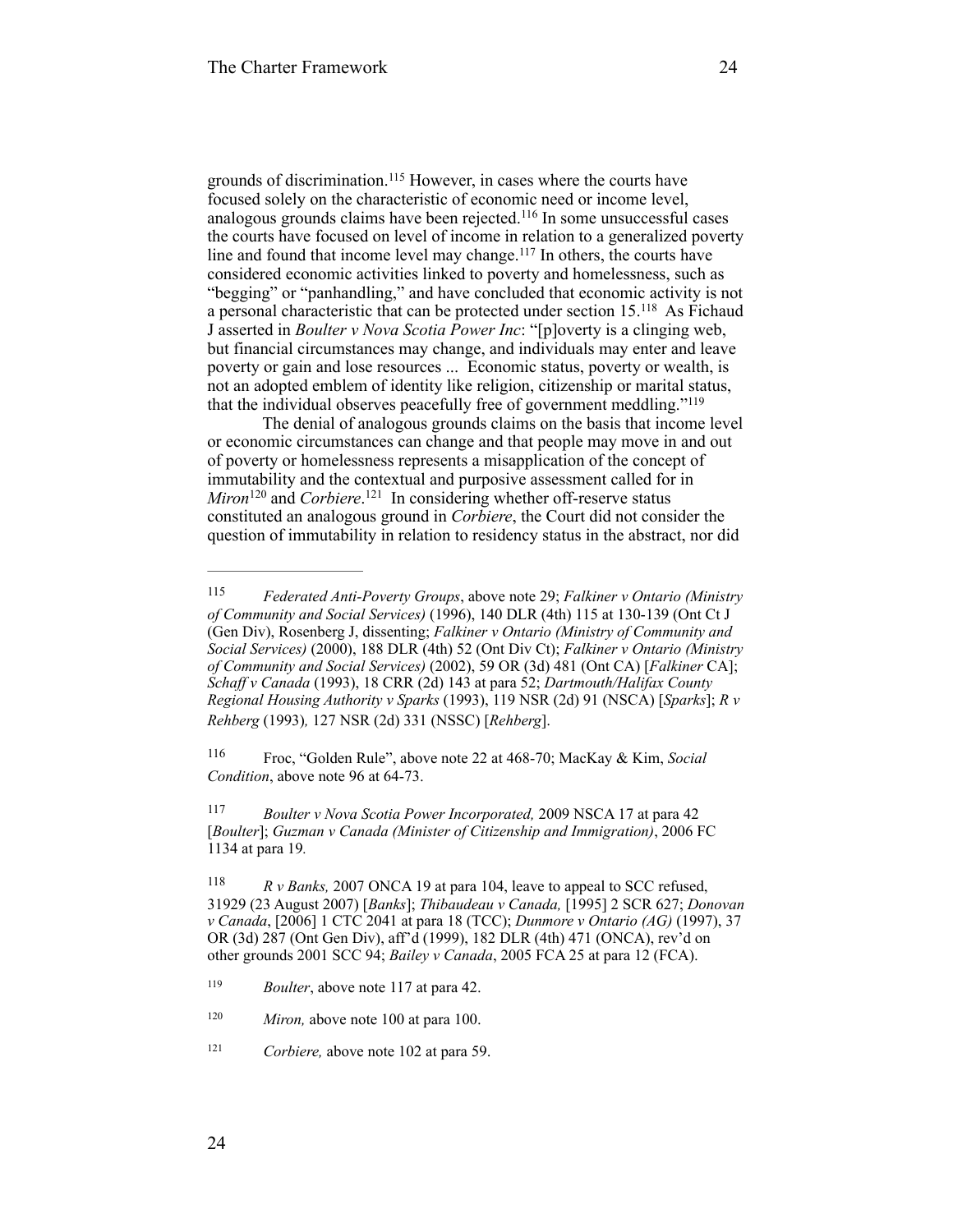grounds of discrimination.[115] However, in cases where the courts have focused solely on the characteristic of economic need or income level, analogous grounds claims have been rejected.[116] In some unsuccessful cases the courts have focused on level of income in relation to a generalized poverty line and found that income level may change.[117] In others, the courts have considered economic activities linked to poverty and homelessness, such as "begging" or "panhandling," and have concluded that economic activity is not a personal characteristic that can be protected under section 15.[118] As Fichaud J asserted in *Boulter v Nova Scotia Power Inc*: "[p]overty is a clinging web, but financial circumstances may change, and individuals may enter and leave poverty or gain and lose resources ... Economic status, poverty or wealth, is not an adopted emblem of identity like religion, citizenship or marital status, that the individual observes peacefully free of government meddling."[119]

The denial of analogous grounds claims on the basis that income level or economic circumstances can change and that people may move in and out of poverty or homelessness represents a misapplication of the concept of immutability and the contextual and purposive assessment called for in *Miron*[120] and *Corbiere*.[121] In considering whether off-reserve status constituted an analogous ground in *Corbiere*, the Court did not consider the question of immutability in relation to residency status in the abstract, nor did

---

[115] *Federated Anti-Poverty Groups*, above note 29; *Falkiner v Ontario (Ministry of Community and Social Services)* (1996), 140 DLR (4th) 115 at 130-139 (Ont Ct J (Gen Div), Rosenberg J, dissenting; *Falkiner v Ontario (Ministry of Community and Social Services)* (2000), 188 DLR (4th) 52 (Ont Div Ct); *Falkiner v Ontario (Ministry of Community and Social Services)* (2002), 59 OR (3d) 481 (Ont CA) [*Falkiner* CA]; *Schaff v Canada* (1993), 18 CRR (2d) 143 at para 52; *Dartmouth/Halifax County Regional Housing Authority v Sparks* (1993), 119 NSR (2d) 91 (NSCA) [*Sparks*]; *R v Rehberg* (1993), 127 NSR (2d) 331 (NSSC) [*Rehberg*].

[116] Froc, "Golden Rule", above note 22 at 468-70; MacKay & Kim, *Social Condition*, above note 96 at 64-73.

[117] *Boulter v Nova Scotia Power Incorporated,* 2009 NSCA 17 at para 42 [*Boulter*]; *Guzman v Canada (Minister of Citizenship and Immigration)*, 2006 FC 1134 at para 19.

[118] *R v Banks,* 2007 ONCA 19 at para 104, leave to appeal to SCC refused, 31929 (23 August 2007) [*Banks*]; *Thibaudeau v Canada,* [1995] 2 SCR 627; *Donovan v Canada*, [2006] 1 CTC 2041 at para 18 (TCC); *Dunmore v Ontario (AG)* (1997), 37 OR (3d) 287 (Ont Gen Div), aff'd (1999), 182 DLR (4th) 471 (ONCA), rev'd on other grounds 2001 SCC 94; *Bailey v Canada*, 2005 FCA 25 at para 12 (FCA).

[119] *Boulter*, above note 117 at para 42.

[120] *Miron,* above note 100 at para 100.

[121] *Corbiere,* above note 102 at para 59.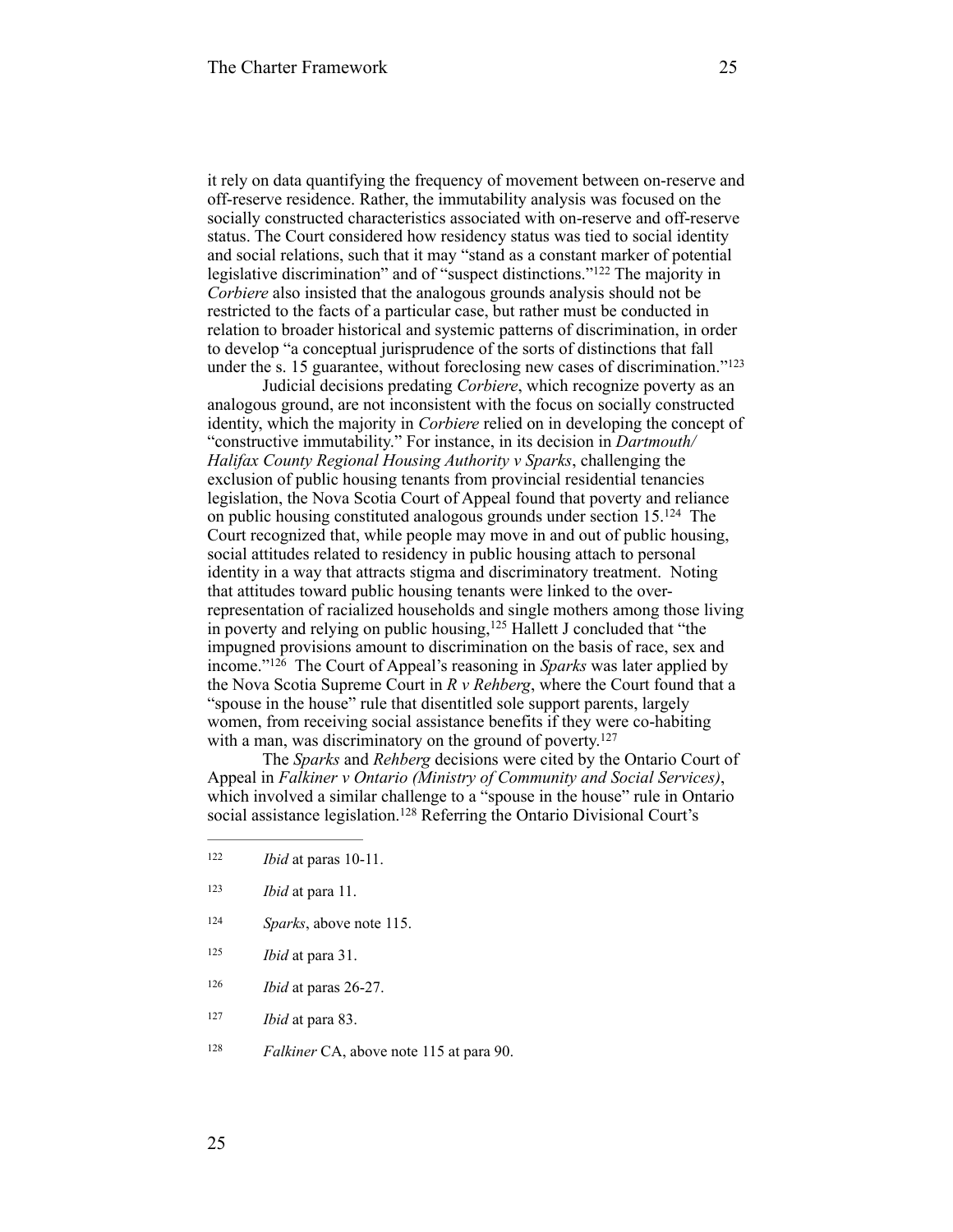it rely on data quantifying the frequency of movement between on-reserve and off-reserve residence. Rather, the immutability analysis was focused on the socially constructed characteristics associated with on-reserve and off-reserve status. The Court considered how residency status was tied to social identity and social relations, such that it may "stand as a constant marker of potential legislative discrimination" and of "suspect distinctions."[122] The majority in *Corbiere* also insisted that the analogous grounds analysis should not be restricted to the facts of a particular case, but rather must be conducted in relation to broader historical and systemic patterns of discrimination, in order to develop "a conceptual jurisprudence of the sorts of distinctions that fall under the s. 15 guarantee, without foreclosing new cases of discrimination."[123]

Judicial decisions predating *Corbiere*, which recognize poverty as an analogous ground, are not inconsistent with the focus on socially constructed identity, which the majority in *Corbiere* relied on in developing the concept of "constructive immutability." For instance, in its decision in *Dartmouth/Halifax County Regional Housing Authority v Sparks*, challenging the exclusion of public housing tenants from provincial residential tenancies legislation, the Nova Scotia Court of Appeal found that poverty and reliance on public housing constituted analogous grounds under section 15.[124] The Court recognized that, while people may move in and out of public housing, social attitudes related to residency in public housing attach to personal identity in a way that attracts stigma and discriminatory treatment. Noting that attitudes toward public housing tenants were linked to the over-representation of racialized households and single mothers among those living in poverty and relying on public housing,[125] Hallett J concluded that "the impugned provisions amount to discrimination on the basis of race, sex and income."[126] The Court of Appeal's reasoning in *Sparks* was later applied by the Nova Scotia Supreme Court in *R v Rehberg*, where the Court found that a "spouse in the house" rule that disentitled sole support parents, largely women, from receiving social assistance benefits if they were co-habiting with a man, was discriminatory on the ground of poverty.[127]

The *Sparks* and *Rehberg* decisions were cited by the Ontario Court of Appeal in *Falkiner v Ontario (Ministry of Community and Social Services)*, which involved a similar challenge to a "spouse in the house" rule in Ontario social assistance legislation.[128] Referring the Ontario Divisional Court's

---

[122] *Ibid* at paras 10-11.

[123] *Ibid* at para 11.

[124] *Sparks*, above note 115.

[125] *Ibid* at para 31.

[126] *Ibid* at paras 26-27.

[127] *Ibid* at para 83.

[128] *Falkiner* CA, above note 115 at para 90.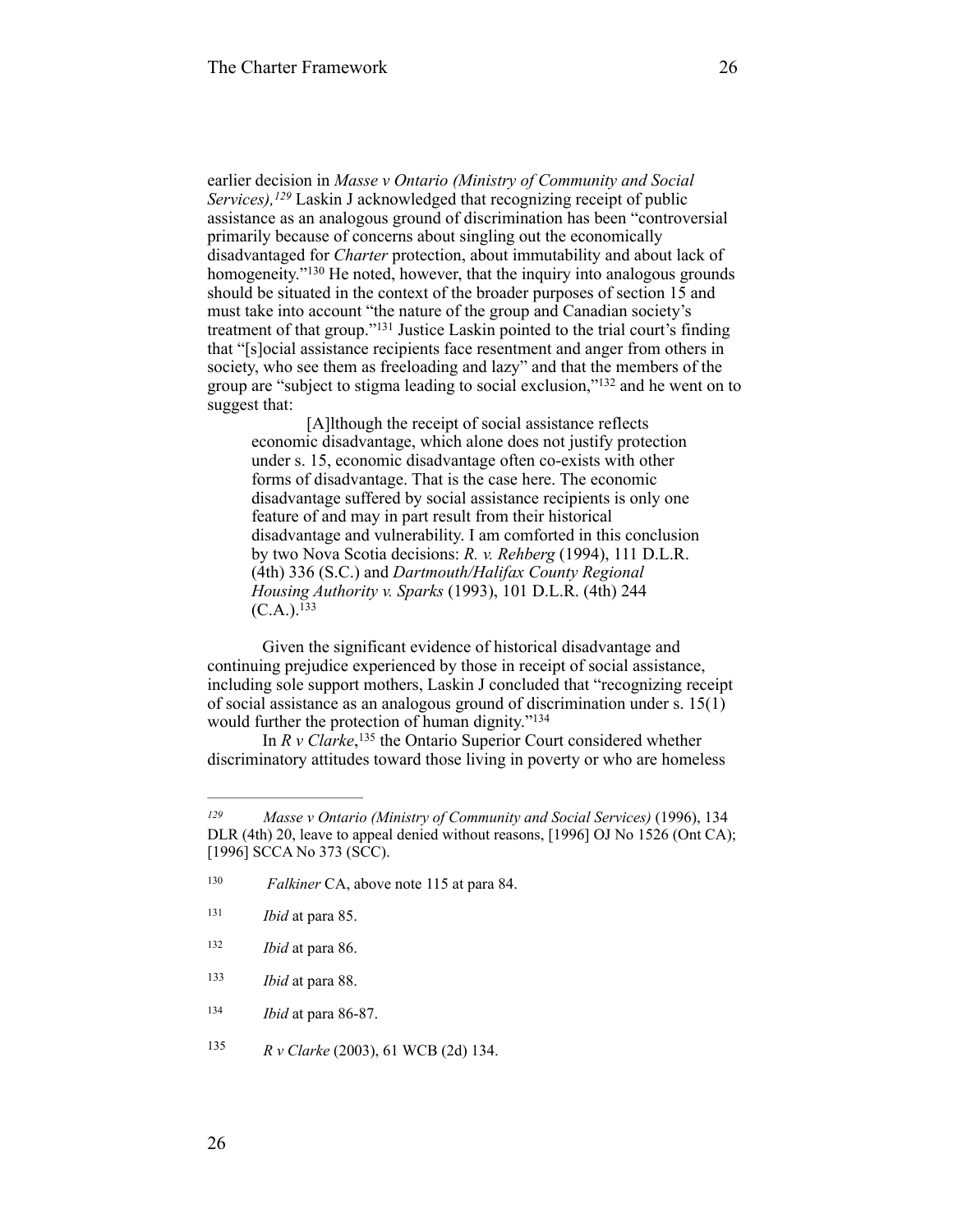earlier decision in *Masse v Ontario (Ministry of Community and Social Services),*[129] Laskin J acknowledged that recognizing receipt of public assistance as an analogous ground of discrimination has been "controversial primarily because of concerns about singling out the economically disadvantaged for *Charter* protection, about immutability and about lack of homogeneity."[130] He noted, however, that the inquiry into analogous grounds should be situated in the context of the broader purposes of section 15 and must take into account "the nature of the group and Canadian society's treatment of that group."[131] Justice Laskin pointed to the trial court's finding that "[s]ocial assistance recipients face resentment and anger from others in society, who see them as freeloading and lazy" and that the members of the group are "subject to stigma leading to social exclusion,"[132] and he went on to suggest that:

> [A]lthough the receipt of social assistance reflects economic disadvantage, which alone does not justify protection under s. 15, economic disadvantage often co-exists with other forms of disadvantage. That is the case here. The economic disadvantage suffered by social assistance recipients is only one feature of and may in part result from their historical disadvantage and vulnerability. I am comforted in this conclusion by two Nova Scotia decisions: *R. v. Rehberg* (1994), 111 D.L.R. (4th) 336 (S.C.) and *Dartmouth/Halifax County Regional Housing Authority v. Sparks* (1993), 101 D.L.R. (4th) 244 (C.A.).[133]

Given the significant evidence of historical disadvantage and continuing prejudice experienced by those in receipt of social assistance, including sole support mothers, Laskin J concluded that "recognizing receipt of social assistance as an analogous ground of discrimination under s. 15(1) would further the protection of human dignity."[134]

In *R v Clarke*,[135] the Ontario Superior Court considered whether discriminatory attitudes toward those living in poverty or who are homeless

---

[129] *Masse v Ontario (Ministry of Community and Social Services)* (1996), 134 DLR (4th) 20, leave to appeal denied without reasons, [1996] OJ No 1526 (Ont CA); [1996] SCCA No 373 (SCC).

[130] *Falkiner* CA, above note 115 at para 84.

[131] *Ibid* at para 85.

[132] *Ibid* at para 86.

[133] *Ibid* at para 88.

[134] *Ibid* at para 86-87.

[135] *R v Clarke* (2003), 61 WCB (2d) 134.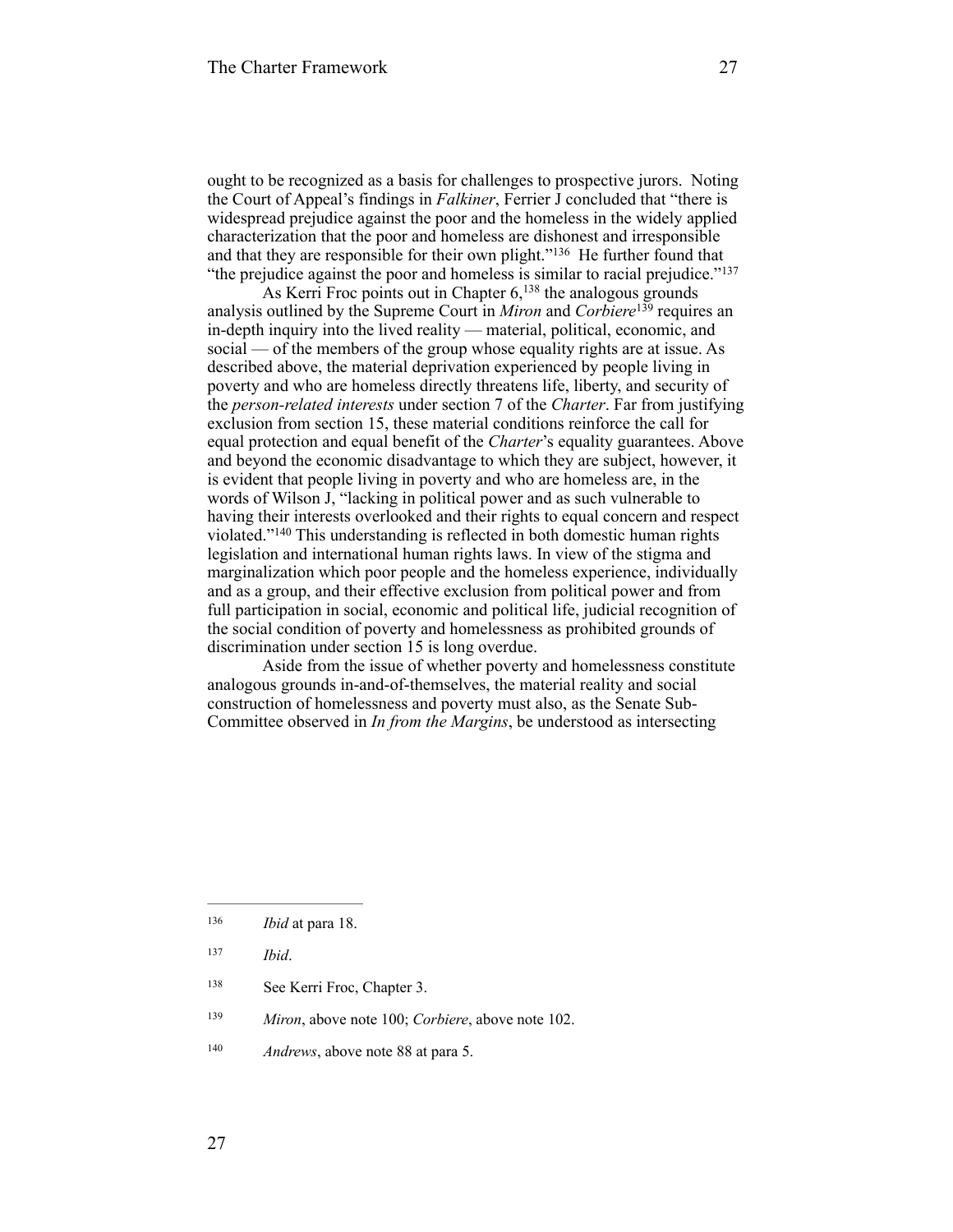ought to be recognized as a basis for challenges to prospective jurors. Noting the Court of Appeal's findings in *Falkiner*, Ferrier J concluded that "there is widespread prejudice against the poor and the homeless in the widely applied characterization that the poor and homeless are dishonest and irresponsible and that they are responsible for their own plight."[136] He further found that "the prejudice against the poor and homeless is similar to racial prejudice."[137]

As Kerri Froc points out in Chapter 6,[138] the analogous grounds analysis outlined by the Supreme Court in *Miron* and *Corbiere*[139] requires an in-depth inquiry into the lived reality — material, political, economic, and social — of the members of the group whose equality rights are at issue. As described above, the material deprivation experienced by people living in poverty and who are homeless directly threatens life, liberty, and security of the *person-related interests* under section 7 of the *Charter*. Far from justifying exclusion from section 15, these material conditions reinforce the call for equal protection and equal benefit of the *Charter*'s equality guarantees. Above and beyond the economic disadvantage to which they are subject, however, it is evident that people living in poverty and who are homeless are, in the words of Wilson J, "lacking in political power and as such vulnerable to having their interests overlooked and their rights to equal concern and respect violated."[140] This understanding is reflected in both domestic human rights legislation and international human rights laws. In view of the stigma and marginalization which poor people and the homeless experience, individually and as a group, and their effective exclusion from political power and from full participation in social, economic and political life, judicial recognition of the social condition of poverty and homelessness as prohibited grounds of discrimination under section 15 is long overdue.

Aside from the issue of whether poverty and homelessness constitute analogous grounds in-and-of-themselves, the material reality and social construction of homelessness and poverty must also, as the Senate Sub-Committee observed in *In from the Margins*, be understood as intersecting

---

[136] *Ibid* at para 18.

[137] *Ibid*.

[138] See Kerri Froc, Chapter 3.

[139] *Miron*, above note 100; *Corbiere*, above note 102.

[140] *Andrews*, above note 88 at para 5.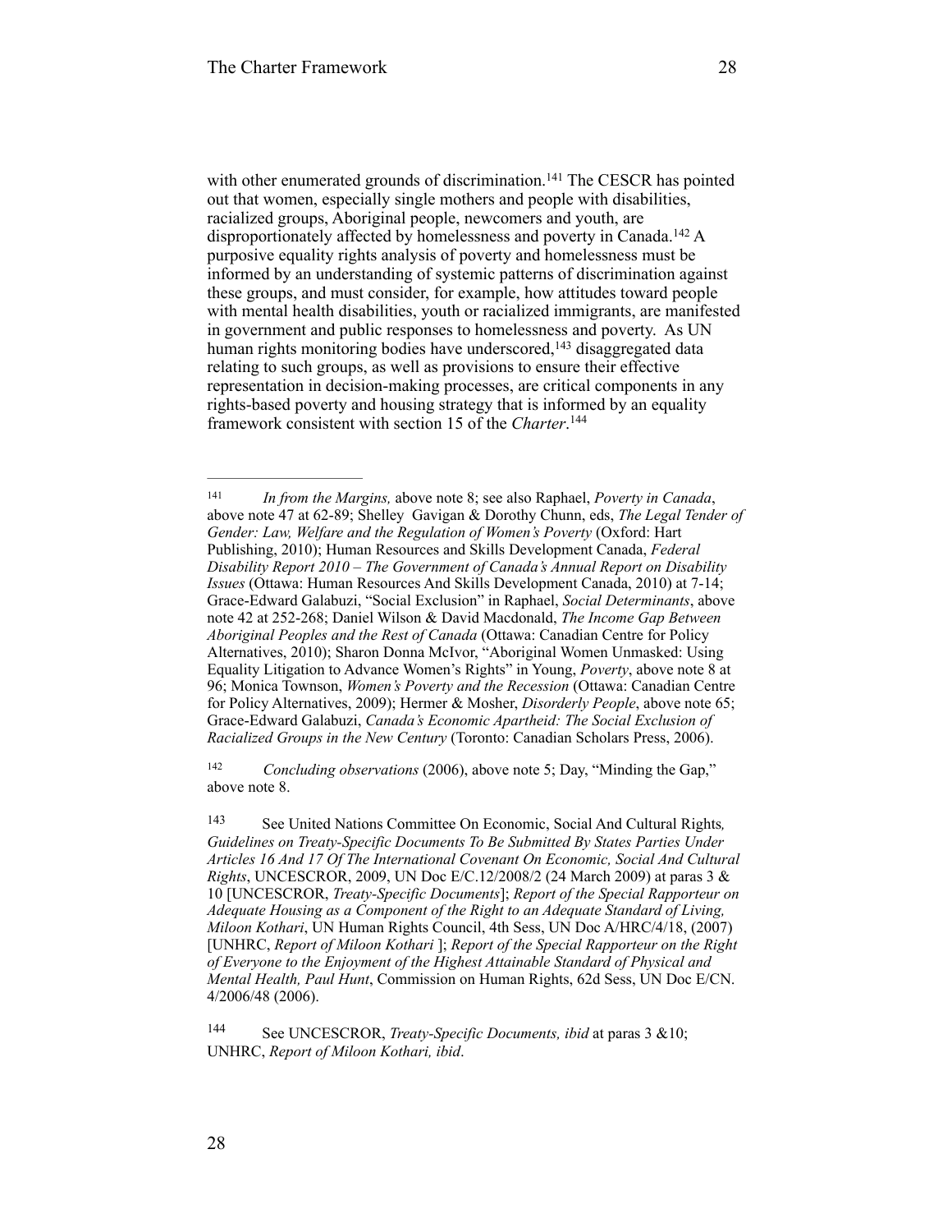with other enumerated grounds of discrimination.[141] The CESCR has pointed out that women, especially single mothers and people with disabilities, racialized groups, Aboriginal people, newcomers and youth, are disproportionately affected by homelessness and poverty in Canada.[142] A purposive equality rights analysis of poverty and homelessness must be informed by an understanding of systemic patterns of discrimination against these groups, and must consider, for example, how attitudes toward people with mental health disabilities, youth or racialized immigrants, are manifested in government and public responses to homelessness and poverty. As UN human rights monitoring bodies have underscored,[143] disaggregated data relating to such groups, as well as provisions to ensure their effective representation in decision-making processes, are critical components in any rights-based poverty and housing strategy that is informed by an equality framework consistent with section 15 of the *Charter*.[144]

---

[141] *In from the Margins,* above note 8; see also Raphael, *Poverty in Canada*, above note 47 at 62-89; Shelley Gavigan & Dorothy Chunn, eds, *The Legal Tender of Gender: Law, Welfare and the Regulation of Women's Poverty* (Oxford: Hart Publishing, 2010); Human Resources and Skills Development Canada, *Federal Disability Report 2010 – The Government of Canada's Annual Report on Disability Issues* (Ottawa: Human Resources And Skills Development Canada, 2010) at 7-14; Grace-Edward Galabuzi, "Social Exclusion" in Raphael, *Social Determinants*, above note 42 at 252-268; Daniel Wilson & David Macdonald, *The Income Gap Between Aboriginal Peoples and the Rest of Canada* (Ottawa: Canadian Centre for Policy Alternatives, 2010); Sharon Donna McIvor, "Aboriginal Women Unmasked: Using Equality Litigation to Advance Women's Rights" in Young, *Poverty*, above note 8 at 96; Monica Townson, *Women's Poverty and the Recession* (Ottawa: Canadian Centre for Policy Alternatives, 2009); Hermer & Mosher, *Disorderly People*, above note 65; Grace-Edward Galabuzi, *Canada's Economic Apartheid: The Social Exclusion of Racialized Groups in the New Century* (Toronto: Canadian Scholars Press, 2006).

[142] *Concluding observations* (2006), above note 5; Day, "Minding the Gap," above note 8.

[143] See United Nations Committee On Economic, Social And Cultural Rights*, Guidelines on Treaty-Specific Documents To Be Submitted By States Parties Under Articles 16 And 17 Of The International Covenant On Economic, Social And Cultural Rights*, UNCESCROR, 2009, UN Doc E/C.12/2008/2 (24 March 2009) at paras 3 & 10 [UNCESCROR, *Treaty-Specific Documents*]; *Report of the Special Rapporteur on Adequate Housing as a Component of the Right to an Adequate Standard of Living, Miloon Kothari*, UN Human Rights Council, 4th Sess, UN Doc A/HRC/4/18, (2007) [UNHRC, *Report of Miloon Kothari* ]; *Report of the Special Rapporteur on the Right of Everyone to the Enjoyment of the Highest Attainable Standard of Physical and Mental Health, Paul Hunt*, Commission on Human Rights, 62d Sess, UN Doc E/CN. 4/2006/48 (2006).

[144] See UNCESCROR, *Treaty-Specific Documents, ibid* at paras 3 &10; UNHRC, *Report of Miloon Kothari, ibid*.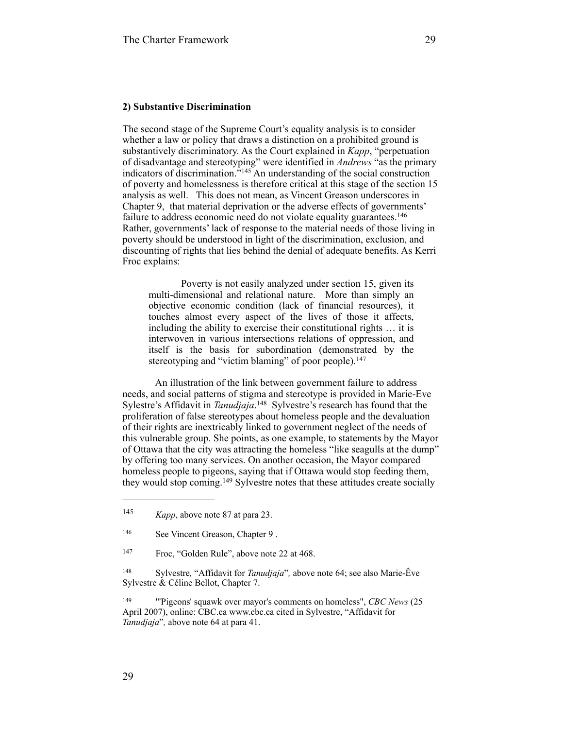### 2) Substantive Discrimination

The second stage of the Supreme Court's equality analysis is to consider whether a law or policy that draws a distinction on a prohibited ground is substantively discriminatory. As the Court explained in *Kapp*, "perpetuation of disadvantage and stereotyping" were identified in *Andrews* "as the primary indicators of discrimination."[145] An understanding of the social construction of poverty and homelessness is therefore critical at this stage of the section 15 analysis as well. This does not mean, as Vincent Greason underscores in Chapter 9, that material deprivation or the adverse effects of governments' failure to address economic need do not violate equality guarantees.[146] Rather, governments' lack of response to the material needs of those living in poverty should be understood in light of the discrimination, exclusion, and discounting of rights that lies behind the denial of adequate benefits. As Kerri Froc explains:

> Poverty is not easily analyzed under section 15, given its multi-dimensional and relational nature. More than simply an objective economic condition (lack of financial resources), it touches almost every aspect of the lives of those it affects, including the ability to exercise their constitutional rights … it is interwoven in various intersections relations of oppression, and itself is the basis for subordination (demonstrated by the stereotyping and "victim blaming" of poor people).[147]

An illustration of the link between government failure to address needs, and social patterns of stigma and stereotype is provided in Marie-Eve Sylestre's Affidavit in *Tanudjaja*.[148] Sylvestre's research has found that the proliferation of false stereotypes about homeless people and the devaluation of their rights are inextricably linked to government neglect of the needs of this vulnerable group. She points, as one example, to statements by the Mayor of Ottawa that the city was attracting the homeless "like seagulls at the dump" by offering too many services. On another occasion, the Mayor compared homeless people to pigeons, saying that if Ottawa would stop feeding them, they would stop coming.[149] Sylvestre notes that these attitudes create socially

---

[145] *Kapp*, above note 87 at para 23.

[146] See Vincent Greason, Chapter 9 .

[147] Froc, "Golden Rule", above note 22 at 468.

[148] Sylvestre*,* "Affidavit for *Tanudjaja*"*,* above note 64; see also Marie-Êve Sylvestre & Céline Bellot, Chapter 7.

[149] "'Pigeons' squawk over mayor's comments on homeless", *CBC News* (25 April 2007), online: CBC.ca www.cbc.ca cited in Sylvestre, "Affidavit for *Tanudjaja*"*,* above note 64 at para 41.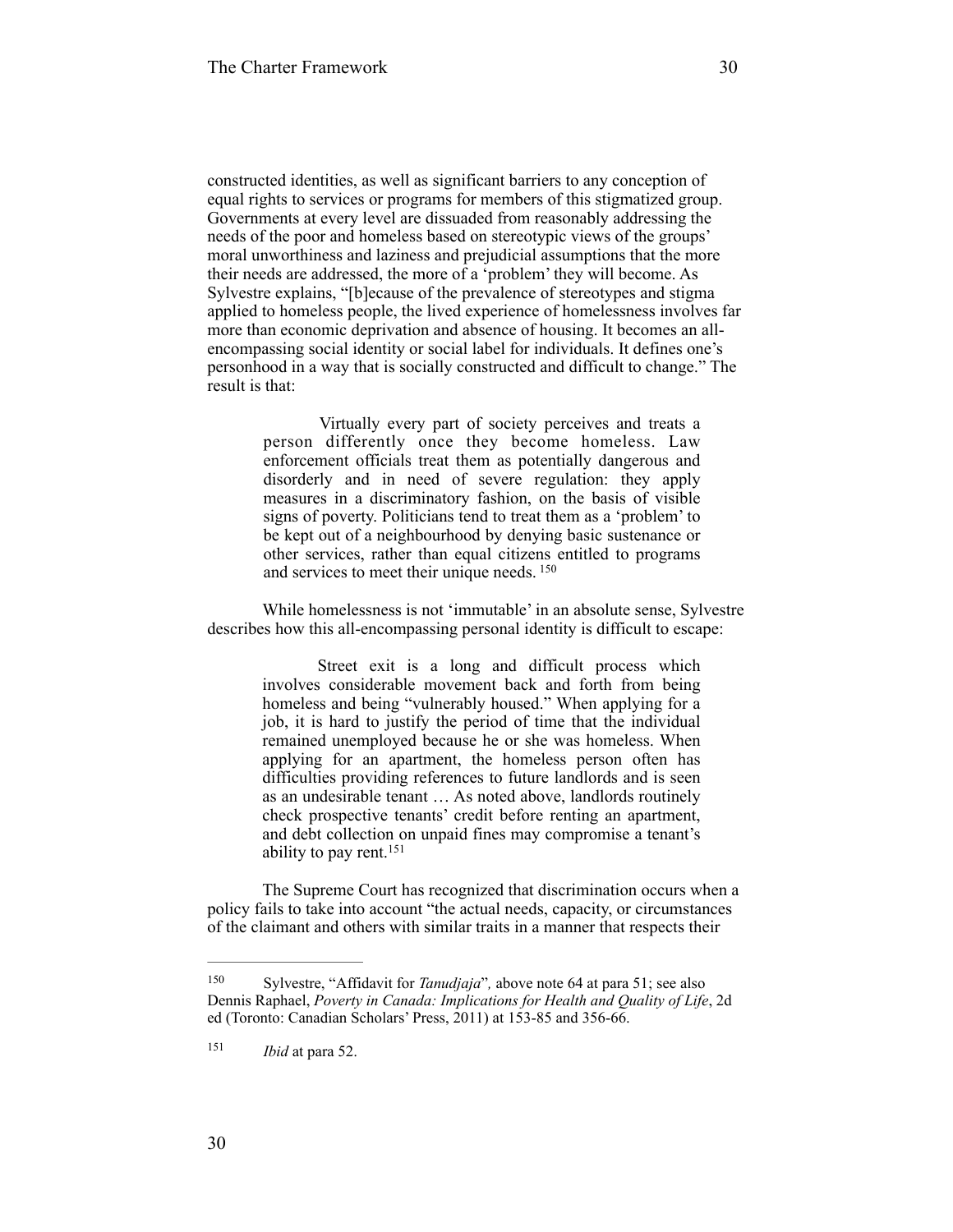constructed identities, as well as significant barriers to any conception of equal rights to services or programs for members of this stigmatized group. Governments at every level are dissuaded from reasonably addressing the needs of the poor and homeless based on stereotypic views of the groups' moral unworthiness and laziness and prejudicial assumptions that the more their needs are addressed, the more of a 'problem' they will become. As Sylvestre explains, "[b]ecause of the prevalence of stereotypes and stigma applied to homeless people, the lived experience of homelessness involves far more than economic deprivation and absence of housing. It becomes an all-encompassing social identity or social label for individuals. It defines one's personhood in a way that is socially constructed and difficult to change." The result is that:

> Virtually every part of society perceives and treats a person differently once they become homeless. Law enforcement officials treat them as potentially dangerous and disorderly and in need of severe regulation: they apply measures in a discriminatory fashion, on the basis of visible signs of poverty. Politicians tend to treat them as a 'problem' to be kept out of a neighbourhood by denying basic sustenance or other services, rather than equal citizens entitled to programs and services to meet their unique needs. [150]

While homelessness is not 'immutable' in an absolute sense, Sylvestre describes how this all-encompassing personal identity is difficult to escape:

> Street exit is a long and difficult process which involves considerable movement back and forth from being homeless and being "vulnerably housed." When applying for a job, it is hard to justify the period of time that the individual remained unemployed because he or she was homeless. When applying for an apartment, the homeless person often has difficulties providing references to future landlords and is seen as an undesirable tenant … As noted above, landlords routinely check prospective tenants' credit before renting an apartment, and debt collection on unpaid fines may compromise a tenant's ability to pay rent.[151]

The Supreme Court has recognized that discrimination occurs when a policy fails to take into account "the actual needs, capacity, or circumstances of the claimant and others with similar traits in a manner that respects their

---

[150] Sylvestre, "Affidavit for *Tanudjaja*", above note 64 at para 51; see also Dennis Raphael, *Poverty in Canada: Implications for Health and Quality of Life*, 2d ed (Toronto: Canadian Scholars' Press, 2011) at 153-85 and 356-66.

[151] *Ibid* at para 52.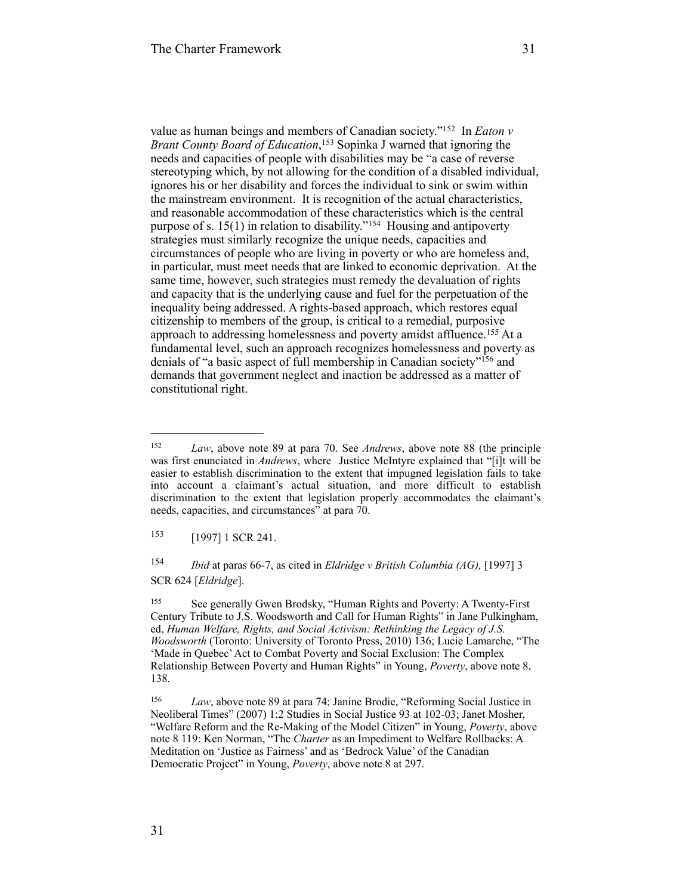value as human beings and members of Canadian society."[152] In *Eaton v Brant County Board of Education*,[153] Sopinka J warned that ignoring the needs and capacities of people with disabilities may be "a case of reverse stereotyping which, by not allowing for the condition of a disabled individual, ignores his or her disability and forces the individual to sink or swim within the mainstream environment. It is recognition of the actual characteristics, and reasonable accommodation of these characteristics which is the central purpose of s. 15(1) in relation to disability."[154] Housing and antipoverty strategies must similarly recognize the unique needs, capacities and circumstances of people who are living in poverty or who are homeless and, in particular, must meet needs that are linked to economic deprivation. At the same time, however, such strategies must remedy the devaluation of rights and capacity that is the underlying cause and fuel for the perpetuation of the inequality being addressed. A rights-based approach, which restores equal citizenship to members of the group, is critical to a remedial, purposive approach to addressing homelessness and poverty amidst affluence.[155] At a fundamental level, such an approach recognizes homelessness and poverty as denials of "a basic aspect of full membership in Canadian society"[156] and demands that government neglect and inaction be addressed as a matter of constitutional right.

---

[152] *Law*, above note 89 at para 70. See *Andrews*, above note 88 (the principle was first enunciated in *Andrews*, where Justice McIntyre explained that "[i]t will be easier to establish discrimination to the extent that impugned legislation fails to take into account a claimant's actual situation, and more difficult to establish discrimination to the extent that legislation properly accommodates the claimant's needs, capacities, and circumstances" at para 70.

[153] [1997] 1 SCR 241.

[154] *Ibid* at paras 66-7, as cited in *Eldridge v British Columbia (AG),* [1997] 3 SCR 624 [*Eldridge*].

[155] See generally Gwen Brodsky, "Human Rights and Poverty: A Twenty-First Century Tribute to J.S. Woodsworth and Call for Human Rights" in Jane Pulkingham, ed, *Human Welfare, Rights, and Social Activism: Rethinking the Legacy of J.S. Woodsworth* (Toronto: University of Toronto Press, 2010) 136; Lucie Lamarche, "The 'Made in Quebec' Act to Combat Poverty and Social Exclusion: The Complex Relationship Between Poverty and Human Rights" in Young, *Poverty*, above note 8, 138.

[156] *Law*, above note 89 at para 74; Janine Brodie, "Reforming Social Justice in Neoliberal Times" (2007) 1:2 Studies in Social Justice 93 at 102-03; Janet Mosher, "Welfare Reform and the Re-Making of the Model Citizen" in Young, *Poverty*, above note 8 119: Ken Norman, "The *Charter* as an Impediment to Welfare Rollbacks: A Meditation on 'Justice as Fairness' and as 'Bedrock Value' of the Canadian Democratic Project" in Young, *Poverty*, above note 8 at 297.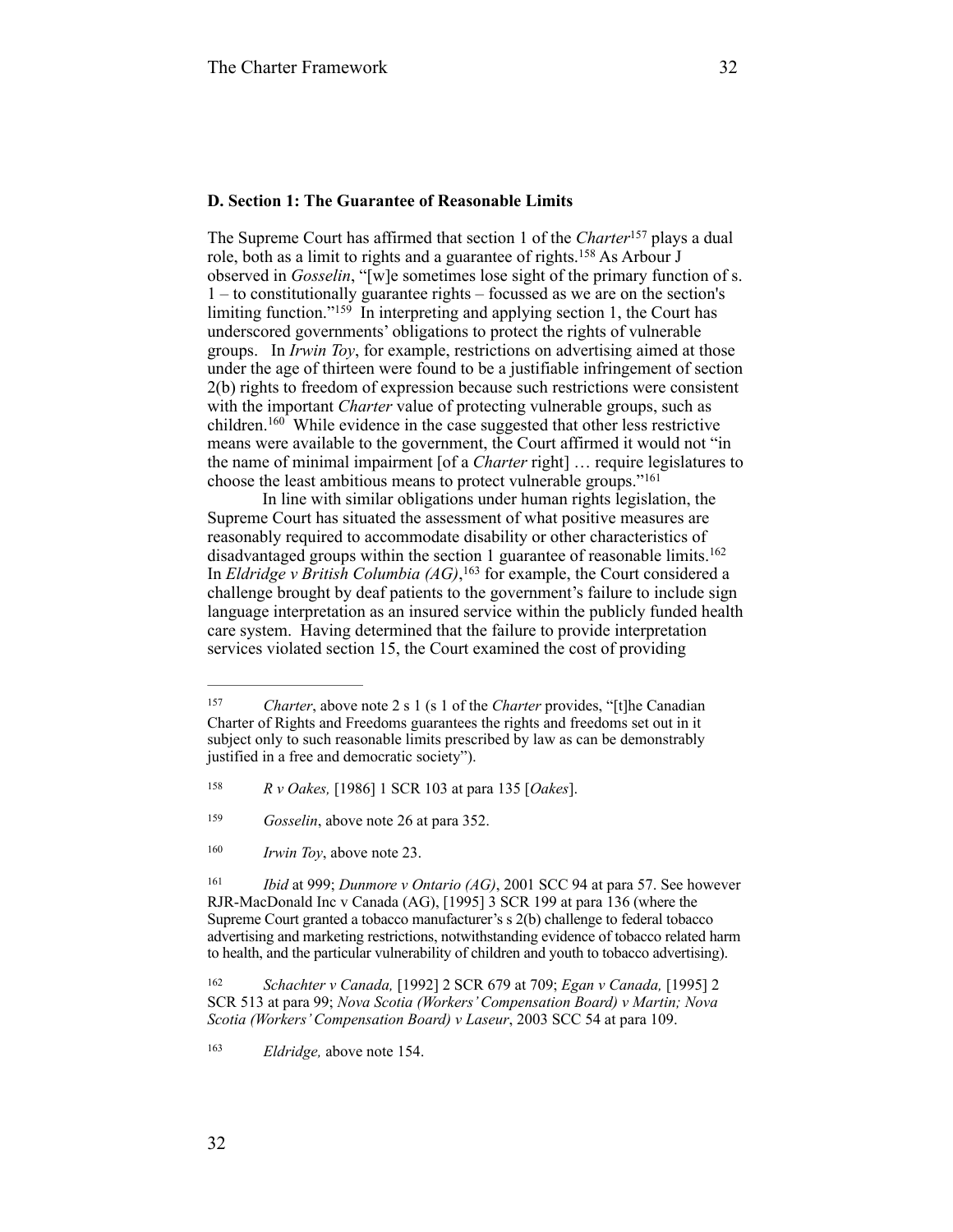### D. Section 1: The Guarantee of Reasonable Limits

The Supreme Court has affirmed that section 1 of the *Charter*[157] plays a dual role, both as a limit to rights and a guarantee of rights.[158] As Arbour J observed in *Gosselin*, "[w]e sometimes lose sight of the primary function of s. 1 – to constitutionally guarantee rights – focussed as we are on the section's limiting function."[159] In interpreting and applying section 1, the Court has underscored governments' obligations to protect the rights of vulnerable groups. In *Irwin Toy*, for example, restrictions on advertising aimed at those under the age of thirteen were found to be a justifiable infringement of section 2(b) rights to freedom of expression because such restrictions were consistent with the important *Charter* value of protecting vulnerable groups, such as children.[160] While evidence in the case suggested that other less restrictive means were available to the government, the Court affirmed it would not "in the name of minimal impairment [of a *Charter* right] … require legislatures to choose the least ambitious means to protect vulnerable groups."[161]

In line with similar obligations under human rights legislation, the Supreme Court has situated the assessment of what positive measures are reasonably required to accommodate disability or other characteristics of disadvantaged groups within the section 1 guarantee of reasonable limits.[162] In *Eldridge v British Columbia (AG)*,[163] for example, the Court considered a challenge brought by deaf patients to the government's failure to include sign language interpretation as an insured service within the publicly funded health care system. Having determined that the failure to provide interpretation services violated section 15, the Court examined the cost of providing

---

157 *Charter*, above note 2 s 1 (s 1 of the *Charter* provides, "[t]he Canadian Charter of Rights and Freedoms guarantees the rights and freedoms set out in it subject only to such reasonable limits prescribed by law as can be demonstrably justified in a free and democratic society").

158 *R v Oakes,* [1986] 1 SCR 103 at para 135 [*Oakes*].

159 *Gosselin*, above note 26 at para 352.

160 *Irwin Toy*, above note 23.

161 *Ibid* at 999; *Dunmore v Ontario (AG)*, 2001 SCC 94 at para 57. See however RJR-MacDonald Inc v Canada (AG), [1995] 3 SCR 199 at para 136 (where the Supreme Court granted a tobacco manufacturer's s 2(b) challenge to federal tobacco advertising and marketing restrictions, notwithstanding evidence of tobacco related harm to health, and the particular vulnerability of children and youth to tobacco advertising).

162 *Schachter v Canada,* [1992] 2 SCR 679 at 709; *Egan v Canada,* [1995] 2 SCR 513 at para 99; *Nova Scotia (Workers' Compensation Board) v Martin; Nova Scotia (Workers' Compensation Board) v Laseur*, 2003 SCC 54 at para 109.

163 *Eldridge,* above note 154.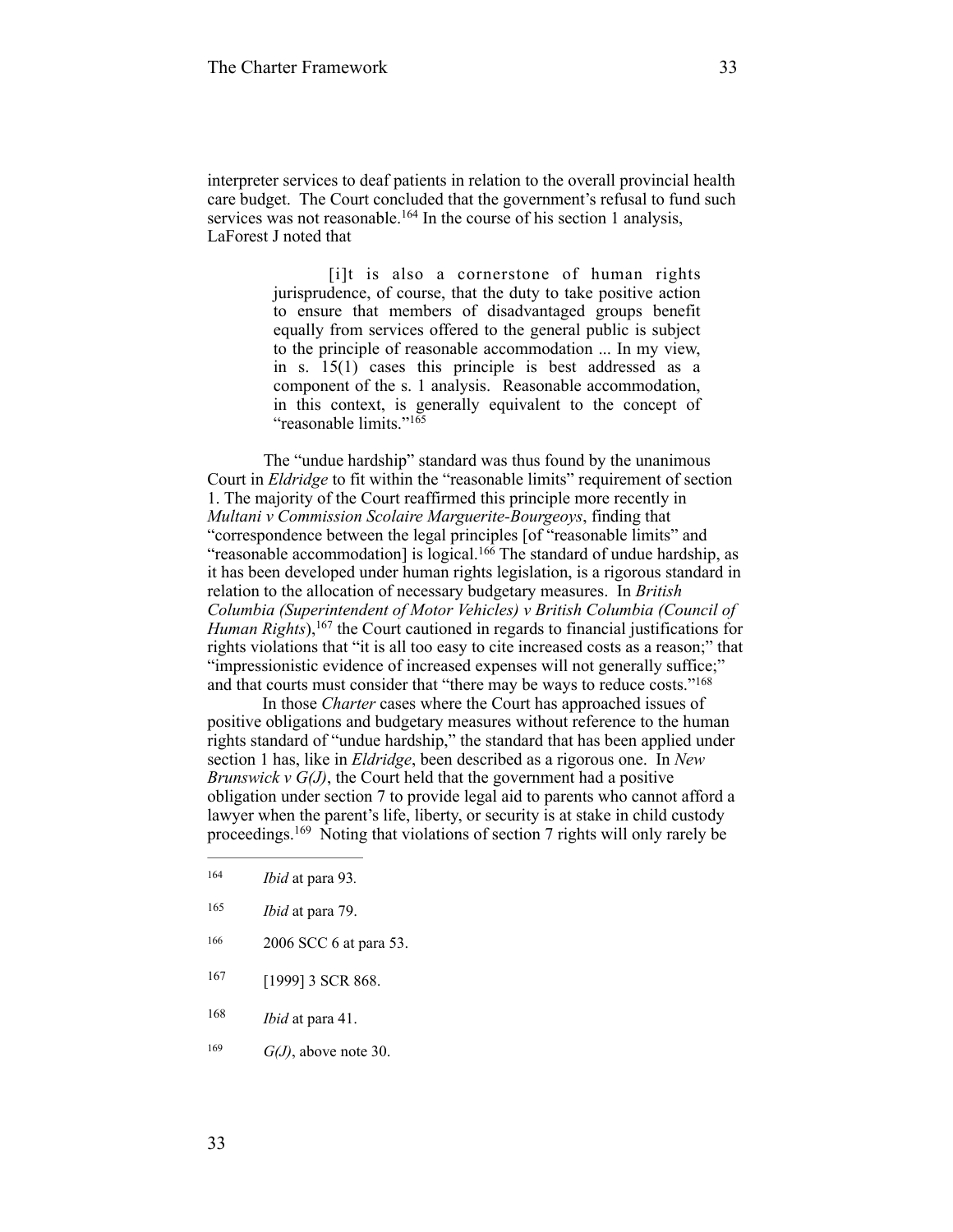interpreter services to deaf patients in relation to the overall provincial health care budget. The Court concluded that the government's refusal to fund such services was not reasonable.[164] In the course of his section 1 analysis, LaForest J noted that

> [i]t is also a cornerstone of human rights jurisprudence, of course, that the duty to take positive action to ensure that members of disadvantaged groups benefit equally from services offered to the general public is subject to the principle of reasonable accommodation ... In my view, in s. 15(1) cases this principle is best addressed as a component of the s. 1 analysis. Reasonable accommodation, in this context, is generally equivalent to the concept of "reasonable limits."[165]

The "undue hardship" standard was thus found by the unanimous Court in *Eldridge* to fit within the "reasonable limits" requirement of section 1. The majority of the Court reaffirmed this principle more recently in *Multani v Commission Scolaire Marguerite-Bourgeoys*, finding that "correspondence between the legal principles [of "reasonable limits" and "reasonable accommodation] is logical.[166] The standard of undue hardship, as it has been developed under human rights legislation, is a rigorous standard in relation to the allocation of necessary budgetary measures. In *British Columbia (Superintendent of Motor Vehicles) v British Columbia (Council of Human Rights*),[167] the Court cautioned in regards to financial justifications for rights violations that "it is all too easy to cite increased costs as a reason;" that "impressionistic evidence of increased expenses will not generally suffice;" and that courts must consider that "there may be ways to reduce costs."[168]

In those *Charter* cases where the Court has approached issues of positive obligations and budgetary measures without reference to the human rights standard of "undue hardship," the standard that has been applied under section 1 has, like in *Eldridge*, been described as a rigorous one. In *New Brunswick v G(J)*, the Court held that the government had a positive obligation under section 7 to provide legal aid to parents who cannot afford a lawyer when the parent's life, liberty, or security is at stake in child custody proceedings.[169] Noting that violations of section 7 rights will only rarely be

---

[164] *Ibid* at para 93.

[165] *Ibid* at para 79.

[166] 2006 SCC 6 at para 53.

[167] [1999] 3 SCR 868.

[168] *Ibid* at para 41.

[169] *G(J)*, above note 30.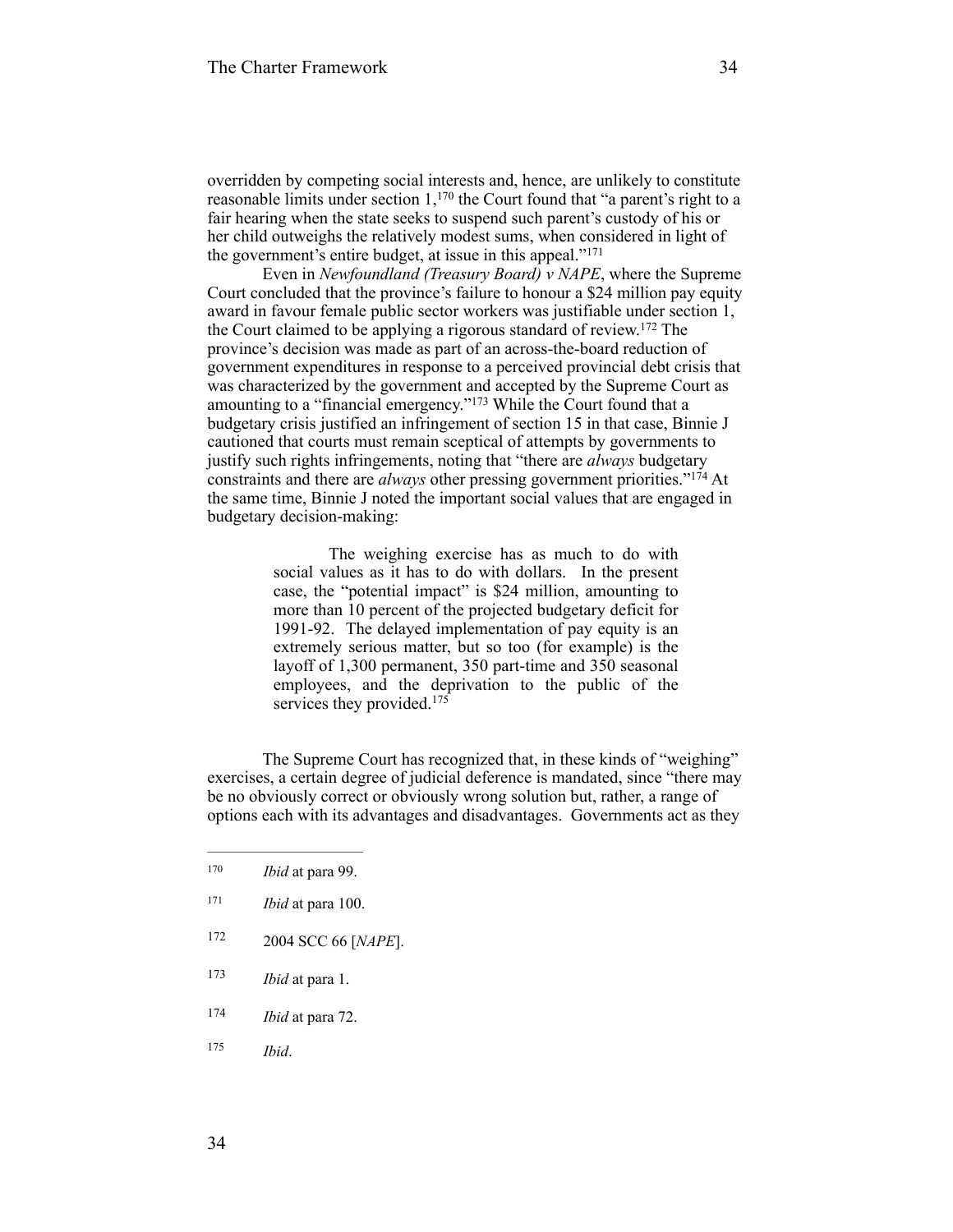overridden by competing social interests and, hence, are unlikely to constitute reasonable limits under section 1,[170] the Court found that "a parent's right to a fair hearing when the state seeks to suspend such parent's custody of his or her child outweighs the relatively modest sums, when considered in light of the government's entire budget, at issue in this appeal."[171]

Even in *Newfoundland (Treasury Board) v NAPE*, where the Supreme Court concluded that the province's failure to honour a $24 million pay equity award in favour female public sector workers was justifiable under section 1, the Court claimed to be applying a rigorous standard of review.[172] The province's decision was made as part of an across-the-board reduction of government expenditures in response to a perceived provincial debt crisis that was characterized by the government and accepted by the Supreme Court as amounting to a "financial emergency."[173] While the Court found that a budgetary crisis justified an infringement of section 15 in that case, Binnie J cautioned that courts must remain sceptical of attempts by governments to justify such rights infringements, noting that "there are *always* budgetary constraints and there are *always* other pressing government priorities."[174] At the same time, Binnie J noted the important social values that are engaged in budgetary decision-making:

> The weighing exercise has as much to do with social values as it has to do with dollars. In the present case, the "potential impact" is $24 million, amounting to more than 10 percent of the projected budgetary deficit for 1991-92. The delayed implementation of pay equity is an extremely serious matter, but so too (for example) is the layoff of 1,300 permanent, 350 part-time and 350 seasonal employees, and the deprivation to the public of the services they provided.[175]

The Supreme Court has recognized that, in these kinds of "weighing" exercises, a certain degree of judicial deference is mandated, since "there may be no obviously correct or obviously wrong solution but, rather, a range of options each with its advantages and disadvantages. Governments act as they

---

[170] *Ibid* at para 99.

[171] *Ibid* at para 100.

[172] 2004 SCC 66 [*NAPE*].

[173] *Ibid* at para 1.

[174] *Ibid* at para 72.

[175] *Ibid*.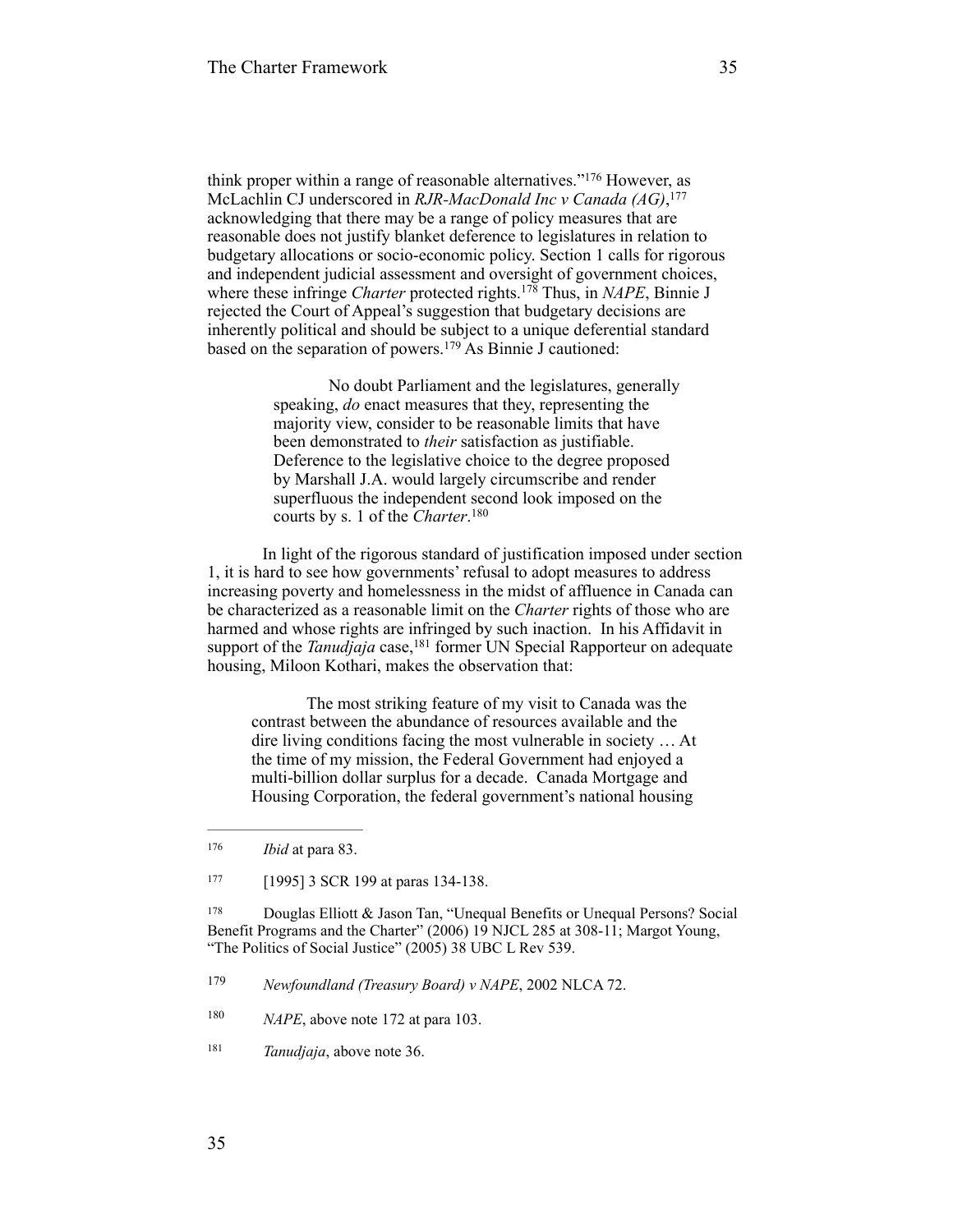think proper within a range of reasonable alternatives."[176] However, as McLachlin CJ underscored in *RJR-MacDonald Inc v Canada (AG)*,[177] acknowledging that there may be a range of policy measures that are reasonable does not justify blanket deference to legislatures in relation to budgetary allocations or socio-economic policy. Section 1 calls for rigorous and independent judicial assessment and oversight of government choices, where these infringe *Charter* protected rights.[178] Thus, in *NAPE*, Binnie J rejected the Court of Appeal's suggestion that budgetary decisions are inherently political and should be subject to a unique deferential standard based on the separation of powers.[179] As Binnie J cautioned:

> No doubt Parliament and the legislatures, generally speaking, *do* enact measures that they, representing the majority view, consider to be reasonable limits that have been demonstrated to *their* satisfaction as justifiable. Deference to the legislative choice to the degree proposed by Marshall J.A. would largely circumscribe and render superfluous the independent second look imposed on the courts by s. 1 of the *Charter*.[180]

In light of the rigorous standard of justification imposed under section 1, it is hard to see how governments' refusal to adopt measures to address increasing poverty and homelessness in the midst of affluence in Canada can be characterized as a reasonable limit on the *Charter* rights of those who are harmed and whose rights are infringed by such inaction. In his Affidavit in support of the *Tanudjaja* case,[181] former UN Special Rapporteur on adequate housing, Miloon Kothari, makes the observation that:

> The most striking feature of my visit to Canada was the contrast between the abundance of resources available and the dire living conditions facing the most vulnerable in society … At the time of my mission, the Federal Government had enjoyed a multi-billion dollar surplus for a decade. Canada Mortgage and Housing Corporation, the federal government's national housing

---

[176] *Ibid* at para 83.

[177] [1995] 3 SCR 199 at paras 134-138.

[178] Douglas Elliott & Jason Tan, "Unequal Benefits or Unequal Persons? Social Benefit Programs and the Charter" (2006) 19 NJCL 285 at 308-11; Margot Young, "The Politics of Social Justice" (2005) 38 UBC L Rev 539.

[179] *Newfoundland (Treasury Board) v NAPE*, 2002 NLCA 72.

[180] *NAPE*, above note 172 at para 103.

[181] *Tanudjaja*, above note 36.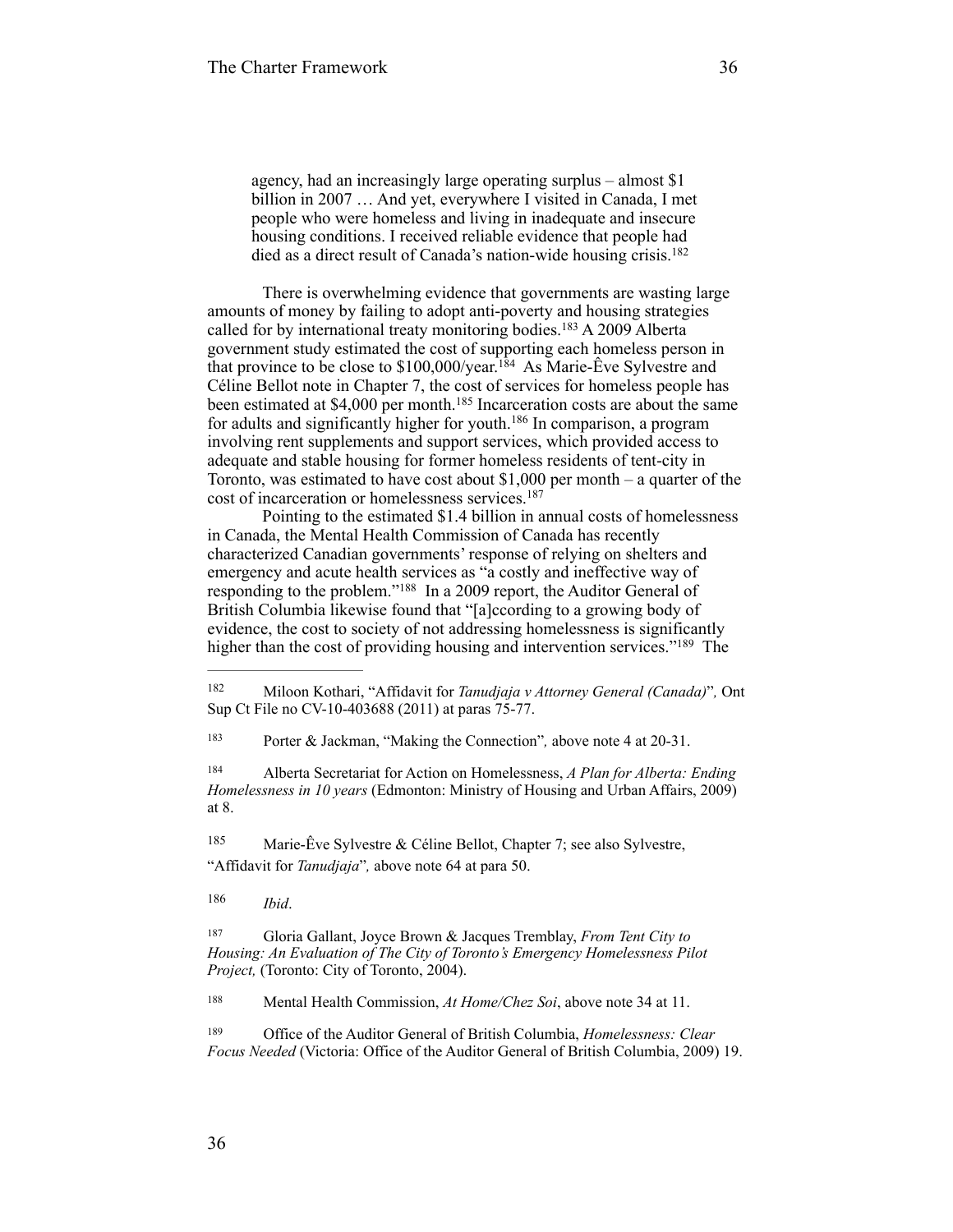> agency, had an increasingly large operating surplus – almost $1 billion in 2007 … And yet, everywhere I visited in Canada, I met people who were homeless and living in inadequate and insecure housing conditions. I received reliable evidence that people had died as a direct result of Canada's nation-wide housing crisis.[182]

There is overwhelming evidence that governments are wasting large amounts of money by failing to adopt anti-poverty and housing strategies called for by international treaty monitoring bodies.[183] A 2009 Alberta government study estimated the cost of supporting each homeless person in that province to be close to $100,000/year.[184] As Marie-Êve Sylvestre and Céline Bellot note in Chapter 7, the cost of services for homeless people has been estimated at $4,000 per month.[185] Incarceration costs are about the same for adults and significantly higher for youth.[186] In comparison, a program involving rent supplements and support services, which provided access to adequate and stable housing for former homeless residents of tent-city in Toronto, was estimated to have cost about $1,000 per month – a quarter of the cost of incarceration or homelessness services.[187]

Pointing to the estimated $1.4 billion in annual costs of homelessness in Canada, the Mental Health Commission of Canada has recently characterized Canadian governments' response of relying on shelters and emergency and acute health services as "a costly and ineffective way of responding to the problem."[188] In a 2009 report, the Auditor General of British Columbia likewise found that "[a]ccording to a growing body of evidence, the cost to society of not addressing homelessness is significantly higher than the cost of providing housing and intervention services."[189] The

---

[182] Miloon Kothari, "Affidavit for *Tanudjaja v Attorney General (Canada)*", Ont Sup Ct File no CV-10-403688 (2011) at paras 75-77.

[183] Porter & Jackman, "Making the Connection"*,* above note 4 at 20-31.

[184] Alberta Secretariat for Action on Homelessness, *A Plan for Alberta: Ending Homelessness in 10 years* (Edmonton: Ministry of Housing and Urban Affairs, 2009) at 8.

[185] Marie-Êve Sylvestre & Céline Bellot, Chapter 7; see also Sylvestre, "Affidavit for *Tanudjaja*"*,* above note 64 at para 50.

[186] *Ibid*.

[187] Gloria Gallant, Joyce Brown & Jacques Tremblay, *From Tent City to Housing: An Evaluation of The City of Toronto's Emergency Homelessness Pilot Project,* (Toronto: City of Toronto, 2004).

[188] Mental Health Commission, *At Home/Chez Soi*, above note 34 at 11.

[189] Office of the Auditor General of British Columbia, *Homelessness: Clear Focus Needed* (Victoria: Office of the Auditor General of British Columbia, 2009) 19.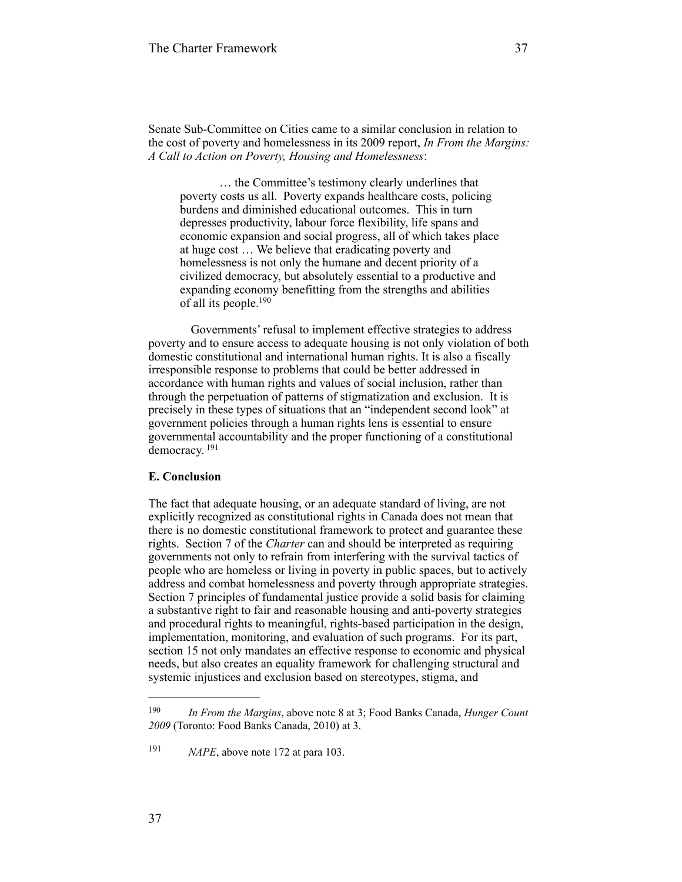Senate Sub-Committee on Cities came to a similar conclusion in relation to the cost of poverty and homelessness in its 2009 report, *In From the Margins: A Call to Action on Poverty, Housing and Homelessness*:

> … the Committee's testimony clearly underlines that poverty costs us all. Poverty expands healthcare costs, policing burdens and diminished educational outcomes. This in turn depresses productivity, labour force flexibility, life spans and economic expansion and social progress, all of which takes place at huge cost … We believe that eradicating poverty and homelessness is not only the humane and decent priority of a civilized democracy, but absolutely essential to a productive and expanding economy benefitting from the strengths and abilities of all its people.[190]

Governments' refusal to implement effective strategies to address poverty and to ensure access to adequate housing is not only violation of both domestic constitutional and international human rights. It is also a fiscally irresponsible response to problems that could be better addressed in accordance with human rights and values of social inclusion, rather than through the perpetuation of patterns of stigmatization and exclusion. It is precisely in these types of situations that an "independent second look" at government policies through a human rights lens is essential to ensure governmental accountability and the proper functioning of a constitutional democracy.[191]

**E. Conclusion**

The fact that adequate housing, or an adequate standard of living, are not explicitly recognized as constitutional rights in Canada does not mean that there is no domestic constitutional framework to protect and guarantee these rights. Section 7 of the *Charter* can and should be interpreted as requiring governments not only to refrain from interfering with the survival tactics of people who are homeless or living in poverty in public spaces, but to actively address and combat homelessness and poverty through appropriate strategies. Section 7 principles of fundamental justice provide a solid basis for claiming a substantive right to fair and reasonable housing and anti-poverty strategies and procedural rights to meaningful, rights-based participation in the design, implementation, monitoring, and evaluation of such programs. For its part, section 15 not only mandates an effective response to economic and physical needs, but also creates an equality framework for challenging structural and systemic injustices and exclusion based on stereotypes, stigma, and

---

[190] *In From the Margins*, above note 8 at 3; Food Banks Canada, *Hunger Count 2009* (Toronto: Food Banks Canada, 2010) at 3.

[191] *NAPE*, above note 172 at para 103.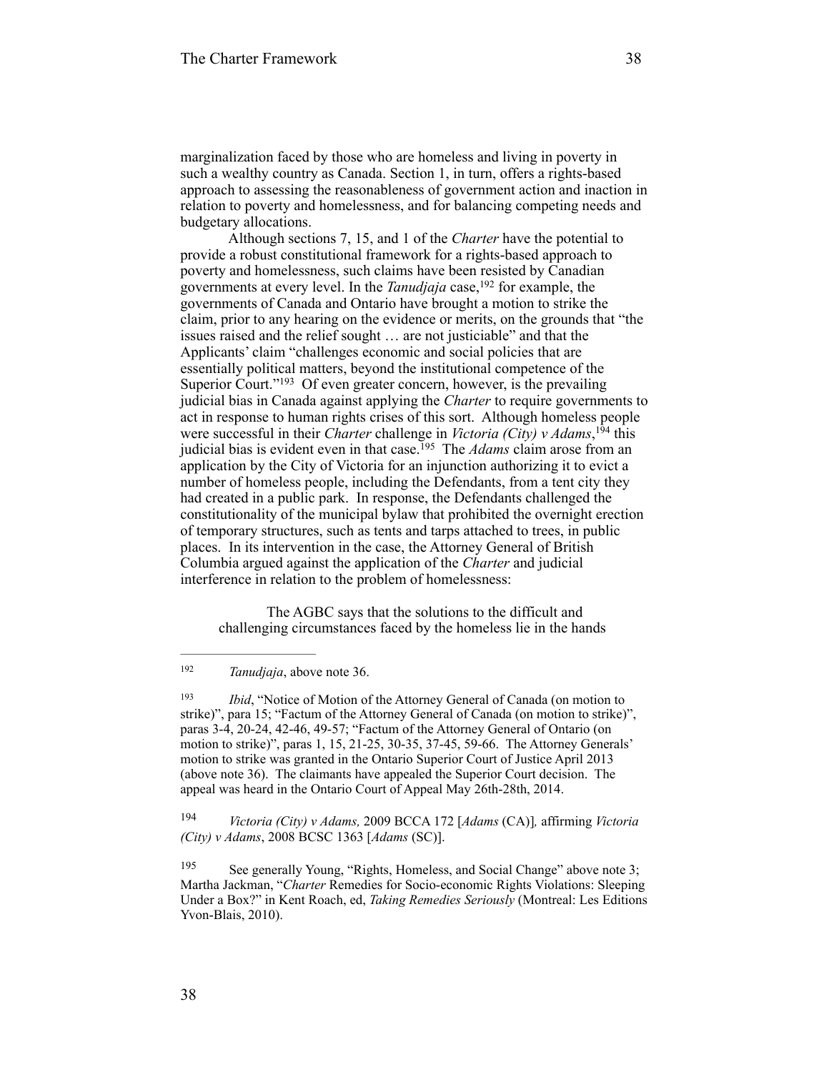marginalization faced by those who are homeless and living in poverty in such a wealthy country as Canada. Section 1, in turn, offers a rights-based approach to assessing the reasonableness of government action and inaction in relation to poverty and homelessness, and for balancing competing needs and budgetary allocations.

Although sections 7, 15, and 1 of the *Charter* have the potential to provide a robust constitutional framework for a rights-based approach to poverty and homelessness, such claims have been resisted by Canadian governments at every level. In the *Tanudjaja* case,[192] for example, the governments of Canada and Ontario have brought a motion to strike the claim, prior to any hearing on the evidence or merits, on the grounds that "the issues raised and the relief sought … are not justiciable" and that the Applicants' claim "challenges economic and social policies that are essentially political matters, beyond the institutional competence of the Superior Court."[193] Of even greater concern, however, is the prevailing judicial bias in Canada against applying the *Charter* to require governments to act in response to human rights crises of this sort. Although homeless people were successful in their *Charter* challenge in *Victoria (City) v Adams*,[194] this judicial bias is evident even in that case.[195] The *Adams* claim arose from an application by the City of Victoria for an injunction authorizing it to evict a number of homeless people, including the Defendants, from a tent city they had created in a public park. In response, the Defendants challenged the constitutionality of the municipal bylaw that prohibited the overnight erection of temporary structures, such as tents and tarps attached to trees, in public places. In its intervention in the case, the Attorney General of British Columbia argued against the application of the *Charter* and judicial interference in relation to the problem of homelessness:

> The AGBC says that the solutions to the difficult and challenging circumstances faced by the homeless lie in the hands

---

[192] *Tanudjaja*, above note 36.

[193] *Ibid*, "Notice of Motion of the Attorney General of Canada (on motion to strike)", para 15; "Factum of the Attorney General of Canada (on motion to strike)", paras 3-4, 20-24, 42-46, 49-57; "Factum of the Attorney General of Ontario (on motion to strike)", paras 1, 15, 21-25, 30-35, 37-45, 59-66. The Attorney Generals' motion to strike was granted in the Ontario Superior Court of Justice April 2013 (above note 36). The claimants have appealed the Superior Court decision. The appeal was heard in the Ontario Court of Appeal May 26th-28th, 2014.

[194] *Victoria (City) v Adams,* 2009 BCCA 172 [*Adams* (CA)]*,* affirming *Victoria (City) v Adams*, 2008 BCSC 1363 [*Adams* (SC)].

[195] See generally Young, "Rights, Homeless, and Social Change" above note 3; Martha Jackman, "*Charter* Remedies for Socio-economic Rights Violations: Sleeping Under a Box?" in Kent Roach, ed, *Taking Remedies Seriously* (Montreal: Les Editions Yvon-Blais, 2010).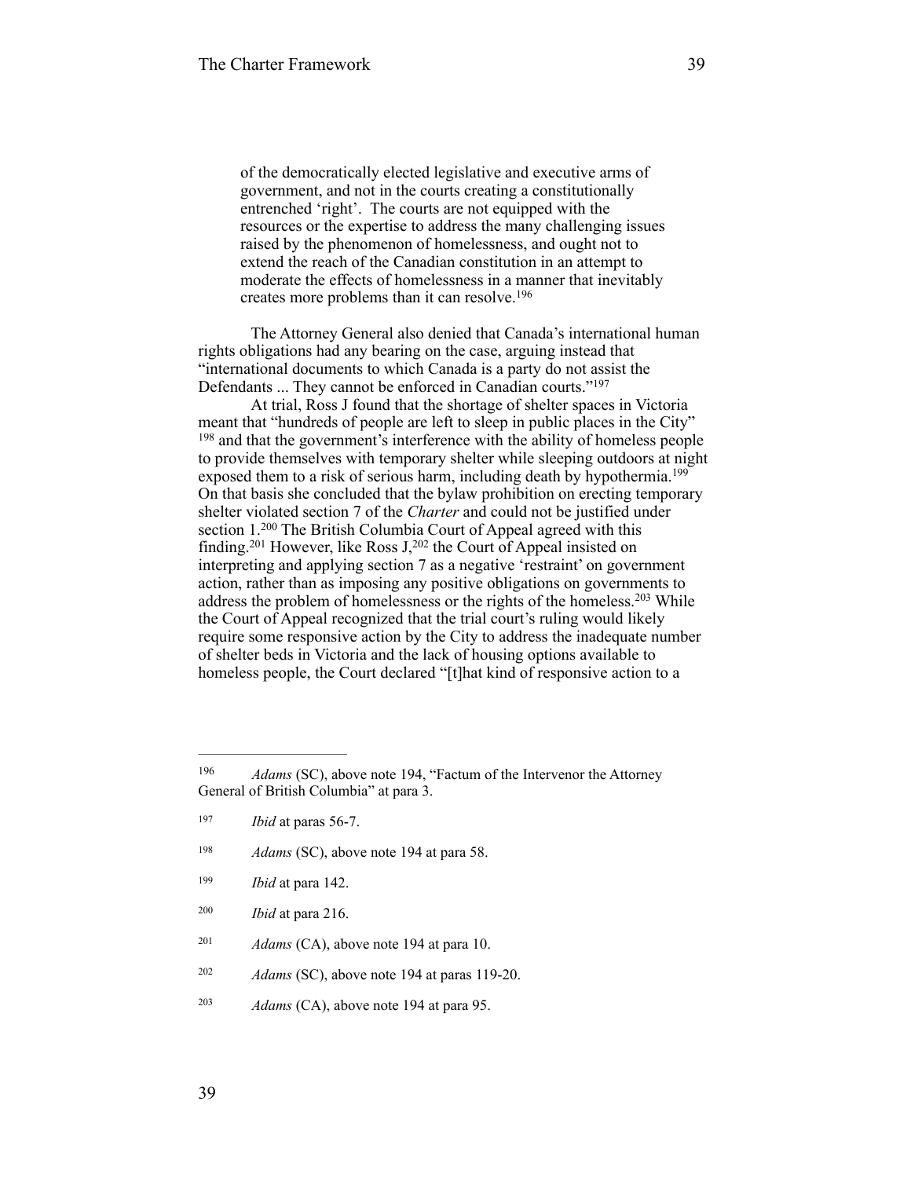> of the democratically elected legislative and executive arms of government, and not in the courts creating a constitutionally entrenched 'right'. The courts are not equipped with the resources or the expertise to address the many challenging issues raised by the phenomenon of homelessness, and ought not to extend the reach of the Canadian constitution in an attempt to moderate the effects of homelessness in a manner that inevitably creates more problems than it can resolve.[196]

The Attorney General also denied that Canada's international human rights obligations had any bearing on the case, arguing instead that "international documents to which Canada is a party do not assist the Defendants ... They cannot be enforced in Canadian courts."[197]

At trial, Ross J found that the shortage of shelter spaces in Victoria meant that "hundreds of people are left to sleep in public places in the City" [198] and that the government's interference with the ability of homeless people to provide themselves with temporary shelter while sleeping outdoors at night exposed them to a risk of serious harm, including death by hypothermia.[199] On that basis she concluded that the bylaw prohibition on erecting temporary shelter violated section 7 of the *Charter* and could not be justified under section 1.[200] The British Columbia Court of Appeal agreed with this finding.[201] However, like Ross J,[202] the Court of Appeal insisted on interpreting and applying section 7 as a negative 'restraint' on government action, rather than as imposing any positive obligations on governments to address the problem of homelessness or the rights of the homeless.[203] While the Court of Appeal recognized that the trial court's ruling would likely require some responsive action by the City to address the inadequate number of shelter beds in Victoria and the lack of housing options available to homeless people, the Court declared "[t]hat kind of responsive action to a

---

[196] *Adams* (SC), above note 194, "Factum of the Intervenor the Attorney General of British Columbia" at para 3.

[197] *Ibid* at paras 56-7.

[198] *Adams* (SC), above note 194 at para 58.

[199] *Ibid* at para 142.

[200] *Ibid* at para 216.

[201] *Adams* (CA), above note 194 at para 10.

[202] *Adams* (SC), above note 194 at paras 119-20.

[203] *Adams* (CA), above note 194 at para 95.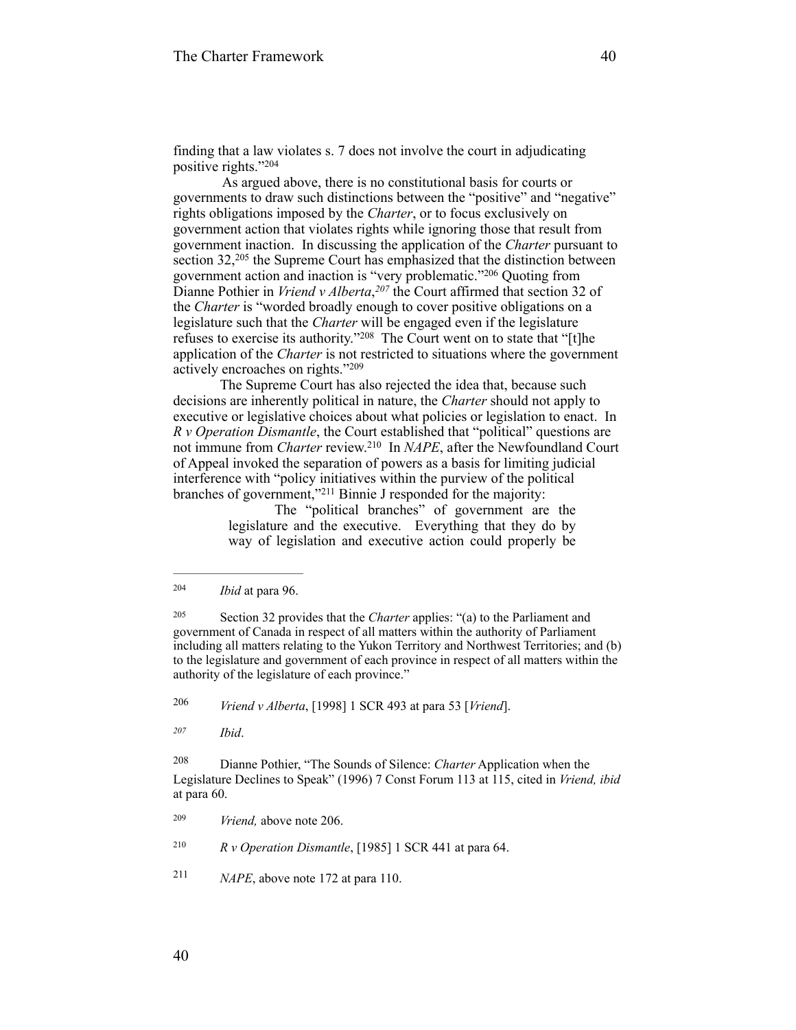finding that a law violates s. 7 does not involve the court in adjudicating positive rights."[204]

As argued above, there is no constitutional basis for courts or governments to draw such distinctions between the "positive" and "negative" rights obligations imposed by the *Charter*, or to focus exclusively on government action that violates rights while ignoring those that result from government inaction. In discussing the application of the *Charter* pursuant to section 32,[205] the Supreme Court has emphasized that the distinction between government action and inaction is "very problematic."[206] Quoting from Dianne Pothier in *Vriend v Alberta*,[207] the Court affirmed that section 32 of the *Charter* is "worded broadly enough to cover positive obligations on a legislature such that the *Charter* will be engaged even if the legislature refuses to exercise its authority."[208] The Court went on to state that "[t]he application of the *Charter* is not restricted to situations where the government actively encroaches on rights."[209]

The Supreme Court has also rejected the idea that, because such decisions are inherently political in nature, the *Charter* should not apply to executive or legislative choices about what policies or legislation to enact. In *R v Operation Dismantle*, the Court established that "political" questions are not immune from *Charter* review.[210] In *NAPE*, after the Newfoundland Court of Appeal invoked the separation of powers as a basis for limiting judicial interference with "policy initiatives within the purview of the political branches of government,"[211] Binnie J responded for the majority:

> The "political branches" of government are the legislature and the executive. Everything that they do by way of legislation and executive action could properly be

---

[204] *Ibid* at para 96.

[205] Section 32 provides that the *Charter* applies: "(a) to the Parliament and government of Canada in respect of all matters within the authority of Parliament including all matters relating to the Yukon Territory and Northwest Territories; and (b) to the legislature and government of each province in respect of all matters within the authority of the legislature of each province."

[206] *Vriend v Alberta*, [1998] 1 SCR 493 at para 53 [*Vriend*].

[207] *Ibid*.

[208] Dianne Pothier, "The Sounds of Silence: *Charter* Application when the Legislature Declines to Speak" (1996) 7 Const Forum 113 at 115, cited in *Vriend, ibid* at para 60.

[209] *Vriend,* above note 206.

[210] *R v Operation Dismantle*, [1985] 1 SCR 441 at para 64.

[211] *NAPE*, above note 172 at para 110.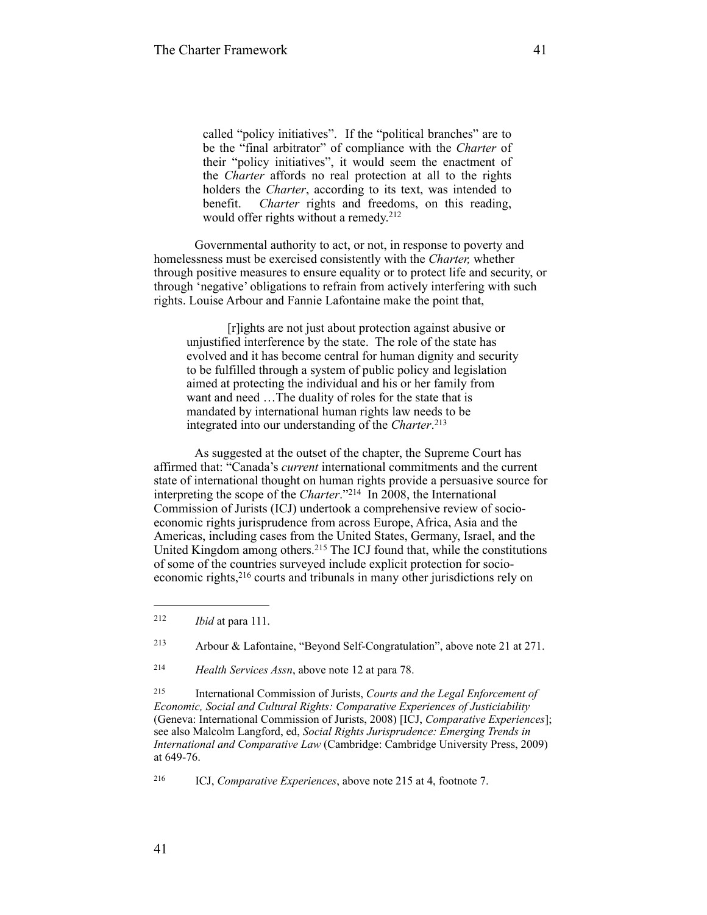> called "policy initiatives". If the "political branches" are to be the "final arbitrator" of compliance with the *Charter* of their "policy initiatives", it would seem the enactment of the *Charter* affords no real protection at all to the rights holders the *Charter*, according to its text, was intended to benefit. *Charter* rights and freedoms, on this reading, would offer rights without a remedy.[212]

Governmental authority to act, or not, in response to poverty and homelessness must be exercised consistently with the *Charter,* whether through positive measures to ensure equality or to protect life and security, or through 'negative' obligations to refrain from actively interfering with such rights. Louise Arbour and Fannie Lafontaine make the point that,

> [r]ights are not just about protection against abusive or unjustified interference by the state. The role of the state has evolved and it has become central for human dignity and security to be fulfilled through a system of public policy and legislation aimed at protecting the individual and his or her family from want and need …The duality of roles for the state that is mandated by international human rights law needs to be integrated into our understanding of the *Charter*.[213]

As suggested at the outset of the chapter, the Supreme Court has affirmed that: "Canada's *current* international commitments and the current state of international thought on human rights provide a persuasive source for interpreting the scope of the *Charter*."[214] In 2008, the International Commission of Jurists (ICJ) undertook a comprehensive review of socio-economic rights jurisprudence from across Europe, Africa, Asia and the Americas, including cases from the United States, Germany, Israel, and the United Kingdom among others.[215] The ICJ found that, while the constitutions of some of the countries surveyed include explicit protection for socio-economic rights,[216] courts and tribunals in many other jurisdictions rely on

---

[212] *Ibid* at para 111.

[213] Arbour & Lafontaine, "Beyond Self-Congratulation", above note 21 at 271.

[214] *Health Services Assn*, above note 12 at para 78.

[215] International Commission of Jurists, *Courts and the Legal Enforcement of Economic, Social and Cultural Rights: Comparative Experiences of Justiciability* (Geneva: International Commission of Jurists, 2008) [ICJ, *Comparative Experiences*]; see also Malcolm Langford, ed, *Social Rights Jurisprudence: Emerging Trends in International and Comparative Law* (Cambridge: Cambridge University Press, 2009) at 649-76.

[216] ICJ, *Comparative Experiences*, above note 215 at 4, footnote 7.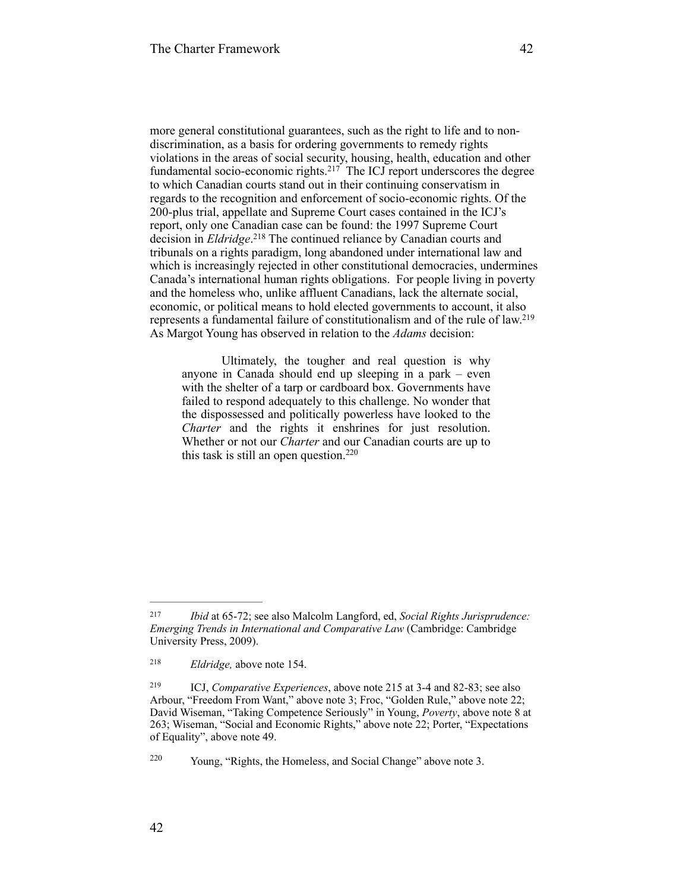more general constitutional guarantees, such as the right to life and to non-discrimination, as a basis for ordering governments to remedy rights violations in the areas of social security, housing, health, education and other fundamental socio-economic rights.[217] The ICJ report underscores the degree to which Canadian courts stand out in their continuing conservatism in regards to the recognition and enforcement of socio-economic rights. Of the 200-plus trial, appellate and Supreme Court cases contained in the ICJ's report, only one Canadian case can be found: the 1997 Supreme Court decision in *Eldridge*.[218] The continued reliance by Canadian courts and tribunals on a rights paradigm, long abandoned under international law and which is increasingly rejected in other constitutional democracies, undermines Canada's international human rights obligations. For people living in poverty and the homeless who, unlike affluent Canadians, lack the alternate social, economic, or political means to hold elected governments to account, it also represents a fundamental failure of constitutionalism and of the rule of law.[219] As Margot Young has observed in relation to the *Adams* decision:

> Ultimately, the tougher and real question is why anyone in Canada should end up sleeping in a park – even with the shelter of a tarp or cardboard box. Governments have failed to respond adequately to this challenge. No wonder that the dispossessed and politically powerless have looked to the *Charter* and the rights it enshrines for just resolution. Whether or not our *Charter* and our Canadian courts are up to this task is still an open question.[220]

---

[217] *Ibid* at 65-72; see also Malcolm Langford, ed, *Social Rights Jurisprudence: Emerging Trends in International and Comparative Law* (Cambridge: Cambridge University Press, 2009).

[218] *Eldridge,* above note 154.

[219] ICJ, *Comparative Experiences*, above note 215 at 3-4 and 82-83; see also Arbour, "Freedom From Want," above note 3; Froc, "Golden Rule," above note 22; David Wiseman, "Taking Competence Seriously" in Young, *Poverty*, above note 8 at 263; Wiseman, "Social and Economic Rights," above note 22; Porter, "Expectations of Equality", above note 49.

[220] Young, "Rights, the Homeless, and Social Change" above note 3.